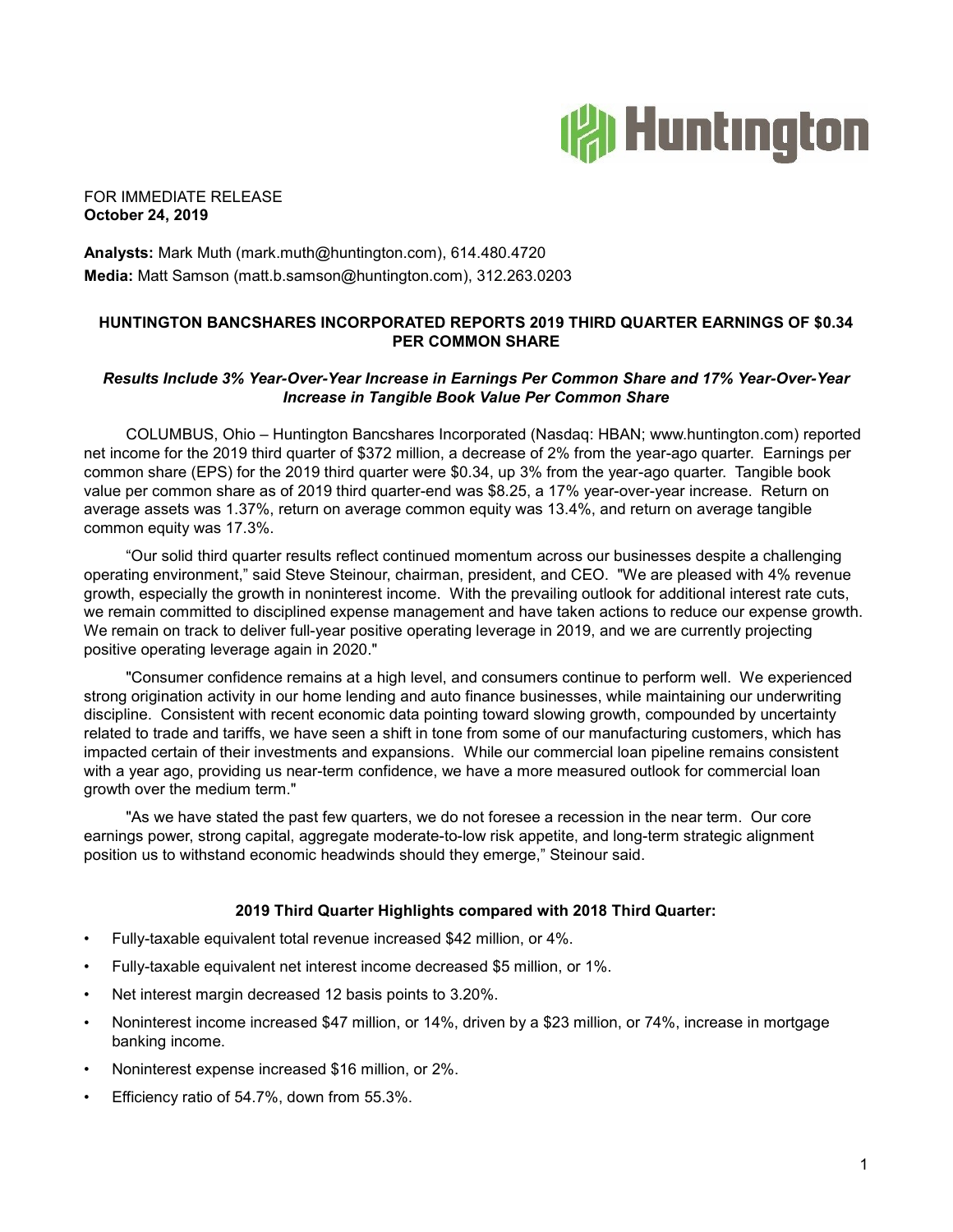FOR IMMEDIATE RELEASE
**October 24, 2019**

**Analysts:** Mark Muth (mark.muth@huntington.com), 614.480.4720
**Media:** Matt Samson (matt.b.samson@huntington.com), 312.263.0203

# HUNTINGTON BANCSHARES INCORPORATED REPORTS 2019 THIRD QUARTER EARNINGS OF $0.34 PER COMMON SHARE

***Results Include 3% Year-Over-Year Increase in Earnings Per Common Share and 17% Year-Over-Year Increase in Tangible Book Value Per Common Share***

COLUMBUS, Ohio – Huntington Bancshares Incorporated (Nasdaq: HBAN; www.huntington.com) reported net income for the 2019 third quarter of $372 million, a decrease of 2% from the year-ago quarter. Earnings per common share (EPS) for the 2019 third quarter were $0.34, up 3% from the year-ago quarter. Tangible book value per common share as of 2019 third quarter-end was $8.25, a 17% year-over-year increase. Return on average assets was 1.37%, return on average common equity was 13.4%, and return on average tangible common equity was 17.3%.

"Our solid third quarter results reflect continued momentum across our businesses despite a challenging operating environment," said Steve Steinour, chairman, president, and CEO. "We are pleased with 4% revenue growth, especially the growth in noninterest income. With the prevailing outlook for additional interest rate cuts, we remain committed to disciplined expense management and have taken actions to reduce our expense growth. We remain on track to deliver full-year positive operating leverage in 2019, and we are currently projecting positive operating leverage again in 2020."

"Consumer confidence remains at a high level, and consumers continue to perform well. We experienced strong origination activity in our home lending and auto finance businesses, while maintaining our underwriting discipline. Consistent with recent economic data pointing toward slowing growth, compounded by uncertainty related to trade and tariffs, we have seen a shift in tone from some of our manufacturing customers, which has impacted certain of their investments and expansions. While our commercial loan pipeline remains consistent with a year ago, providing us near-term confidence, we have a more measured outlook for commercial loan growth over the medium term."

"As we have stated the past few quarters, we do not foresee a recession in the near term. Our core earnings power, strong capital, aggregate moderate-to-low risk appetite, and long-term strategic alignment position us to withstand economic headwinds should they emerge," Steinour said.

### 2019 Third Quarter Highlights compared with 2018 Third Quarter:

- Fully-taxable equivalent total revenue increased $42 million, or 4%.
- Fully-taxable equivalent net interest income decreased $5 million, or 1%.
- Net interest margin decreased 12 basis points to 3.20%.
- Noninterest income increased $47 million, or 14%, driven by a $23 million, or 74%, increase in mortgage banking income.
- Noninterest expense increased $16 million, or 2%.
- Efficiency ratio of 54.7%, down from 55.3%.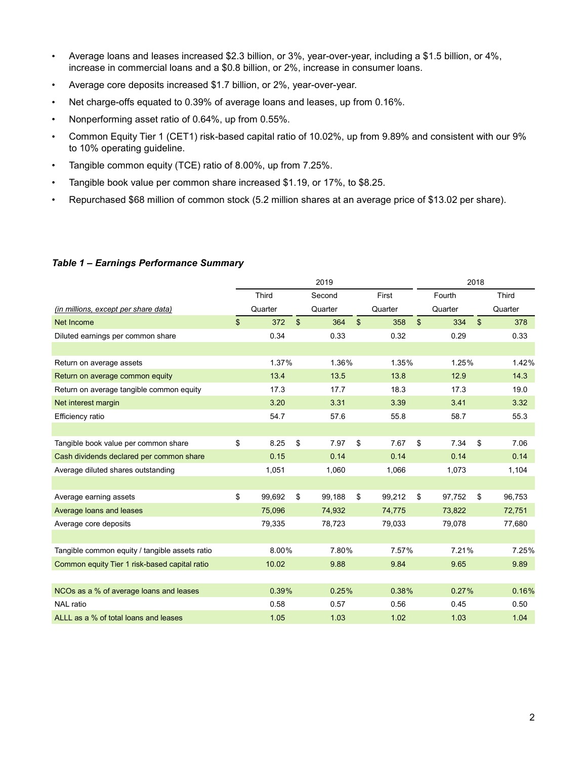- Average loans and leases increased $2.3 billion, or 3%, year-over-year, including a $1.5 billion, or 4%, increase in commercial loans and a $0.8 billion, or 2%, increase in consumer loans.
- Average core deposits increased $1.7 billion, or 2%, year-over-year.
- Net charge-offs equated to 0.39% of average loans and leases, up from 0.16%.
- Nonperforming asset ratio of 0.64%, up from 0.55%.
- Common Equity Tier 1 (CET1) risk-based capital ratio of 10.02%, up from 9.89% and consistent with our 9% to 10% operating guideline.
- Tangible common equity (TCE) ratio of 8.00%, up from 7.25%.
- Tangible book value per common share increased $1.19, or 17%, to $8.25.
- Repurchased $68 million of common stock (5.2 million shares at an average price of $13.02 per share).

***Table 1 – Earnings Performance Summary***

| | 2019 | | | 2018 | |
|---|---|---|---|---|---|
| *(in millions, except per share data)* | Third Quarter | Second Quarter | First Quarter | Fourth Quarter | Third Quarter |
| Net Income | $ 372 | $ 364 | $ 358 | $ 334 | $ 378 |
| Diluted earnings per common share | 0.34 | 0.33 | 0.32 | 0.29 | 0.33 |
| | | | | | |
| Return on average assets | 1.37% | 1.36% | 1.35% | 1.25% | 1.42% |
| Return on average common equity | 13.4 | 13.5 | 13.8 | 12.9 | 14.3 |
| Return on average tangible common equity | 17.3 | 17.7 | 18.3 | 17.3 | 19.0 |
| Net interest margin | 3.20 | 3.31 | 3.39 | 3.41 | 3.32 |
| Efficiency ratio | 54.7 | 57.6 | 55.8 | 58.7 | 55.3 |
| | | | | | |
| Tangible book value per common share | $ 8.25 | $ 7.97 | $ 7.67 | $ 7.34 | $ 7.06 |
| Cash dividends declared per common share | 0.15 | 0.14 | 0.14 | 0.14 | 0.14 |
| Average diluted shares outstanding | 1,051 | 1,060 | 1,066 | 1,073 | 1,104 |
| | | | | | |
| Average earning assets | $ 99,692 | $ 99,188 | $ 99,212 | $ 97,752 | $ 96,753 |
| Average loans and leases | 75,096 | 74,932 | 74,775 | 73,822 | 72,751 |
| Average core deposits | 79,335 | 78,723 | 79,033 | 79,078 | 77,680 |
| | | | | | |
| Tangible common equity / tangible assets ratio | 8.00% | 7.80% | 7.57% | 7.21% | 7.25% |
| Common equity Tier 1 risk-based capital ratio | 10.02 | 9.88 | 9.84 | 9.65 | 9.89 |
| | | | | | |
| NCOs as a % of average loans and leases | 0.39% | 0.25% | 0.38% | 0.27% | 0.16% |
| NAL ratio | 0.58 | 0.57 | 0.56 | 0.45 | 0.50 |
| ALLL as a % of total loans and leases | 1.05 | 1.03 | 1.02 | 1.03 | 1.04 |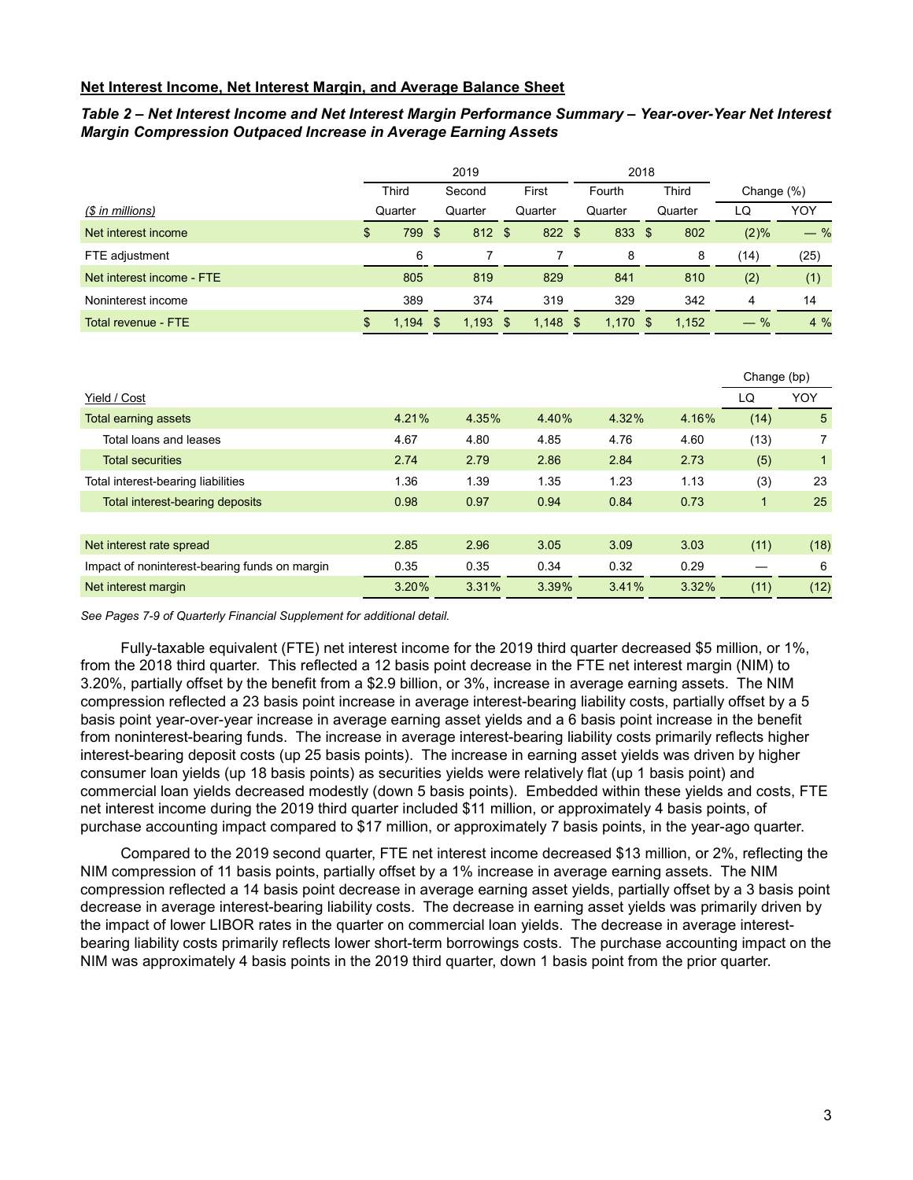**Net Interest Income, Net Interest Margin, and Average Balance Sheet**

***Table 2 – Net Interest Income and Net Interest Margin Performance Summary – Year-over-Year Net Interest Margin Compression Outpaced Increase in Average Earning Assets***

| | 2019 | | | 2018 | | Change (%) | |
|---|---|---|---|---|---|---|---|
| *($ in millions)* | Third Quarter | Second Quarter | First Quarter | Fourth Quarter | Third Quarter | LQ | YOY |
| Net interest income | $ 799 | $ 812 | $ 822 | $ 833 | $ 802 | (2)% | — % |
| FTE adjustment | 6 | 7 | 7 | 8 | 8 | (14) | (25) |
| Net interest income - FTE | 805 | 819 | 829 | 841 | 810 | (2) | (1) |
| Noninterest income | 389 | 374 | 319 | 329 | 342 | 4 | 14 |
| Total revenue - FTE | $ 1,194 | $ 1,193 | $ 1,148 | $ 1,170 | $ 1,152 | — % | 4 % |

| | | | | | | Change (bp) | |
|---|---|---|---|---|---|---|---|
| Yield / Cost | | | | | | LQ | YOY |
| Total earning assets | 4.21% | 4.35% | 4.40% | 4.32% | 4.16% | (14) | 5 |
| Total loans and leases | 4.67 | 4.80 | 4.85 | 4.76 | 4.60 | (13) | 7 |
| Total securities | 2.74 | 2.79 | 2.86 | 2.84 | 2.73 | (5) | 1 |
| Total interest-bearing liabilities | 1.36 | 1.39 | 1.35 | 1.23 | 1.13 | (3) | 23 |
| Total interest-bearing deposits | 0.98 | 0.97 | 0.94 | 0.84 | 0.73 | 1 | 25 |
| | | | | | | | |
| Net interest rate spread | 2.85 | 2.96 | 3.05 | 3.09 | 3.03 | (11) | (18) |
| Impact of noninterest-bearing funds on margin | 0.35 | 0.35 | 0.34 | 0.32 | 0.29 | — | 6 |
| Net interest margin | 3.20% | 3.31% | 3.39% | 3.41% | 3.32% | (11) | (12) |

*See Pages 7-9 of Quarterly Financial Supplement for additional detail.*

Fully-taxable equivalent (FTE) net interest income for the 2019 third quarter decreased $5 million, or 1%, from the 2018 third quarter. This reflected a 12 basis point decrease in the FTE net interest margin (NIM) to 3.20%, partially offset by the benefit from a $2.9 billion, or 3%, increase in average earning assets. The NIM compression reflected a 23 basis point increase in average interest-bearing liability costs, partially offset by a 5 basis point year-over-year increase in average earning asset yields and a 6 basis point increase in the benefit from noninterest-bearing funds. The increase in average interest-bearing liability costs primarily reflects higher interest-bearing deposit costs (up 25 basis points). The increase in earning asset yields was driven by higher consumer loan yields (up 18 basis points) as securities yields were relatively flat (up 1 basis point) and commercial loan yields decreased modestly (down 5 basis points). Embedded within these yields and costs, FTE net interest income during the 2019 third quarter included $11 million, or approximately 4 basis points, of purchase accounting impact compared to $17 million, or approximately 7 basis points, in the year-ago quarter.

Compared to the 2019 second quarter, FTE net interest income decreased $13 million, or 2%, reflecting the NIM compression of 11 basis points, partially offset by a 1% increase in average earning assets. The NIM compression reflected a 14 basis point decrease in average earning asset yields, partially offset by a 3 basis point decrease in average interest-bearing liability costs. The decrease in earning asset yields was primarily driven by the impact of lower LIBOR rates in the quarter on commercial loan yields. The decrease in average interest-bearing liability costs primarily reflects lower short-term borrowings costs. The purchase accounting impact on the NIM was approximately 4 basis points in the 2019 third quarter, down 1 basis point from the prior quarter.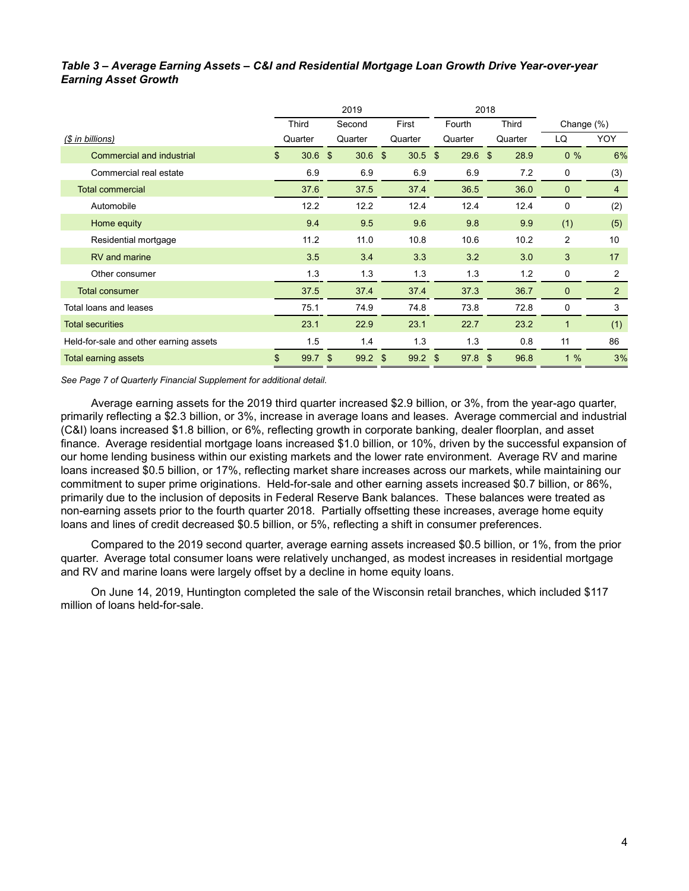***Table 3 – Average Earning Assets – C&I and Residential Mortgage Loan Growth Drive Year-over-year Earning Asset Growth***

| | 2019 | | | 2018 | | Change (%) | |
|---|---|---|---|---|---|---|---|
| | Third | Second | First | Fourth | Third | | |
| *($ in billions)* | Quarter | Quarter | Quarter | Quarter | Quarter | LQ | YOY |
| Commercial and industrial | $ 30.6 | $ 30.6 | $ 30.5 | $ 29.6 | $ 28.9 | 0 % | 6% |
| Commercial real estate | 6.9 | 6.9 | 6.9 | 6.9 | 7.2 | 0 | (3) |
| Total commercial | 37.6 | 37.5 | 37.4 | 36.5 | 36.0 | 0 | 4 |
| Automobile | 12.2 | 12.2 | 12.4 | 12.4 | 12.4 | 0 | (2) |
| Home equity | 9.4 | 9.5 | 9.6 | 9.8 | 9.9 | (1) | (5) |
| Residential mortgage | 11.2 | 11.0 | 10.8 | 10.6 | 10.2 | 2 | 10 |
| RV and marine | 3.5 | 3.4 | 3.3 | 3.2 | 3.0 | 3 | 17 |
| Other consumer | 1.3 | 1.3 | 1.3 | 1.3 | 1.2 | 0 | 2 |
| Total consumer | 37.5 | 37.4 | 37.4 | 37.3 | 36.7 | 0 | 2 |
| Total loans and leases | 75.1 | 74.9 | 74.8 | 73.8 | 72.8 | 0 | 3 |
| Total securities | 23.1 | 22.9 | 23.1 | 22.7 | 23.2 | 1 | (1) |
| Held-for-sale and other earning assets | 1.5 | 1.4 | 1.3 | 1.3 | 0.8 | 11 | 86 |
| Total earning assets | $ 99.7 | $ 99.2 | $ 99.2 | $ 97.8 | $ 96.8 | 1 % | 3% |

*See Page 7 of Quarterly Financial Supplement for additional detail.*

Average earning assets for the 2019 third quarter increased $2.9 billion, or 3%, from the year-ago quarter, primarily reflecting a $2.3 billion, or 3%, increase in average loans and leases. Average commercial and industrial (C&I) loans increased $1.8 billion, or 6%, reflecting growth in corporate banking, dealer floorplan, and asset finance. Average residential mortgage loans increased $1.0 billion, or 10%, driven by the successful expansion of our home lending business within our existing markets and the lower rate environment. Average RV and marine loans increased $0.5 billion, or 17%, reflecting market share increases across our markets, while maintaining our commitment to super prime originations. Held-for-sale and other earning assets increased $0.7 billion, or 86%, primarily due to the inclusion of deposits in Federal Reserve Bank balances. These balances were treated as non-earning assets prior to the fourth quarter 2018. Partially offsetting these increases, average home equity loans and lines of credit decreased $0.5 billion, or 5%, reflecting a shift in consumer preferences.

Compared to the 2019 second quarter, average earning assets increased $0.5 billion, or 1%, from the prior quarter. Average total consumer loans were relatively unchanged, as modest increases in residential mortgage and RV and marine loans were largely offset by a decline in home equity loans.

On June 14, 2019, Huntington completed the sale of the Wisconsin retail branches, which included $117 million of loans held-for-sale.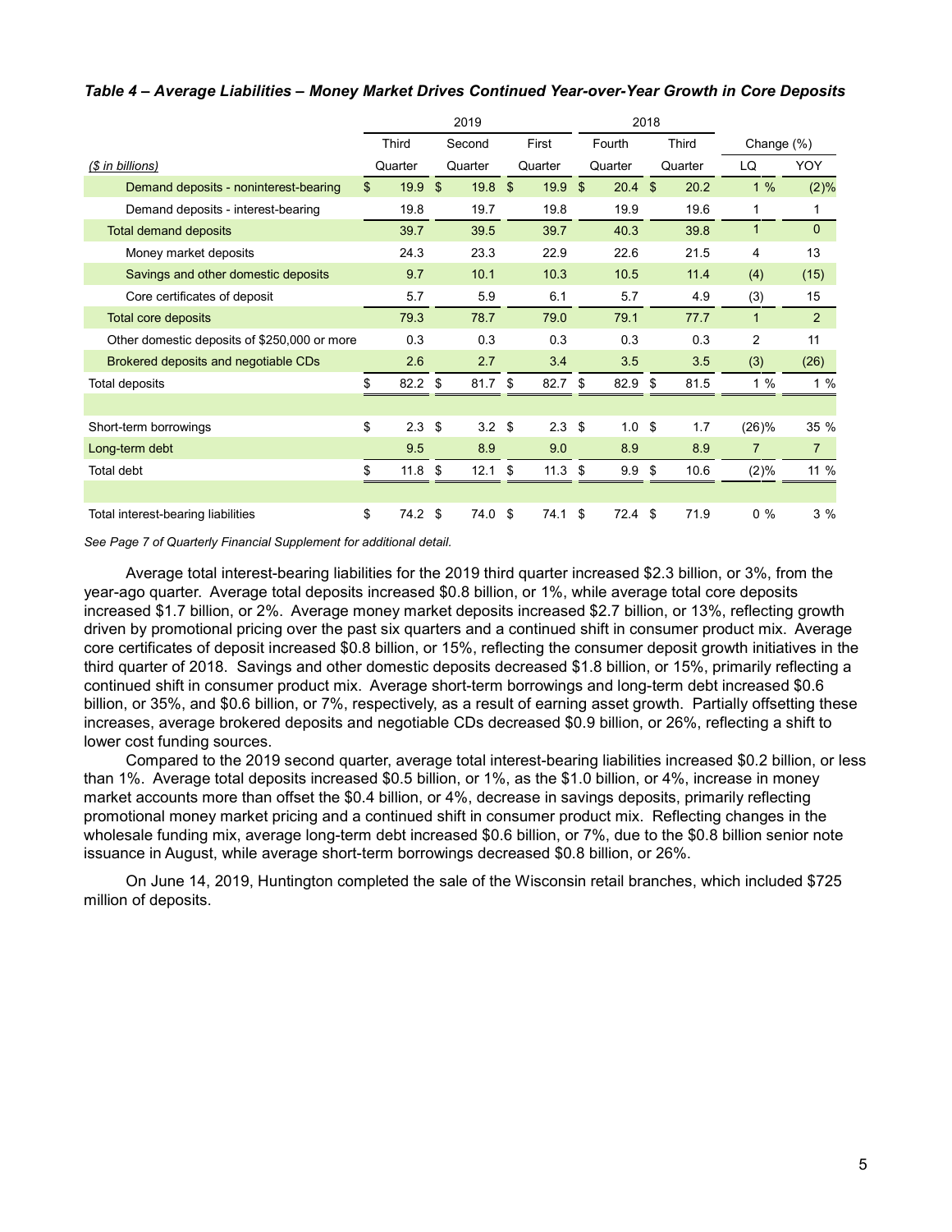*Table 4 – Average Liabilities – Money Market Drives Continued Year-over-Year Growth in Core Deposits*

| | 2019 | | | 2018 | | Change (%) | |
|---|---|---|---|---|---|---|---|
| | Third | Second | First | Fourth | Third | | |
| *($ in billions)* | Quarter | Quarter | Quarter | Quarter | Quarter | LQ | YOY |
| Demand deposits - noninterest-bearing | $ 19.9 | $ 19.8 | $ 19.9 | $ 20.4 | $ 20.2 | 1 % | (2)% |
| Demand deposits - interest-bearing | 19.8 | 19.7 | 19.8 | 19.9 | 19.6 | 1 | 1 |
| Total demand deposits | 39.7 | 39.5 | 39.7 | 40.3 | 39.8 | 1 | 0 |
| Money market deposits | 24.3 | 23.3 | 22.9 | 22.6 | 21.5 | 4 | 13 |
| Savings and other domestic deposits | 9.7 | 10.1 | 10.3 | 10.5 | 11.4 | (4) | (15) |
| Core certificates of deposit | 5.7 | 5.9 | 6.1 | 5.7 | 4.9 | (3) | 15 |
| Total core deposits | 79.3 | 78.7 | 79.0 | 79.1 | 77.7 | 1 | 2 |
| Other domestic deposits of $250,000 or more | 0.3 | 0.3 | 0.3 | 0.3 | 0.3 | 2 | 11 |
| Brokered deposits and negotiable CDs | 2.6 | 2.7 | 3.4 | 3.5 | 3.5 | (3) | (26) |
| Total deposits | $ 82.2 | $ 81.7 | $ 82.7 | $ 82.9 | $ 81.5 | 1 % | 1 % |
| | | | | | | | |
| Short-term borrowings | $ 2.3 | $ 3.2 | $ 2.3 | $ 1.0 | $ 1.7 | (26)% | 35 % |
| Long-term debt | 9.5 | 8.9 | 9.0 | 8.9 | 8.9 | 7 | 7 |
| Total debt | $ 11.8 | $ 12.1 | $ 11.3 | $ 9.9 | $ 10.6 | (2)% | 11 % |
| | | | | | | | |
| Total interest-bearing liabilities | $ 74.2 | $ 74.0 | $ 74.1 | $ 72.4 | $ 71.9 | 0 % | 3 % |

*See Page 7 of Quarterly Financial Supplement for additional detail.*

Average total interest-bearing liabilities for the 2019 third quarter increased $2.3 billion, or 3%, from the year-ago quarter. Average total deposits increased $0.8 billion, or 1%, while average total core deposits increased $1.7 billion, or 2%. Average money market deposits increased $2.7 billion, or 13%, reflecting growth driven by promotional pricing over the past six quarters and a continued shift in consumer product mix. Average core certificates of deposit increased $0.8 billion, or 15%, reflecting the consumer deposit growth initiatives in the third quarter of 2018. Savings and other domestic deposits decreased $1.8 billion, or 15%, primarily reflecting a continued shift in consumer product mix. Average short-term borrowings and long-term debt increased $0.6 billion, or 35%, and $0.6 billion, or 7%, respectively, as a result of earning asset growth. Partially offsetting these increases, average brokered deposits and negotiable CDs decreased $0.9 billion, or 26%, reflecting a shift to lower cost funding sources.

Compared to the 2019 second quarter, average total interest-bearing liabilities increased $0.2 billion, or less than 1%. Average total deposits increased $0.5 billion, or 1%, as the $1.0 billion, or 4%, increase in money market accounts more than offset the $0.4 billion, or 4%, decrease in savings deposits, primarily reflecting promotional money market pricing and a continued shift in consumer product mix. Reflecting changes in the wholesale funding mix, average long-term debt increased $0.6 billion, or 7%, due to the $0.8 billion senior note issuance in August, while average short-term borrowings decreased $0.8 billion, or 26%.

On June 14, 2019, Huntington completed the sale of the Wisconsin retail branches, which included $725 million of deposits.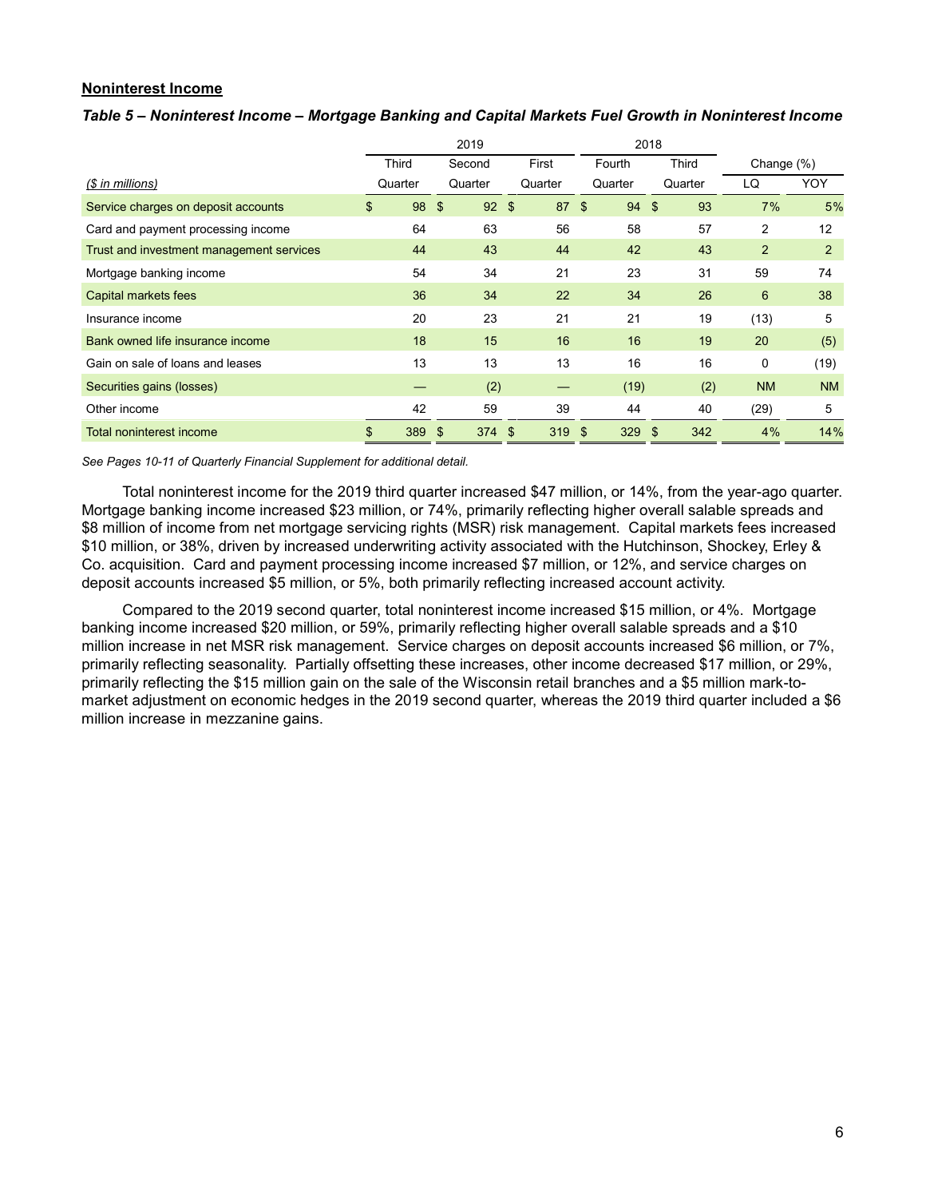## Noninterest Income

***Table 5 – Noninterest Income – Mortgage Banking and Capital Markets Fuel Growth in Noninterest Income***

| | 2019 | | | 2018 | | Change (%) | |
|---|---|---|---|---|---|---|---|
| *($ in millions)* | Third Quarter | Second Quarter | First Quarter | Fourth Quarter | Third Quarter | LQ | YOY |
| Service charges on deposit accounts | $ 98 | $ 92 | $ 87 | $ 94 | $ 93 | 7% | 5% |
| Card and payment processing income | 64 | 63 | 56 | 58 | 57 | 2 | 12 |
| Trust and investment management services | 44 | 43 | 44 | 42 | 43 | 2 | 2 |
| Mortgage banking income | 54 | 34 | 21 | 23 | 31 | 59 | 74 |
| Capital markets fees | 36 | 34 | 22 | 34 | 26 | 6 | 38 |
| Insurance income | 20 | 23 | 21 | 21 | 19 | (13) | 5 |
| Bank owned life insurance income | 18 | 15 | 16 | 16 | 19 | 20 | (5) |
| Gain on sale of loans and leases | 13 | 13 | 13 | 16 | 16 | 0 | (19) |
| Securities gains (losses) | — | (2) | — | (19) | (2) | NM | NM |
| Other income | 42 | 59 | 39 | 44 | 40 | (29) | 5 |
| Total noninterest income | $ 389 | $ 374 | $ 319 | $ 329 | $ 342 | 4% | 14% |

*See Pages 10-11 of Quarterly Financial Supplement for additional detail.*

Total noninterest income for the 2019 third quarter increased $47 million, or 14%, from the year-ago quarter. Mortgage banking income increased $23 million, or 74%, primarily reflecting higher overall salable spreads and $8 million of income from net mortgage servicing rights (MSR) risk management. Capital markets fees increased $10 million, or 38%, driven by increased underwriting activity associated with the Hutchinson, Shockey, Erley & Co. acquisition. Card and payment processing income increased $7 million, or 12%, and service charges on deposit accounts increased $5 million, or 5%, both primarily reflecting increased account activity.

Compared to the 2019 second quarter, total noninterest income increased $15 million, or 4%. Mortgage banking income increased $20 million, or 59%, primarily reflecting higher overall salable spreads and a $10 million increase in net MSR risk management. Service charges on deposit accounts increased $6 million, or 7%, primarily reflecting seasonality. Partially offsetting these increases, other income decreased $17 million, or 29%, primarily reflecting the $15 million gain on the sale of the Wisconsin retail branches and a $5 million mark-to-market adjustment on economic hedges in the 2019 second quarter, whereas the 2019 third quarter included a $6 million increase in mezzanine gains.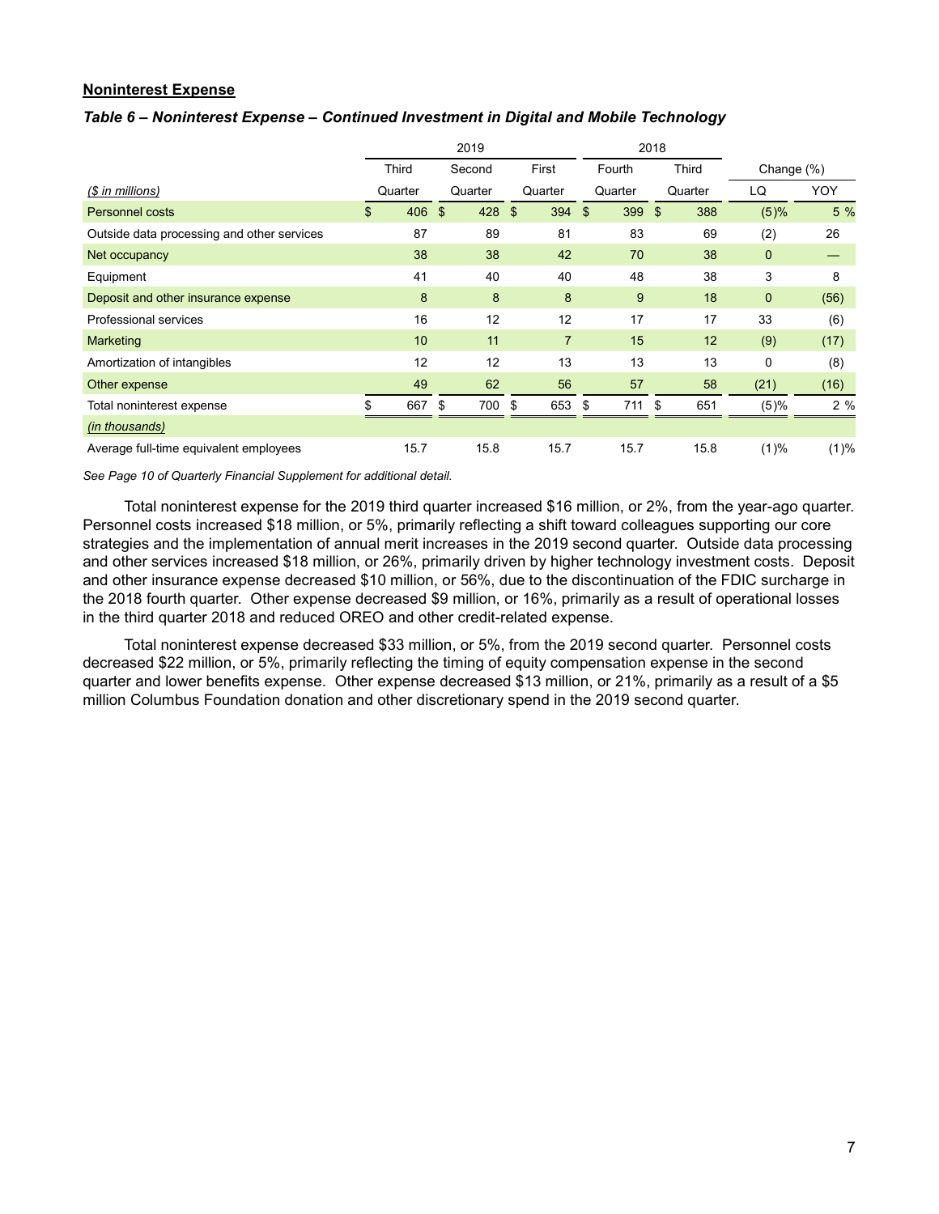## Noninterest Expense

### *Table 6 – Noninterest Expense – Continued Investment in Digital and Mobile Technology*

| | 2019 | | | 2018 | | Change (%) | |
|---|---|---|---|---|---|---|---|
| | Third | Second | First | Fourth | Third | | |
| *($ in millions)* | Quarter | Quarter | Quarter | Quarter | Quarter | LQ | YOY |
| Personnel costs | $ 406 | $ 428 | $ 394 | $ 399 | $ 388 | (5)% | 5 % |
| Outside data processing and other services | 87 | 89 | 81 | 83 | 69 | (2) | 26 |
| Net occupancy | 38 | 38 | 42 | 70 | 38 | 0 | — |
| Equipment | 41 | 40 | 40 | 48 | 38 | 3 | 8 |
| Deposit and other insurance expense | 8 | 8 | 8 | 9 | 18 | 0 | (56) |
| Professional services | 16 | 12 | 12 | 17 | 17 | 33 | (6) |
| Marketing | 10 | 11 | 7 | 15 | 12 | (9) | (17) |
| Amortization of intangibles | 12 | 12 | 13 | 13 | 13 | 0 | (8) |
| Other expense | 49 | 62 | 56 | 57 | 58 | (21) | (16) |
| Total noninterest expense | $ 667 | $ 700 | $ 653 | $ 711 | $ 651 | (5)% | 2 % |
| *(in thousands)* | | | | | | | |
| Average full-time equivalent employees | 15.7 | 15.8 | 15.7 | 15.7 | 15.8 | (1)% | (1)% |

*See Page 10 of Quarterly Financial Supplement for additional detail.*

Total noninterest expense for the 2019 third quarter increased $16 million, or 2%, from the year-ago quarter. Personnel costs increased $18 million, or 5%, primarily reflecting a shift toward colleagues supporting our core strategies and the implementation of annual merit increases in the 2019 second quarter. Outside data processing and other services increased $18 million, or 26%, primarily driven by higher technology investment costs. Deposit and other insurance expense decreased $10 million, or 56%, due to the discontinuation of the FDIC surcharge in the 2018 fourth quarter. Other expense decreased $9 million, or 16%, primarily as a result of operational losses in the third quarter 2018 and reduced OREO and other credit-related expense.

Total noninterest expense decreased $33 million, or 5%, from the 2019 second quarter. Personnel costs decreased $22 million, or 5%, primarily reflecting the timing of equity compensation expense in the second quarter and lower benefits expense. Other expense decreased $13 million, or 21%, primarily as a result of a $5 million Columbus Foundation donation and other discretionary spend in the 2019 second quarter.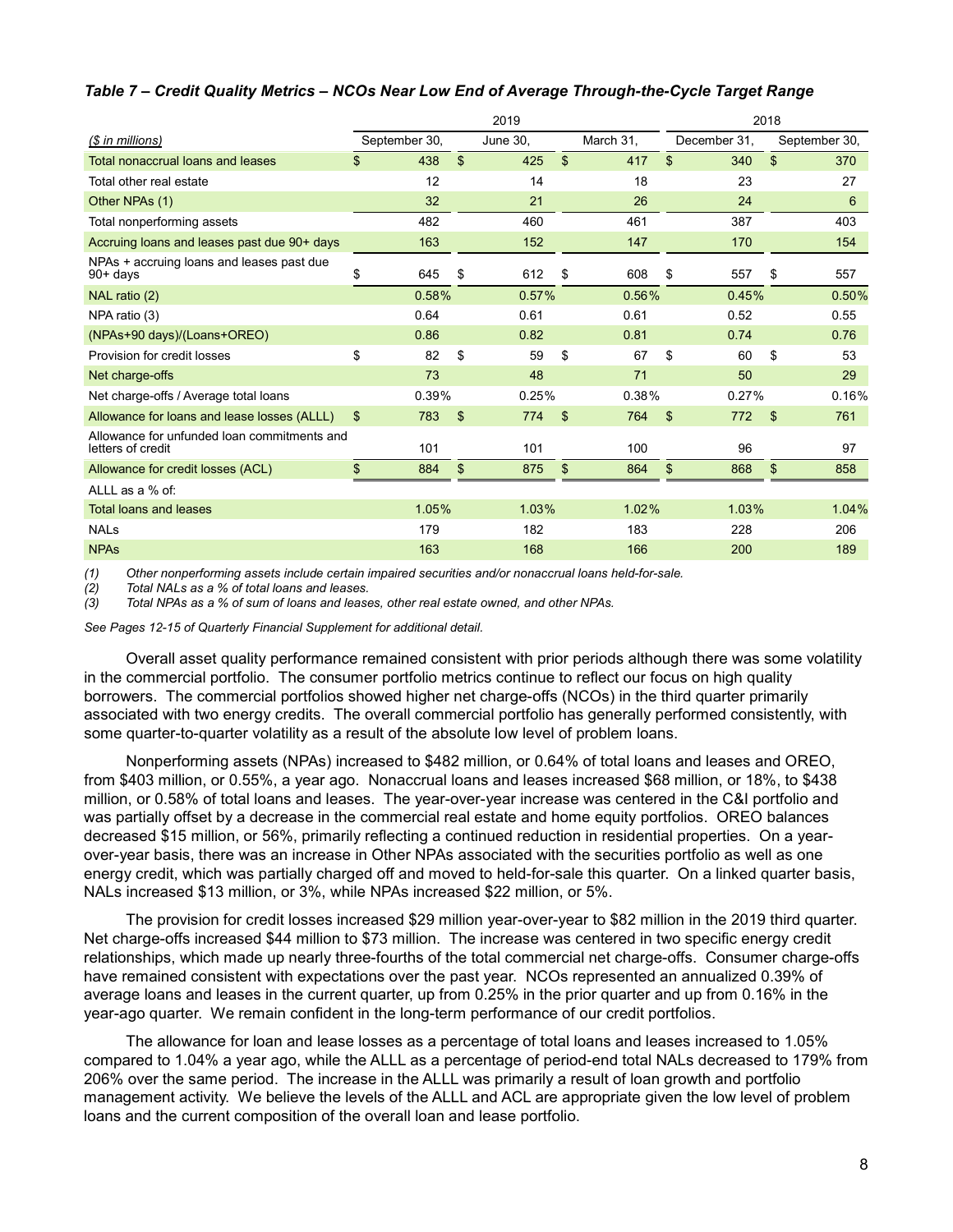### *Table 7 – Credit Quality Metrics – NCOs Near Low End of Average Through-the-Cycle Target Range*

| | 2019 | | | 2018 | |
|---|---|---|---|---|---|
| *($ in millions)* | September 30, | June 30, | March 31, | December 31, | September 30, |
| Total nonaccrual loans and leases | $ 438 | $ 425 | $ 417 | $ 340 | $ 370 |
| Total other real estate | 12 | 14 | 18 | 23 | 27 |
| Other NPAs (1) | 32 | 21 | 26 | 24 | 6 |
| Total nonperforming assets | 482 | 460 | 461 | 387 | 403 |
| Accruing loans and leases past due 90+ days | 163 | 152 | 147 | 170 | 154 |
| NPAs + accruing loans and leases past due 90+ days | $ 645 | $ 612 | $ 608 | $ 557 | $ 557 |
| NAL ratio (2) | 0.58% | 0.57% | 0.56% | 0.45% | 0.50% |
| NPA ratio (3) | 0.64 | 0.61 | 0.61 | 0.52 | 0.55 |
| (NPAs+90 days)/(Loans+OREO) | 0.86 | 0.82 | 0.81 | 0.74 | 0.76 |
| Provision for credit losses | $ 82 | $ 59 | $ 67 | $ 60 | $ 53 |
| Net charge-offs | 73 | 48 | 71 | 50 | 29 |
| Net charge-offs / Average total loans | 0.39% | 0.25% | 0.38% | 0.27% | 0.16% |
| Allowance for loans and lease losses (ALLL) | $ 783 | $ 774 | $ 764 | $ 772 | $ 761 |
| Allowance for unfunded loan commitments and letters of credit | 101 | 101 | 100 | 96 | 97 |
| Allowance for credit losses (ACL) | $ 884 | $ 875 | $ 864 | $ 868 | $ 858 |
| ALLL as a % of: | | | | | |
| Total loans and leases | 1.05% | 1.03% | 1.02% | 1.03% | 1.04% |
| NALs | 179 | 182 | 183 | 228 | 206 |
| NPAs | 163 | 168 | 166 | 200 | 189 |

*(1) Other nonperforming assets include certain impaired securities and/or nonaccrual loans held-for-sale.*
*(2) Total NALs as a % of total loans and leases.*
*(3) Total NPAs as a % of sum of loans and leases, other real estate owned, and other NPAs.*

*See Pages 12-15 of Quarterly Financial Supplement for additional detail.*

Overall asset quality performance remained consistent with prior periods although there was some volatility in the commercial portfolio. The consumer portfolio metrics continue to reflect our focus on high quality borrowers. The commercial portfolios showed higher net charge-offs (NCOs) in the third quarter primarily associated with two energy credits. The overall commercial portfolio has generally performed consistently, with some quarter-to-quarter volatility as a result of the absolute low level of problem loans.

Nonperforming assets (NPAs) increased to $482 million, or 0.64% of total loans and leases and OREO, from $403 million, or 0.55%, a year ago. Nonaccrual loans and leases increased $68 million, or 18%, to $438 million, or 0.58% of total loans and leases. The year-over-year increase was centered in the C&I portfolio and was partially offset by a decrease in the commercial real estate and home equity portfolios. OREO balances decreased $15 million, or 56%, primarily reflecting a continued reduction in residential properties. On a year-over-year basis, there was an increase in Other NPAs associated with the securities portfolio as well as one energy credit, which was partially charged off and moved to held-for-sale this quarter. On a linked quarter basis, NALs increased $13 million, or 3%, while NPAs increased $22 million, or 5%.

The provision for credit losses increased $29 million year-over-year to $82 million in the 2019 third quarter. Net charge-offs increased $44 million to $73 million. The increase was centered in two specific energy credit relationships, which made up nearly three-fourths of the total commercial net charge-offs. Consumer charge-offs have remained consistent with expectations over the past year. NCOs represented an annualized 0.39% of average loans and leases in the current quarter, up from 0.25% in the prior quarter and up from 0.16% in the year-ago quarter. We remain confident in the long-term performance of our credit portfolios.

The allowance for loan and lease losses as a percentage of total loans and leases increased to 1.05% compared to 1.04% a year ago, while the ALLL as a percentage of period-end total NALs decreased to 179% from 206% over the same period. The increase in the ALLL was primarily a result of loan growth and portfolio management activity. We believe the levels of the ALLL and ACL are appropriate given the low level of problem loans and the current composition of the overall loan and lease portfolio.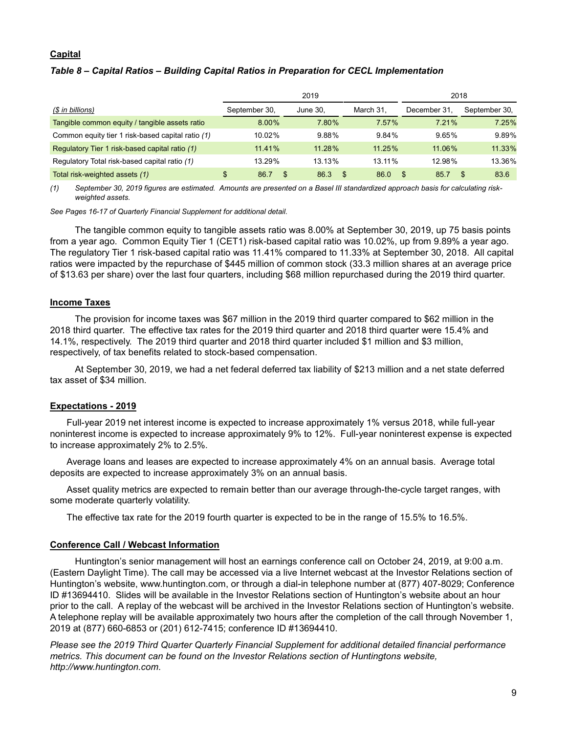## Capital

### *Table 8 – Capital Ratios – Building Capital Ratios in Preparation for CECL Implementation*

| | 2019 | | | 2018 | |
|---|---|---|---|---|---|
| *($ in billions)* | September 30, | June 30, | March 31, | December 31, | September 30, |
| Tangible common equity / tangible assets ratio | 8.00% | 7.80% | 7.57% | 7.21% | 7.25% |
| Common equity tier 1 risk-based capital ratio *(1)* | 10.02% | 9.88% | 9.84% | 9.65% | 9.89% |
| Regulatory Tier 1 risk-based capital ratio *(1)* | 11.41% | 11.28% | 11.25% | 11.06% | 11.33% |
| Regulatory Total risk-based capital ratio *(1)* | 13.29% | 13.13% | 13.11% | 12.98% | 13.36% |
| Total risk-weighted assets *(1)* | $ 86.7 | $ 86.3 | $ 86.0 | $ 85.7 | $ 83.6 |

*(1) September 30, 2019 figures are estimated. Amounts are presented on a Basel III standardized approach basis for calculating risk-weighted assets.*

*See Pages 16-17 of Quarterly Financial Supplement for additional detail.*

The tangible common equity to tangible assets ratio was 8.00% at September 30, 2019, up 75 basis points from a year ago. Common Equity Tier 1 (CET1) risk-based capital ratio was 10.02%, up from 9.89% a year ago. The regulatory Tier 1 risk-based capital ratio was 11.41% compared to 11.33% at September 30, 2018. All capital ratios were impacted by the repurchase of $445 million of common stock (33.3 million shares at an average price of $13.63 per share) over the last four quarters, including $68 million repurchased during the 2019 third quarter.

## Income Taxes

The provision for income taxes was $67 million in the 2019 third quarter compared to $62 million in the 2018 third quarter. The effective tax rates for the 2019 third quarter and 2018 third quarter were 15.4% and 14.1%, respectively. The 2019 third quarter and 2018 third quarter included $1 million and $3 million, respectively, of tax benefits related to stock-based compensation.

At September 30, 2019, we had a net federal deferred tax liability of $213 million and a net state deferred tax asset of $34 million.

## Expectations - 2019

Full-year 2019 net interest income is expected to increase approximately 1% versus 2018, while full-year noninterest income is expected to increase approximately 9% to 12%. Full-year noninterest expense is expected to increase approximately 2% to 2.5%.

Average loans and leases are expected to increase approximately 4% on an annual basis. Average total deposits are expected to increase approximately 3% on an annual basis.

Asset quality metrics are expected to remain better than our average through-the-cycle target ranges, with some moderate quarterly volatility.

The effective tax rate for the 2019 fourth quarter is expected to be in the range of 15.5% to 16.5%.

## Conference Call / Webcast Information

Huntington's senior management will host an earnings conference call on October 24, 2019, at 9:00 a.m. (Eastern Daylight Time). The call may be accessed via a live Internet webcast at the Investor Relations section of Huntington's website, www.huntington.com, or through a dial-in telephone number at (877) 407-8029; Conference ID #13694410. Slides will be available in the Investor Relations section of Huntington's website about an hour prior to the call. A replay of the webcast will be archived in the Investor Relations section of Huntington's website. A telephone replay will be available approximately two hours after the completion of the call through November 1, 2019 at (877) 660-6853 or (201) 612-7415; conference ID #13694410.

*Please see the 2019 Third Quarter Quarterly Financial Supplement for additional detailed financial performance metrics. This document can be found on the Investor Relations section of Huntingtons website, http://www.huntington.com.*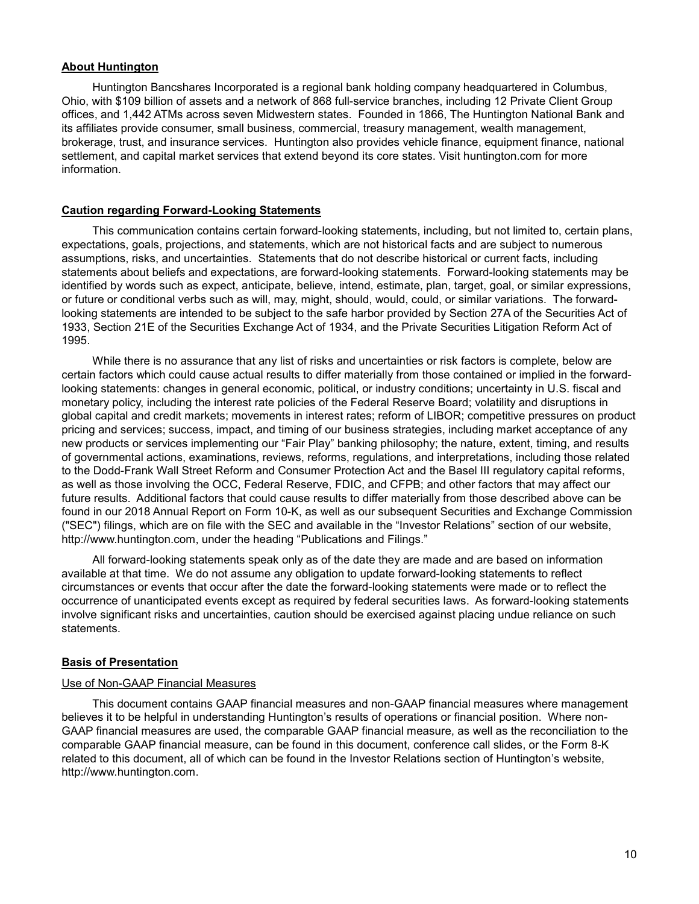## About Huntington

Huntington Bancshares Incorporated is a regional bank holding company headquartered in Columbus, Ohio, with $109 billion of assets and a network of 868 full-service branches, including 12 Private Client Group offices, and 1,442 ATMs across seven Midwestern states. Founded in 1866, The Huntington National Bank and its affiliates provide consumer, small business, commercial, treasury management, wealth management, brokerage, trust, and insurance services. Huntington also provides vehicle finance, equipment finance, national settlement, and capital market services that extend beyond its core states. Visit huntington.com for more information.

## Caution regarding Forward-Looking Statements

This communication contains certain forward-looking statements, including, but not limited to, certain plans, expectations, goals, projections, and statements, which are not historical facts and are subject to numerous assumptions, risks, and uncertainties. Statements that do not describe historical or current facts, including statements about beliefs and expectations, are forward-looking statements. Forward-looking statements may be identified by words such as expect, anticipate, believe, intend, estimate, plan, target, goal, or similar expressions, or future or conditional verbs such as will, may, might, should, would, could, or similar variations. The forward-looking statements are intended to be subject to the safe harbor provided by Section 27A of the Securities Act of 1933, Section 21E of the Securities Exchange Act of 1934, and the Private Securities Litigation Reform Act of 1995.

While there is no assurance that any list of risks and uncertainties or risk factors is complete, below are certain factors which could cause actual results to differ materially from those contained or implied in the forward-looking statements: changes in general economic, political, or industry conditions; uncertainty in U.S. fiscal and monetary policy, including the interest rate policies of the Federal Reserve Board; volatility and disruptions in global capital and credit markets; movements in interest rates; reform of LIBOR; competitive pressures on product pricing and services; success, impact, and timing of our business strategies, including market acceptance of any new products or services implementing our "Fair Play" banking philosophy; the nature, extent, timing, and results of governmental actions, examinations, reviews, reforms, regulations, and interpretations, including those related to the Dodd-Frank Wall Street Reform and Consumer Protection Act and the Basel III regulatory capital reforms, as well as those involving the OCC, Federal Reserve, FDIC, and CFPB; and other factors that may affect our future results. Additional factors that could cause results to differ materially from those described above can be found in our 2018 Annual Report on Form 10-K, as well as our subsequent Securities and Exchange Commission ("SEC") filings, which are on file with the SEC and available in the "Investor Relations" section of our website, http://www.huntington.com, under the heading "Publications and Filings."

All forward-looking statements speak only as of the date they are made and are based on information available at that time. We do not assume any obligation to update forward-looking statements to reflect circumstances or events that occur after the date the forward-looking statements were made or to reflect the occurrence of unanticipated events except as required by federal securities laws. As forward-looking statements involve significant risks and uncertainties, caution should be exercised against placing undue reliance on such statements.

## Basis of Presentation

### Use of Non-GAAP Financial Measures

This document contains GAAP financial measures and non-GAAP financial measures where management believes it to be helpful in understanding Huntington's results of operations or financial position. Where non-GAAP financial measures are used, the comparable GAAP financial measure, as well as the reconciliation to the comparable GAAP financial measure, can be found in this document, conference call slides, or the Form 8-K related to this document, all of which can be found in the Investor Relations section of Huntington's website, http://www.huntington.com.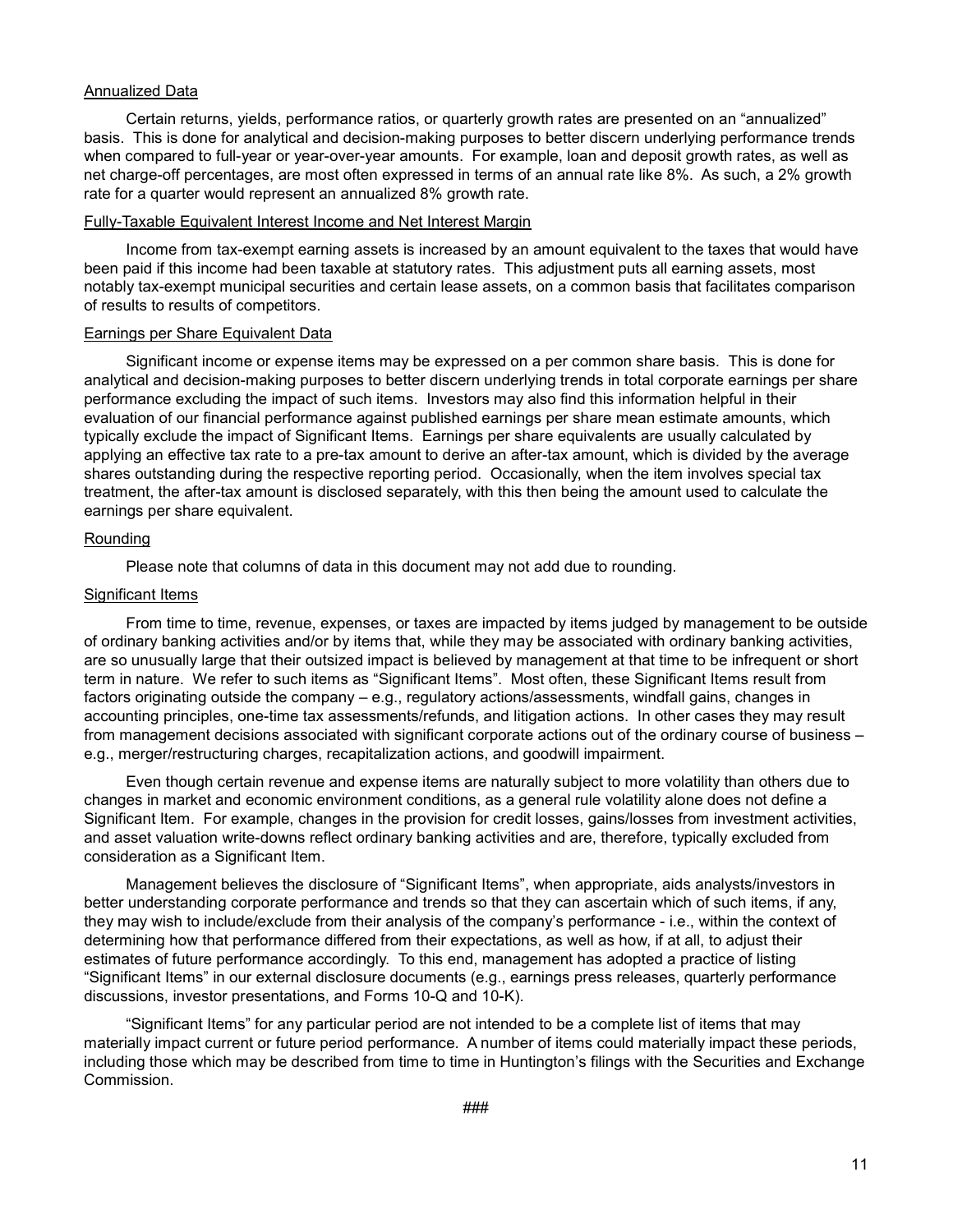## Annualized Data

Certain returns, yields, performance ratios, or quarterly growth rates are presented on an "annualized" basis. This is done for analytical and decision-making purposes to better discern underlying performance trends when compared to full-year or year-over-year amounts. For example, loan and deposit growth rates, as well as net charge-off percentages, are most often expressed in terms of an annual rate like 8%. As such, a 2% growth rate for a quarter would represent an annualized 8% growth rate.

## Fully-Taxable Equivalent Interest Income and Net Interest Margin

Income from tax-exempt earning assets is increased by an amount equivalent to the taxes that would have been paid if this income had been taxable at statutory rates. This adjustment puts all earning assets, most notably tax-exempt municipal securities and certain lease assets, on a common basis that facilitates comparison of results to results of competitors.

## Earnings per Share Equivalent Data

Significant income or expense items may be expressed on a per common share basis. This is done for analytical and decision-making purposes to better discern underlying trends in total corporate earnings per share performance excluding the impact of such items. Investors may also find this information helpful in their evaluation of our financial performance against published earnings per share mean estimate amounts, which typically exclude the impact of Significant Items. Earnings per share equivalents are usually calculated by applying an effective tax rate to a pre-tax amount to derive an after-tax amount, which is divided by the average shares outstanding during the respective reporting period. Occasionally, when the item involves special tax treatment, the after-tax amount is disclosed separately, with this then being the amount used to calculate the earnings per share equivalent.

## Rounding

Please note that columns of data in this document may not add due to rounding.

## Significant Items

From time to time, revenue, expenses, or taxes are impacted by items judged by management to be outside of ordinary banking activities and/or by items that, while they may be associated with ordinary banking activities, are so unusually large that their outsized impact is believed by management at that time to be infrequent or short term in nature. We refer to such items as "Significant Items". Most often, these Significant Items result from factors originating outside the company – e.g., regulatory actions/assessments, windfall gains, changes in accounting principles, one-time tax assessments/refunds, and litigation actions. In other cases they may result from management decisions associated with significant corporate actions out of the ordinary course of business – e.g., merger/restructuring charges, recapitalization actions, and goodwill impairment.

Even though certain revenue and expense items are naturally subject to more volatility than others due to changes in market and economic environment conditions, as a general rule volatility alone does not define a Significant Item. For example, changes in the provision for credit losses, gains/losses from investment activities, and asset valuation write-downs reflect ordinary banking activities and are, therefore, typically excluded from consideration as a Significant Item.

Management believes the disclosure of "Significant Items", when appropriate, aids analysts/investors in better understanding corporate performance and trends so that they can ascertain which of such items, if any, they may wish to include/exclude from their analysis of the company's performance - i.e., within the context of determining how that performance differed from their expectations, as well as how, if at all, to adjust their estimates of future performance accordingly. To this end, management has adopted a practice of listing "Significant Items" in our external disclosure documents (e.g., earnings press releases, quarterly performance discussions, investor presentations, and Forms 10-Q and 10-K).

"Significant Items" for any particular period are not intended to be a complete list of items that may materially impact current or future period performance. A number of items could materially impact these periods, including those which may be described from time to time in Huntington's filings with the Securities and Exchange Commission.

###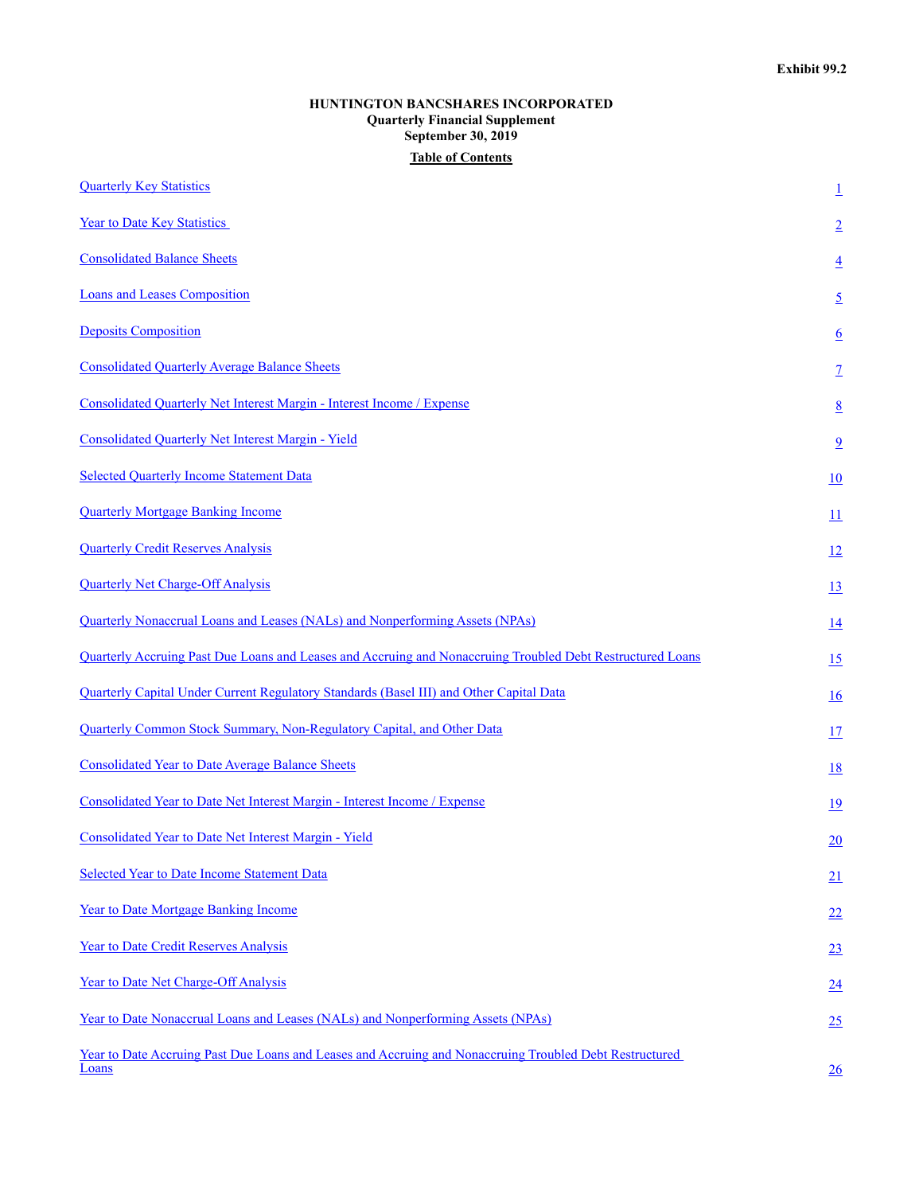Exhibit 99.2

**HUNTINGTON BANCSHARES INCORPORATED**
**Quarterly Financial Supplement**
**September 30, 2019**

**Table of Contents**

| | |
|---|---|
| Quarterly Key Statistics | 1 |
| Year to Date Key Statistics | 2 |
| Consolidated Balance Sheets | 4 |
| Loans and Leases Composition | 5 |
| Deposits Composition | 6 |
| Consolidated Quarterly Average Balance Sheets | 7 |
| Consolidated Quarterly Net Interest Margin - Interest Income / Expense | 8 |
| Consolidated Quarterly Net Interest Margin - Yield | 9 |
| Selected Quarterly Income Statement Data | 10 |
| Quarterly Mortgage Banking Income | 11 |
| Quarterly Credit Reserves Analysis | 12 |
| Quarterly Net Charge-Off Analysis | 13 |
| Quarterly Nonaccrual Loans and Leases (NALs) and Nonperforming Assets (NPAs) | 14 |
| Quarterly Accruing Past Due Loans and Leases and Accruing and Nonaccruing Troubled Debt Restructured Loans | 15 |
| Quarterly Capital Under Current Regulatory Standards (Basel III) and Other Capital Data | 16 |
| Quarterly Common Stock Summary, Non-Regulatory Capital, and Other Data | 17 |
| Consolidated Year to Date Average Balance Sheets | 18 |
| Consolidated Year to Date Net Interest Margin - Interest Income / Expense | 19 |
| Consolidated Year to Date Net Interest Margin - Yield | 20 |
| Selected Year to Date Income Statement Data | 21 |
| Year to Date Mortgage Banking Income | 22 |
| Year to Date Credit Reserves Analysis | 23 |
| Year to Date Net Charge-Off Analysis | 24 |
| Year to Date Nonaccrual Loans and Leases (NALs) and Nonperforming Assets (NPAs) | 25 |
| Year to Date Accruing Past Due Loans and Leases and Accruing and Nonaccruing Troubled Debt Restructured Loans | 26 |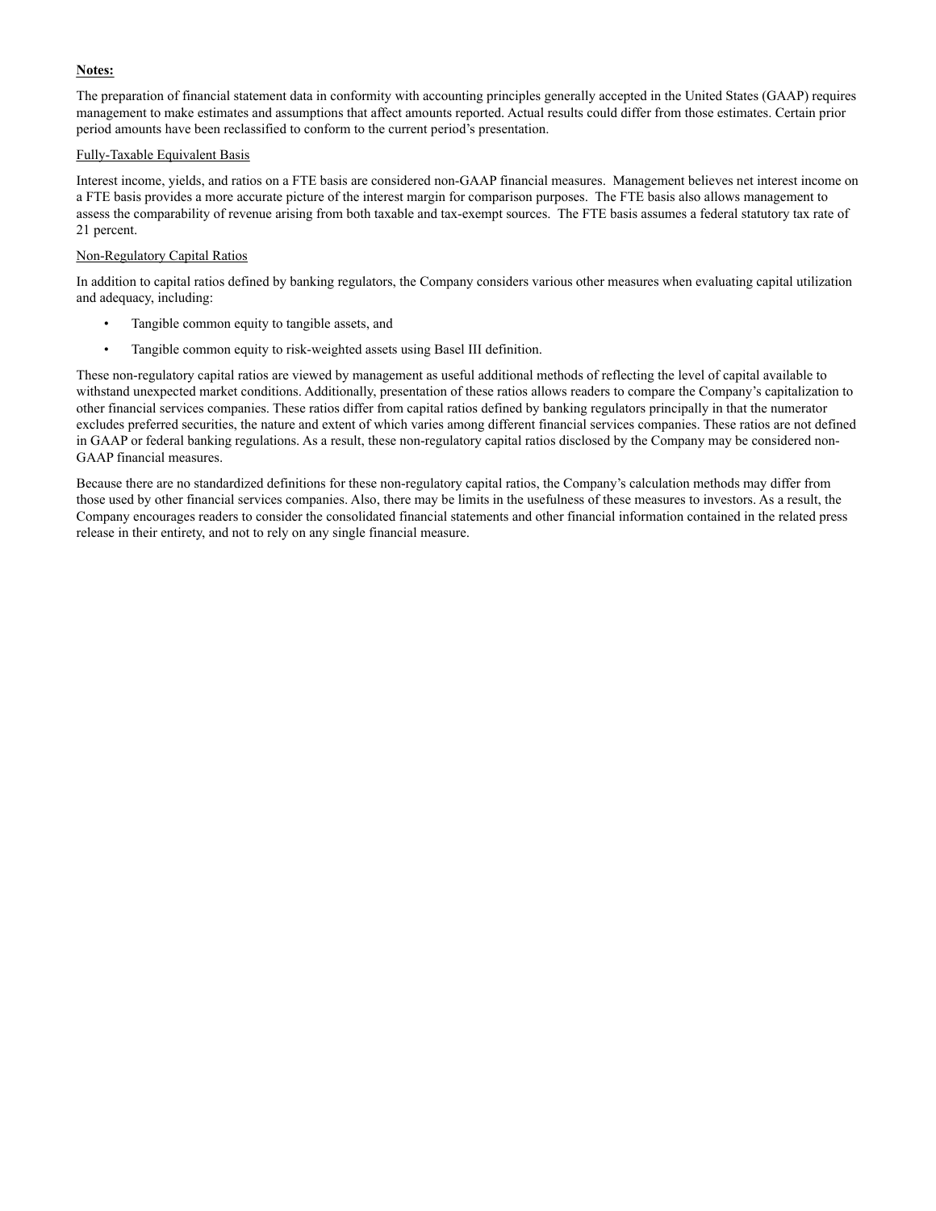**Notes:**

The preparation of financial statement data in conformity with accounting principles generally accepted in the United States (GAAP) requires management to make estimates and assumptions that affect amounts reported. Actual results could differ from those estimates. Certain prior period amounts have been reclassified to conform to the current period's presentation.

Fully-Taxable Equivalent Basis

Interest income, yields, and ratios on a FTE basis are considered non-GAAP financial measures. Management believes net interest income on a FTE basis provides a more accurate picture of the interest margin for comparison purposes. The FTE basis also allows management to assess the comparability of revenue arising from both taxable and tax-exempt sources. The FTE basis assumes a federal statutory tax rate of 21 percent.

Non-Regulatory Capital Ratios

In addition to capital ratios defined by banking regulators, the Company considers various other measures when evaluating capital utilization and adequacy, including:

- Tangible common equity to tangible assets, and
- Tangible common equity to risk-weighted assets using Basel III definition.

These non-regulatory capital ratios are viewed by management as useful additional methods of reflecting the level of capital available to withstand unexpected market conditions. Additionally, presentation of these ratios allows readers to compare the Company's capitalization to other financial services companies. These ratios differ from capital ratios defined by banking regulators principally in that the numerator excludes preferred securities, the nature and extent of which varies among different financial services companies. These ratios are not defined in GAAP or federal banking regulations. As a result, these non-regulatory capital ratios disclosed by the Company may be considered non-GAAP financial measures.

Because there are no standardized definitions for these non-regulatory capital ratios, the Company's calculation methods may differ from those used by other financial services companies. Also, there may be limits in the usefulness of these measures to investors. As a result, the Company encourages readers to consider the consolidated financial statements and other financial information contained in the related press release in their entirety, and not to rely on any single financial measure.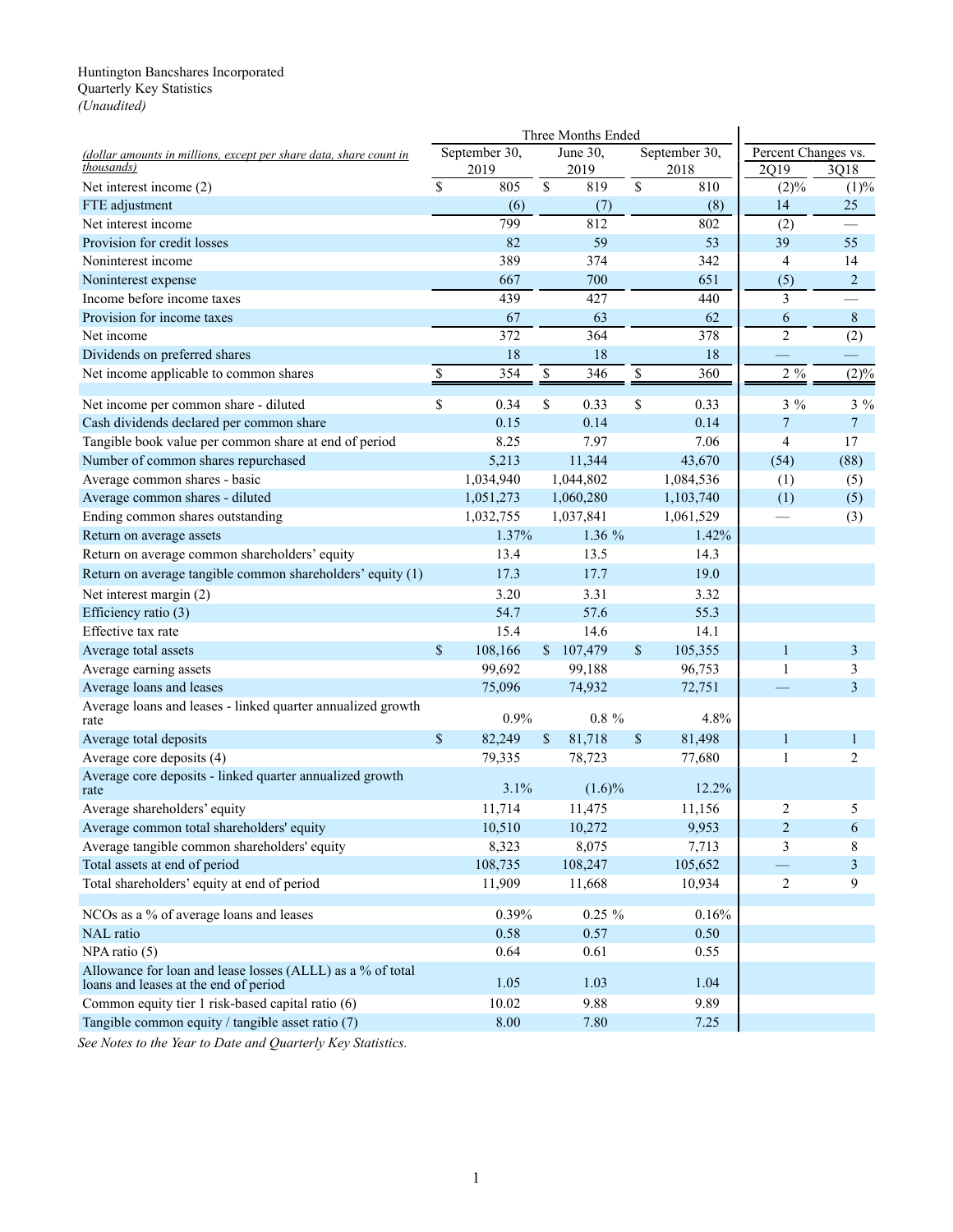Huntington Bancshares Incorporated
Quarterly Key Statistics
*(Unaudited)*

| *(dollar amounts in millions, except per share data, share count in thousands)* | Three Months Ended September 30, 2019 | June 30, 2019 | September 30, 2018 | Percent Changes vs. 2Q19 | 3Q18 |
|---|---|---|---|---|---|
| Net interest income (2) | $ 805 | $ 819 | $ 810 | (2)% | (1)% |
| FTE adjustment | (6) | (7) | (8) | 14 | 25 |
| Net interest income | 799 | 812 | 802 | (2) | — |
| Provision for credit losses | 82 | 59 | 53 | 39 | 55 |
| Noninterest income | 389 | 374 | 342 | 4 | 14 |
| Noninterest expense | 667 | 700 | 651 | (5) | 2 |
| Income before income taxes | 439 | 427 | 440 | 3 | — |
| Provision for income taxes | 67 | 63 | 62 | 6 | 8 |
| Net income | 372 | 364 | 378 | 2 | (2) |
| Dividends on preferred shares | 18 | 18 | 18 | — | — |
| Net income applicable to common shares | $ 354 | $ 346 | $ 360 | 2 % | (2)% |
| | | | | | |
| Net income per common share - diluted | $ 0.34 | $ 0.33 | $ 0.33 | 3 % | 3 % |
| Cash dividends declared per common share | 0.15 | 0.14 | 0.14 | 7 | 7 |
| Tangible book value per common share at end of period | 8.25 | 7.97 | 7.06 | 4 | 17 |
| Number of common shares repurchased | 5,213 | 11,344 | 43,670 | (54) | (88) |
| Average common shares - basic | 1,034,940 | 1,044,802 | 1,084,536 | (1) | (5) |
| Average common shares - diluted | 1,051,273 | 1,060,280 | 1,103,740 | (1) | (5) |
| Ending common shares outstanding | 1,032,755 | 1,037,841 | 1,061,529 | — | (3) |
| Return on average assets | 1.37% | 1.36 % | 1.42% | | |
| Return on average common shareholders' equity | 13.4 | 13.5 | 14.3 | | |
| Return on average tangible common shareholders' equity (1) | 17.3 | 17.7 | 19.0 | | |
| Net interest margin (2) | 3.20 | 3.31 | 3.32 | | |
| Efficiency ratio (3) | 54.7 | 57.6 | 55.3 | | |
| Effective tax rate | 15.4 | 14.6 | 14.1 | | |
| Average total assets | $ 108,166 | $ 107,479 | $ 105,355 | 1 | 3 |
| Average earning assets | 99,692 | 99,188 | 96,753 | 1 | 3 |
| Average loans and leases | 75,096 | 74,932 | 72,751 | — | 3 |
| Average loans and leases - linked quarter annualized growth rate | 0.9% | 0.8 % | 4.8% | | |
| Average total deposits | $ 82,249 | $ 81,718 | $ 81,498 | 1 | 1 |
| Average core deposits (4) | 79,335 | 78,723 | 77,680 | 1 | 2 |
| Average core deposits - linked quarter annualized growth rate | 3.1% | (1.6)% | 12.2% | | |
| Average shareholders' equity | 11,714 | 11,475 | 11,156 | 2 | 5 |
| Average common total shareholders' equity | 10,510 | 10,272 | 9,953 | 2 | 6 |
| Average tangible common shareholders' equity | 8,323 | 8,075 | 7,713 | 3 | 8 |
| Total assets at end of period | 108,735 | 108,247 | 105,652 | — | 3 |
| Total shareholders' equity at end of period | 11,909 | 11,668 | 10,934 | 2 | 9 |
| | | | | | |
| NCOs as a % of average loans and leases | 0.39% | 0.25 % | 0.16% | | |
| NAL ratio | 0.58 | 0.57 | 0.50 | | |
| NPA ratio (5) | 0.64 | 0.61 | 0.55 | | |
| Allowance for loan and lease losses (ALLL) as a % of total loans and leases at the end of period | 1.05 | 1.03 | 1.04 | | |
| Common equity tier 1 risk-based capital ratio (6) | 10.02 | 9.88 | 9.89 | | |
| Tangible common equity / tangible asset ratio (7) | 8.00 | 7.80 | 7.25 | | |

*See Notes to the Year to Date and Quarterly Key Statistics.*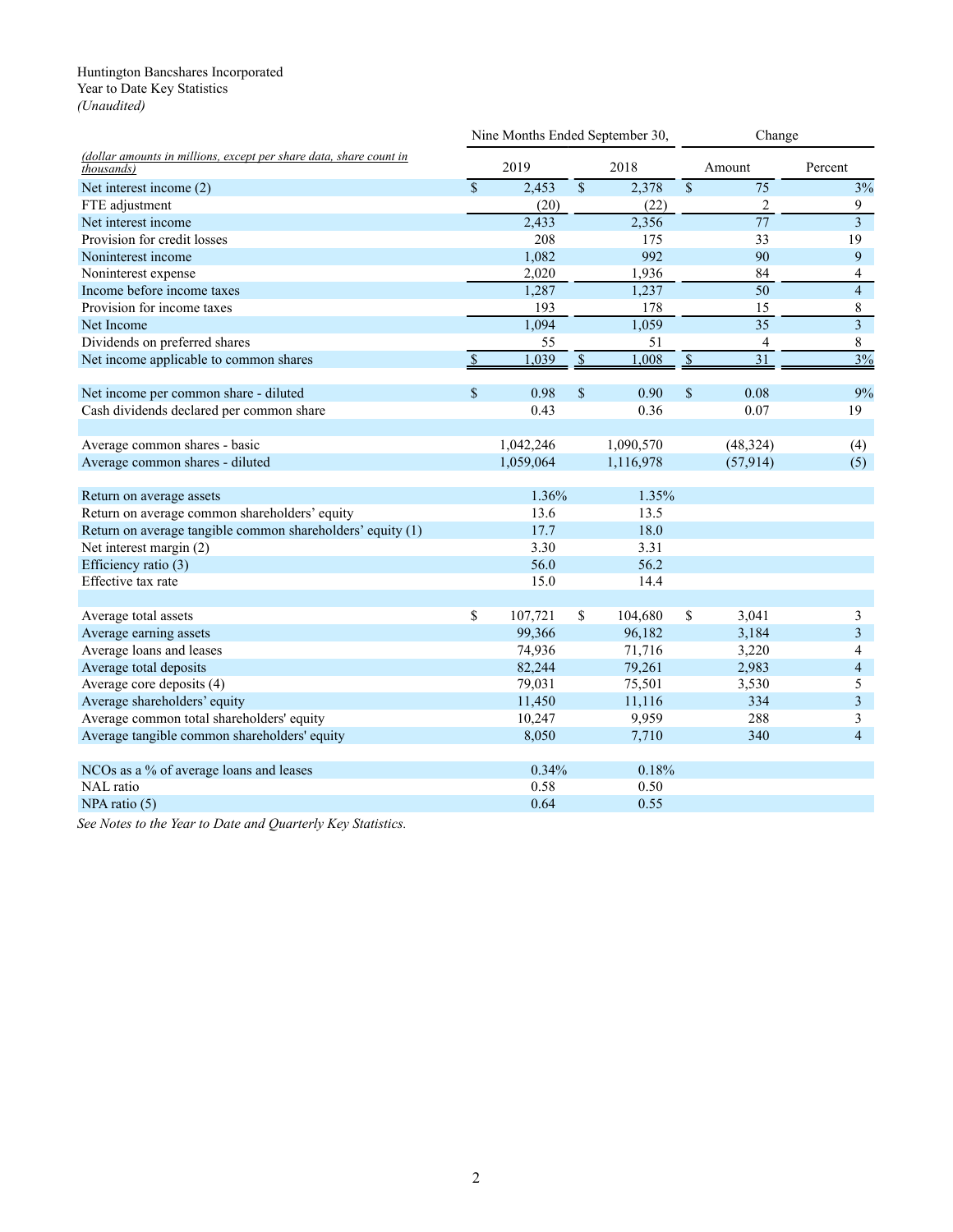Huntington Bancshares Incorporated
Year to Date Key Statistics
*(Unaudited)*

| *(dollar amounts in millions, except per share data, share count in thousands)* | Nine Months Ended September 30, | | Change | |
|---|---|---|---|---|
| | 2019 | 2018 | Amount | Percent |
| Net interest income (2) | $ 2,453 | $ 2,378 | $ 75 | 3% |
| FTE adjustment | (20) | (22) | 2 | 9 |
| Net interest income | 2,433 | 2,356 | 77 | 3 |
| Provision for credit losses | 208 | 175 | 33 | 19 |
| Noninterest income | 1,082 | 992 | 90 | 9 |
| Noninterest expense | 2,020 | 1,936 | 84 | 4 |
| Income before income taxes | 1,287 | 1,237 | 50 | 4 |
| Provision for income taxes | 193 | 178 | 15 | 8 |
| Net Income | 1,094 | 1,059 | 35 | 3 |
| Dividends on preferred shares | 55 | 51 | 4 | 8 |
| Net income applicable to common shares | $ 1,039 | $ 1,008 | $ 31 | 3% |
| | | | | |
| Net income per common share - diluted | $ 0.98 | $ 0.90 | $ 0.08 | 9% |
| Cash dividends declared per common share | 0.43 | 0.36 | 0.07 | 19 |
| | | | | |
| Average common shares - basic | 1,042,246 | 1,090,570 | (48,324) | (4) |
| Average common shares - diluted | 1,059,064 | 1,116,978 | (57,914) | (5) |
| | | | | |
| Return on average assets | 1.36% | 1.35% | | |
| Return on average common shareholders' equity | 13.6 | 13.5 | | |
| Return on average tangible common shareholders' equity (1) | 17.7 | 18.0 | | |
| Net interest margin (2) | 3.30 | 3.31 | | |
| Efficiency ratio (3) | 56.0 | 56.2 | | |
| Effective tax rate | 15.0 | 14.4 | | |
| | | | | |
| Average total assets | $ 107,721 | $ 104,680 | $ 3,041 | 3 |
| Average earning assets | 99,366 | 96,182 | 3,184 | 3 |
| Average loans and leases | 74,936 | 71,716 | 3,220 | 4 |
| Average total deposits | 82,244 | 79,261 | 2,983 | 4 |
| Average core deposits (4) | 79,031 | 75,501 | 3,530 | 5 |
| Average shareholders' equity | 11,450 | 11,116 | 334 | 3 |
| Average common total shareholders' equity | 10,247 | 9,959 | 288 | 3 |
| Average tangible common shareholders' equity | 8,050 | 7,710 | 340 | 4 |
| | | | | |
| NCOs as a % of average loans and leases | 0.34% | 0.18% | | |
| NAL ratio | 0.58 | 0.50 | | |
| NPA ratio (5) | 0.64 | 0.55 | | |

*See Notes to the Year to Date and Quarterly Key Statistics.*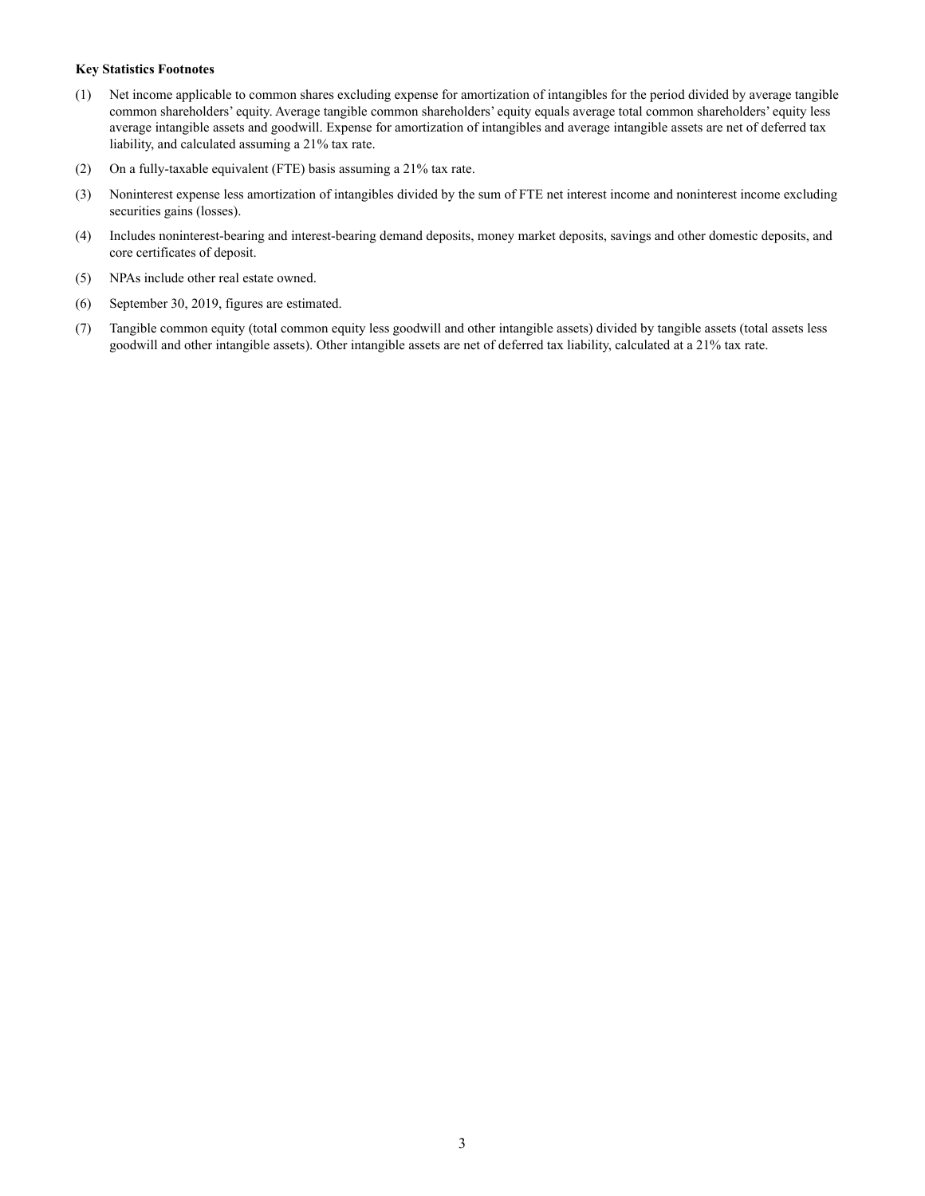**Key Statistics Footnotes**

(1) Net income applicable to common shares excluding expense for amortization of intangibles for the period divided by average tangible common shareholders' equity. Average tangible common shareholders' equity equals average total common shareholders' equity less average intangible assets and goodwill. Expense for amortization of intangibles and average intangible assets are net of deferred tax liability, and calculated assuming a 21% tax rate.

(2) On a fully-taxable equivalent (FTE) basis assuming a 21% tax rate.

(3) Noninterest expense less amortization of intangibles divided by the sum of FTE net interest income and noninterest income excluding securities gains (losses).

(4) Includes noninterest-bearing and interest-bearing demand deposits, money market deposits, savings and other domestic deposits, and core certificates of deposit.

(5) NPAs include other real estate owned.

(6) September 30, 2019, figures are estimated.

(7) Tangible common equity (total common equity less goodwill and other intangible assets) divided by tangible assets (total assets less goodwill and other intangible assets). Other intangible assets are net of deferred tax liability, calculated at a 21% tax rate.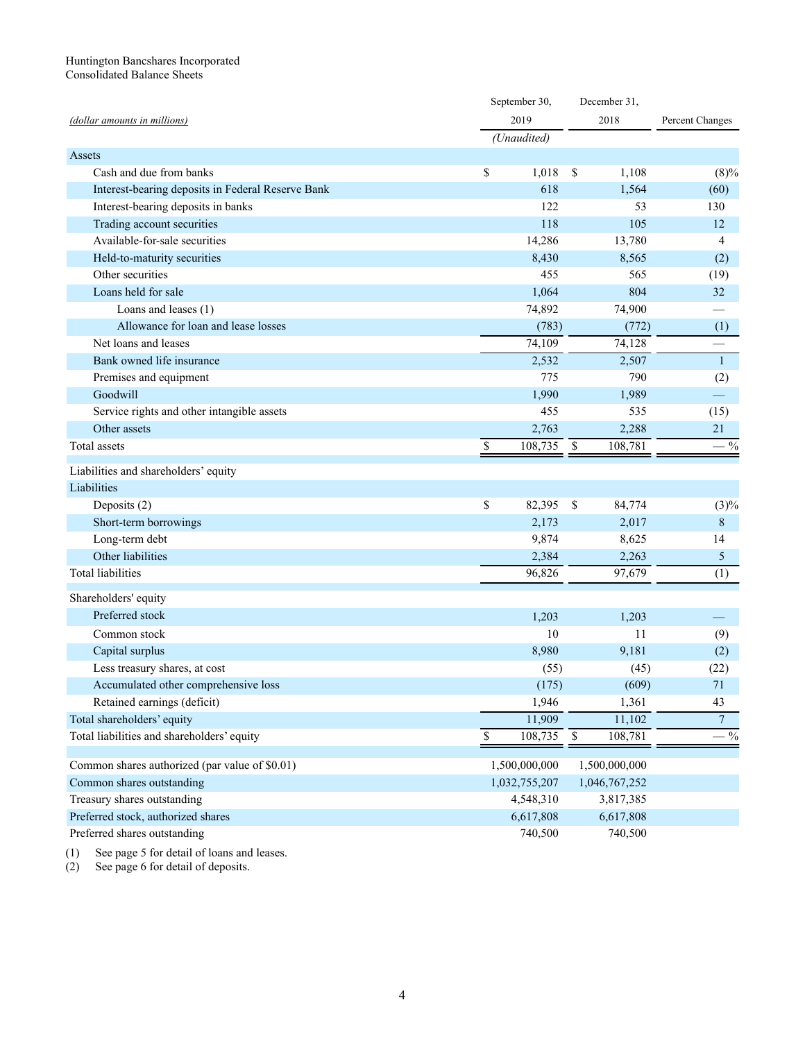Huntington Bancshares Incorporated
Consolidated Balance Sheets

| *(dollar amounts in millions)* | September 30, 2019 *(Unaudited)* | December 31, 2018 | Percent Changes |
|---|---|---|---|
| **Assets** | | | |
| Cash and due from banks | $ 1,018 | $ 1,108 | (8)% |
| Interest-bearing deposits in Federal Reserve Bank | 618 | 1,564 | (60) |
| Interest-bearing deposits in banks | 122 | 53 | 130 |
| Trading account securities | 118 | 105 | 12 |
| Available-for-sale securities | 14,286 | 13,780 | 4 |
| Held-to-maturity securities | 8,430 | 8,565 | (2) |
| Other securities | 455 | 565 | (19) |
| Loans held for sale | 1,064 | 804 | 32 |
| Loans and leases (1) | 74,892 | 74,900 | — |
| Allowance for loan and lease losses | (783) | (772) | (1) |
| Net loans and leases | 74,109 | 74,128 | — |
| Bank owned life insurance | 2,532 | 2,507 | 1 |
| Premises and equipment | 775 | 790 | (2) |
| Goodwill | 1,990 | 1,989 | — |
| Service rights and other intangible assets | 455 | 535 | (15) |
| Other assets | 2,763 | 2,288 | 21 |
| Total assets | $ 108,735 | $ 108,781 | — % |
| **Liabilities and shareholders' equity** | | | |
| **Liabilities** | | | |
| Deposits (2) | $ 82,395 | $ 84,774 | (3)% |
| Short-term borrowings | 2,173 | 2,017 | 8 |
| Long-term debt | 9,874 | 8,625 | 14 |
| Other liabilities | 2,384 | 2,263 | 5 |
| Total liabilities | 96,826 | 97,679 | (1) |
| **Shareholders' equity** | | | |
| Preferred stock | 1,203 | 1,203 | — |
| Common stock | 10 | 11 | (9) |
| Capital surplus | 8,980 | 9,181 | (2) |
| Less treasury shares, at cost | (55) | (45) | (22) |
| Accumulated other comprehensive loss | (175) | (609) | 71 |
| Retained earnings (deficit) | 1,946 | 1,361 | 43 |
| Total shareholders' equity | 11,909 | 11,102 | 7 |
| Total liabilities and shareholders' equity | $ 108,735 | $ 108,781 | — % |
| | | | |
| Common shares authorized (par value of $0.01) | 1,500,000,000 | 1,500,000,000 | |
| Common shares outstanding | 1,032,755,207 | 1,046,767,252 | |
| Treasury shares outstanding | 4,548,310 | 3,817,385 | |
| Preferred stock, authorized shares | 6,617,808 | 6,617,808 | |
| Preferred shares outstanding | 740,500 | 740,500 | |

(1) See page 5 for detail of loans and leases.
(2) See page 6 for detail of deposits.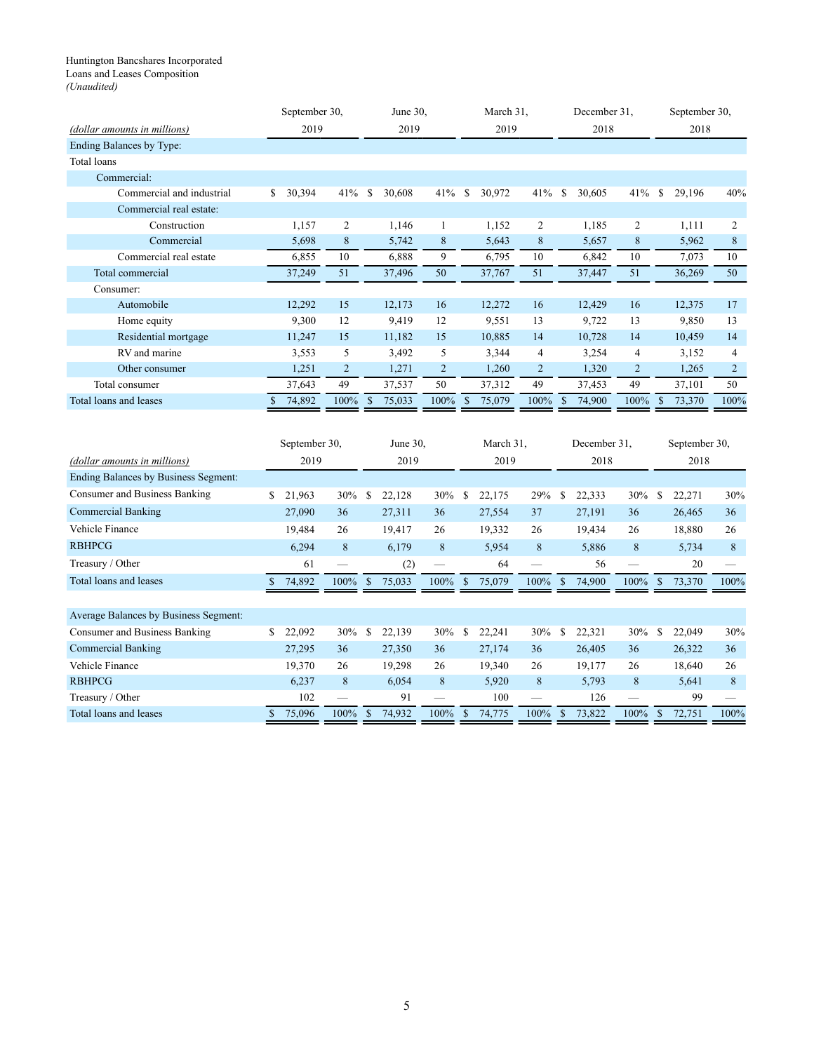Huntington Bancshares Incorporated
Loans and Leases Composition
*(Unaudited)*

| *(dollar amounts in millions)* | September 30, 2019 | | June 30, 2019 | | March 31, 2019 | | December 31, 2018 | | September 30, 2018 | |
|---|---|---|---|---|---|---|---|---|---|---|
| Ending Balances by Type: | | | | | | | | | | |
| Total loans | | | | | | | | | | |
| Commercial: | | | | | | | | | | |
| Commercial and industrial | $ 30,394 | 41% | $ 30,608 | 41% | $ 30,972 | 41% | $ 30,605 | 41% | $ 29,196 | 40% |
| Commercial real estate: | | | | | | | | | | |
| Construction | 1,157 | 2 | 1,146 | 1 | 1,152 | 2 | 1,185 | 2 | 1,111 | 2 |
| Commercial | 5,698 | 8 | 5,742 | 8 | 5,643 | 8 | 5,657 | 8 | 5,962 | 8 |
| Commercial real estate | 6,855 | 10 | 6,888 | 9 | 6,795 | 10 | 6,842 | 10 | 7,073 | 10 |
| Total commercial | 37,249 | 51 | 37,496 | 50 | 37,767 | 51 | 37,447 | 51 | 36,269 | 50 |
| Consumer: | | | | | | | | | | |
| Automobile | 12,292 | 15 | 12,173 | 16 | 12,272 | 16 | 12,429 | 16 | 12,375 | 17 |
| Home equity | 9,300 | 12 | 9,419 | 12 | 9,551 | 13 | 9,722 | 13 | 9,850 | 13 |
| Residential mortgage | 11,247 | 15 | 11,182 | 15 | 10,885 | 14 | 10,728 | 14 | 10,459 | 14 |
| RV and marine | 3,553 | 5 | 3,492 | 5 | 3,344 | 4 | 3,254 | 4 | 3,152 | 4 |
| Other consumer | 1,251 | 2 | 1,271 | 2 | 1,260 | 2 | 1,320 | 2 | 1,265 | 2 |
| Total consumer | 37,643 | 49 | 37,537 | 50 | 37,312 | 49 | 37,453 | 49 | 37,101 | 50 |
| Total loans and leases | $ 74,892 | 100% | $ 75,033 | 100% | $ 75,079 | 100% | $ 74,900 | 100% | $ 73,370 | 100% |

| *(dollar amounts in millions)* | September 30, 2019 | | June 30, 2019 | | March 31, 2019 | | December 31, 2018 | | September 30, 2018 | |
|---|---|---|---|---|---|---|---|---|---|---|
| Ending Balances by Business Segment: | | | | | | | | | | |
| Consumer and Business Banking | $ 21,963 | 30% | $ 22,128 | 30% | $ 22,175 | 29% | $ 22,333 | 30% | $ 22,271 | 30% |
| Commercial Banking | 27,090 | 36 | 27,311 | 36 | 27,554 | 37 | 27,191 | 36 | 26,465 | 36 |
| Vehicle Finance | 19,484 | 26 | 19,417 | 26 | 19,332 | 26 | 19,434 | 26 | 18,880 | 26 |
| RBHPCG | 6,294 | 8 | 6,179 | 8 | 5,954 | 8 | 5,886 | 8 | 5,734 | 8 |
| Treasury / Other | 61 | — | (2) | — | 64 | — | 56 | — | 20 | — |
| Total loans and leases | $ 74,892 | 100% | $ 75,033 | 100% | $ 75,079 | 100% | $ 74,900 | 100% | $ 73,370 | 100% |
| | | | | | | | | | | |
| Average Balances by Business Segment: | | | | | | | | | | |
| Consumer and Business Banking | $ 22,092 | 30% | $ 22,139 | 30% | $ 22,241 | 30% | $ 22,321 | 30% | $ 22,049 | 30% |
| Commercial Banking | 27,295 | 36 | 27,350 | 36 | 27,174 | 36 | 26,405 | 36 | 26,322 | 36 |
| Vehicle Finance | 19,370 | 26 | 19,298 | 26 | 19,340 | 26 | 19,177 | 26 | 18,640 | 26 |
| RBHPCG | 6,237 | 8 | 6,054 | 8 | 5,920 | 8 | 5,793 | 8 | 5,641 | 8 |
| Treasury / Other | 102 | — | 91 | — | 100 | — | 126 | — | 99 | — |
| Total loans and leases | $ 75,096 | 100% | $ 74,932 | 100% | $ 74,775 | 100% | $ 73,822 | 100% | $ 72,751 | 100% |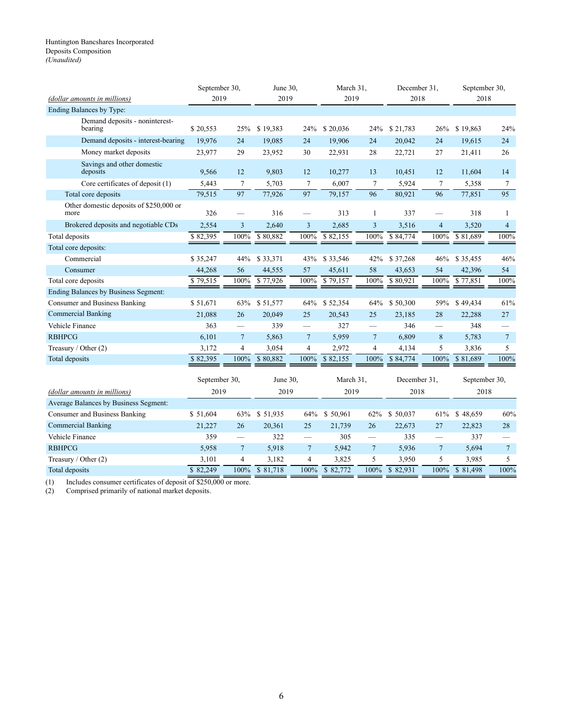Huntington Bancshares Incorporated
Deposits Composition
*(Unaudited)*

| *(dollar amounts in millions)* | September 30, 2019 | | June 30, 2019 | | March 31, 2019 | | December 31, 2018 | | September 30, 2018 | |
|---|---|---|---|---|---|---|---|---|---|---|
| Ending Balances by Type: | | | | | | | | | | |
| Demand deposits - noninterest-bearing | $ 20,553 | 25% | $ 19,383 | 24% | $ 20,036 | 24% | $ 21,783 | 26% | $ 19,863 | 24% |
| Demand deposits - interest-bearing | 19,976 | 24 | 19,085 | 24 | 19,906 | 24 | 20,042 | 24 | 19,615 | 24 |
| Money market deposits | 23,977 | 29 | 23,952 | 30 | 22,931 | 28 | 22,721 | 27 | 21,411 | 26 |
| Savings and other domestic deposits | 9,566 | 12 | 9,803 | 12 | 10,277 | 13 | 10,451 | 12 | 11,604 | 14 |
| Core certificates of deposit (1) | 5,443 | 7 | 5,703 | 7 | 6,007 | 7 | 5,924 | 7 | 5,358 | 7 |
| Total core deposits | 79,515 | 97 | 77,926 | 97 | 79,157 | 96 | 80,921 | 96 | 77,851 | 95 |
| Other domestic deposits of $250,000 or more | 326 | — | 316 | — | 313 | 1 | 337 | — | 318 | 1 |
| Brokered deposits and negotiable CDs | 2,554 | 3 | 2,640 | 3 | 2,685 | 3 | 3,516 | 4 | 3,520 | 4 |
| Total deposits | $ 82,395 | 100% | $ 80,882 | 100% | $ 82,155 | 100% | $ 84,774 | 100% | $ 81,689 | 100% |
| Total core deposits: | | | | | | | | | | |
| Commercial | $ 35,247 | 44% | $ 33,371 | 43% | $ 33,546 | 42% | $ 37,268 | 46% | $ 35,455 | 46% |
| Consumer | 44,268 | 56 | 44,555 | 57 | 45,611 | 58 | 43,653 | 54 | 42,396 | 54 |
| Total core deposits | $ 79,515 | 100% | $ 77,926 | 100% | $ 79,157 | 100% | $ 80,921 | 100% | $ 77,851 | 100% |
| Ending Balances by Business Segment: | | | | | | | | | | |
| Consumer and Business Banking | $ 51,671 | 63% | $ 51,577 | 64% | $ 52,354 | 64% | $ 50,300 | 59% | $ 49,434 | 61% |
| Commercial Banking | 21,088 | 26 | 20,049 | 25 | 20,543 | 25 | 23,185 | 28 | 22,288 | 27 |
| Vehicle Finance | 363 | — | 339 | — | 327 | — | 346 | — | 348 | — |
| RBHPCG | 6,101 | 7 | 5,863 | 7 | 5,959 | 7 | 6,809 | 8 | 5,783 | 7 |
| Treasury / Other (2) | 3,172 | 4 | 3,054 | 4 | 2,972 | 4 | 4,134 | 5 | 3,836 | 5 |
| Total deposits | $ 82,395 | 100% | $ 80,882 | 100% | $ 82,155 | 100% | $ 84,774 | 100% | $ 81,689 | 100% |

| *(dollar amounts in millions)* | September 30, 2019 | | June 30, 2019 | | March 31, 2019 | | December 31, 2018 | | September 30, 2018 | |
|---|---|---|---|---|---|---|---|---|---|---|
| Average Balances by Business Segment: | | | | | | | | | | |
| Consumer and Business Banking | $ 51,604 | 63% | $ 51,935 | 64% | $ 50,961 | 62% | $ 50,037 | 61% | $ 48,659 | 60% |
| Commercial Banking | 21,227 | 26 | 20,361 | 25 | 21,739 | 26 | 22,673 | 27 | 22,823 | 28 |
| Vehicle Finance | 359 | — | 322 | — | 305 | — | 335 | — | 337 | — |
| RBHPCG | 5,958 | 7 | 5,918 | 7 | 5,942 | 7 | 5,936 | 7 | 5,694 | 7 |
| Treasury / Other (2) | 3,101 | 4 | 3,182 | 4 | 3,825 | 5 | 3,950 | 5 | 3,985 | 5 |
| Total deposits | $ 82,249 | 100% | $ 81,718 | 100% | $ 82,772 | 100% | $ 82,931 | 100% | $ 81,498 | 100% |

(1) Includes consumer certificates of deposit of $250,000 or more.
(2) Comprised primarily of national market deposits.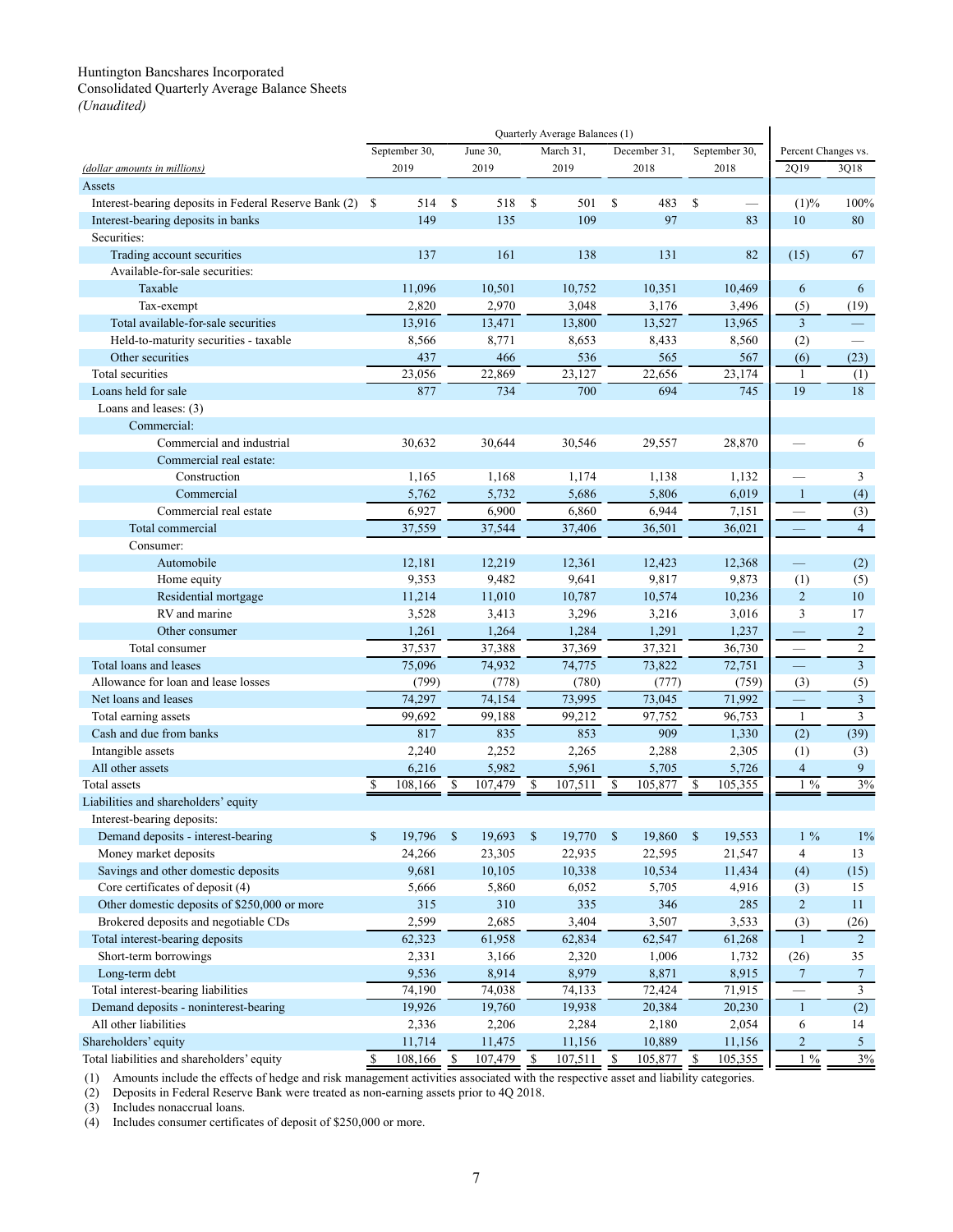Huntington Bancshares Incorporated
Consolidated Quarterly Average Balance Sheets
*(Unaudited)*

| | Quarterly Average Balances (1) | | | | | Percent Changes vs. | |
|---|---|---|---|---|---|---|---|
| *(dollar amounts in millions)* | September 30, 2019 | June 30, 2019 | March 31, 2019 | December 31, 2018 | September 30, 2018 | 2Q19 | 3Q18 |
| **Assets** | | | | | | | |
| Interest-bearing deposits in Federal Reserve Bank (2) | $ 514 | $ 518 | $ 501 | $ 483 | $ — | (1)% | 100% |
| Interest-bearing deposits in banks | 149 | 135 | 109 | 97 | 83 | 10 | 80 |
| Securities: | | | | | | | |
| Trading account securities | 137 | 161 | 138 | 131 | 82 | (15) | 67 |
| Available-for-sale securities: | | | | | | | |
| Taxable | 11,096 | 10,501 | 10,752 | 10,351 | 10,469 | 6 | 6 |
| Tax-exempt | 2,820 | 2,970 | 3,048 | 3,176 | 3,496 | (5) | (19) |
| Total available-for-sale securities | 13,916 | 13,471 | 13,800 | 13,527 | 13,965 | 3 | — |
| Held-to-maturity securities - taxable | 8,566 | 8,771 | 8,653 | 8,433 | 8,560 | (2) | — |
| Other securities | 437 | 466 | 536 | 565 | 567 | (6) | (23) |
| Total securities | 23,056 | 22,869 | 23,127 | 22,656 | 23,174 | 1 | (1) |
| Loans held for sale | 877 | 734 | 700 | 694 | 745 | 19 | 18 |
| Loans and leases: (3) | | | | | | | |
| Commercial: | | | | | | | |
| Commercial and industrial | 30,632 | 30,644 | 30,546 | 29,557 | 28,870 | — | 6 |
| Commercial real estate: | | | | | | | |
| Construction | 1,165 | 1,168 | 1,174 | 1,138 | 1,132 | — | 3 |
| Commercial | 5,762 | 5,732 | 5,686 | 5,806 | 6,019 | 1 | (4) |
| Commercial real estate | 6,927 | 6,900 | 6,860 | 6,944 | 7,151 | — | (3) |
| Total commercial | 37,559 | 37,544 | 37,406 | 36,501 | 36,021 | — | 4 |
| Consumer: | | | | | | | |
| Automobile | 12,181 | 12,219 | 12,361 | 12,423 | 12,368 | — | (2) |
| Home equity | 9,353 | 9,482 | 9,641 | 9,817 | 9,873 | (1) | (5) |
| Residential mortgage | 11,214 | 11,010 | 10,787 | 10,574 | 10,236 | 2 | 10 |
| RV and marine | 3,528 | 3,413 | 3,296 | 3,216 | 3,016 | 3 | 17 |
| Other consumer | 1,261 | 1,264 | 1,284 | 1,291 | 1,237 | — | 2 |
| Total consumer | 37,537 | 37,388 | 37,369 | 37,321 | 36,730 | — | 2 |
| Total loans and leases | 75,096 | 74,932 | 74,775 | 73,822 | 72,751 | — | 3 |
| Allowance for loan and lease losses | (799) | (778) | (780) | (777) | (759) | (3) | (5) |
| Net loans and leases | 74,297 | 74,154 | 73,995 | 73,045 | 71,992 | — | 3 |
| Total earning assets | 99,692 | 99,188 | 99,212 | 97,752 | 96,753 | 1 | 3 |
| Cash and due from banks | 817 | 835 | 853 | 909 | 1,330 | (2) | (39) |
| Intangible assets | 2,240 | 2,252 | 2,265 | 2,288 | 2,305 | (1) | (3) |
| All other assets | 6,216 | 5,982 | 5,961 | 5,705 | 5,726 | 4 | 9 |
| Total assets | $ 108,166 | $ 107,479 | $ 107,511 | $ 105,877 | $ 105,355 | 1 % | 3% |
| **Liabilities and shareholders' equity** | | | | | | | |
| Interest-bearing deposits: | | | | | | | |
| Demand deposits - interest-bearing | $ 19,796 | $ 19,693 | $ 19,770 | $ 19,860 | $ 19,553 | 1 % | 1% |
| Money market deposits | 24,266 | 23,305 | 22,935 | 22,595 | 21,547 | 4 | 13 |
| Savings and other domestic deposits | 9,681 | 10,105 | 10,338 | 10,534 | 11,434 | (4) | (15) |
| Core certificates of deposit (4) | 5,666 | 5,860 | 6,052 | 5,705 | 4,916 | (3) | 15 |
| Other domestic deposits of $250,000 or more | 315 | 310 | 335 | 346 | 285 | 2 | 11 |
| Brokered deposits and negotiable CDs | 2,599 | 2,685 | 3,404 | 3,507 | 3,533 | (3) | (26) |
| Total interest-bearing deposits | 62,323 | 61,958 | 62,834 | 62,547 | 61,268 | 1 | 2 |
| Short-term borrowings | 2,331 | 3,166 | 2,320 | 1,006 | 1,732 | (26) | 35 |
| Long-term debt | 9,536 | 8,914 | 8,979 | 8,871 | 8,915 | 7 | 7 |
| Total interest-bearing liabilities | 74,190 | 74,038 | 74,133 | 72,424 | 71,915 | — | 3 |
| Demand deposits - noninterest-bearing | 19,926 | 19,760 | 19,938 | 20,384 | 20,230 | 1 | (2) |
| All other liabilities | 2,336 | 2,206 | 2,284 | 2,180 | 2,054 | 6 | 14 |
| Shareholders' equity | 11,714 | 11,475 | 11,156 | 10,889 | 11,156 | 2 | 5 |
| Total liabilities and shareholders' equity | $ 108,166 | $ 107,479 | $ 107,511 | $ 105,877 | $ 105,355 | 1 % | 3% |

(1) Amounts include the effects of hedge and risk management activities associated with the respective asset and liability categories.
(2) Deposits in Federal Reserve Bank were treated as non-earning assets prior to 4Q 2018.
(3) Includes nonaccrual loans.
(4) Includes consumer certificates of deposit of $250,000 or more.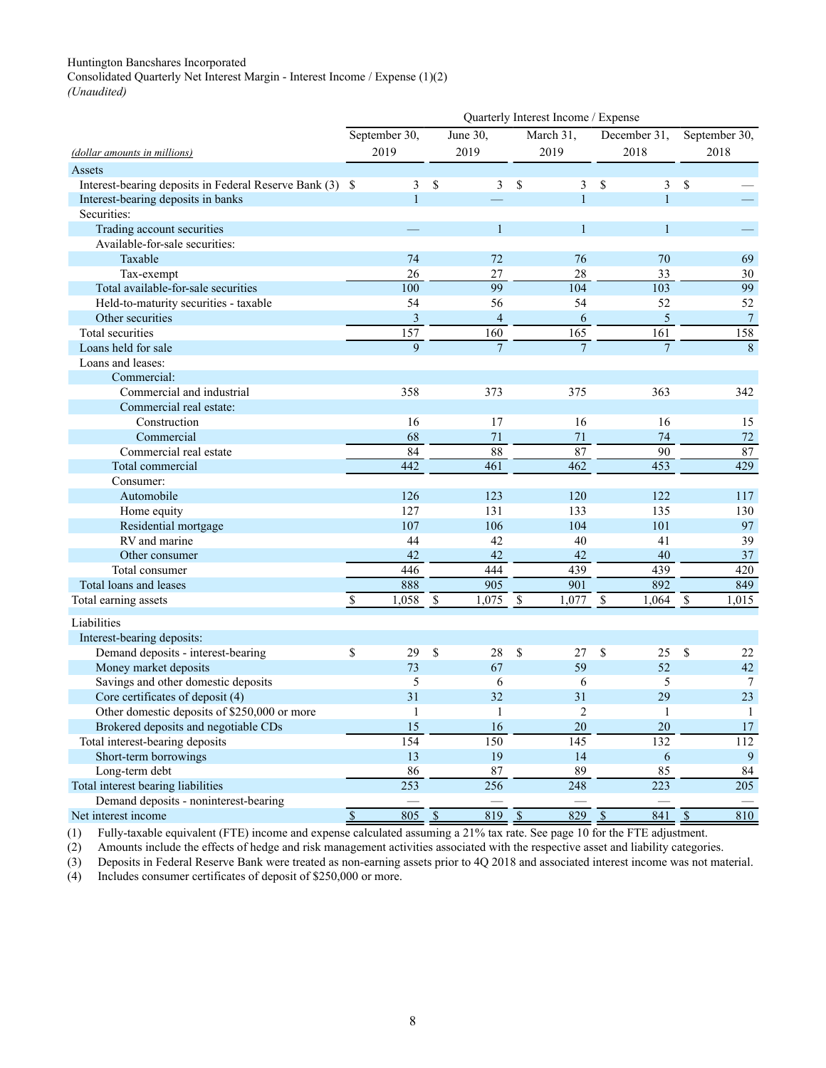Huntington Bancshares Incorporated

Consolidated Quarterly Net Interest Margin - Interest Income / Expense (1)(2)

*(Unaudited)*

| | Quarterly Interest Income / Expense | | | | |
|---|---|---|---|---|---|
| *(dollar amounts in millions)* | September 30, 2019 | June 30, 2019 | March 31, 2019 | December 31, 2018 | September 30, 2018 |
| **Assets** | | | | | |
| Interest-bearing deposits in Federal Reserve Bank (3) | $ 3 | $ 3 | $ 3 | $ 3 | $ — |
| Interest-bearing deposits in banks | 1 | — | 1 | 1 | — |
| Securities: | | | | | |
| Trading account securities | — | 1 | 1 | 1 | — |
| Available-for-sale securities: | | | | | |
| Taxable | 74 | 72 | 76 | 70 | 69 |
| Tax-exempt | 26 | 27 | 28 | 33 | 30 |
| Total available-for-sale securities | 100 | 99 | 104 | 103 | 99 |
| Held-to-maturity securities - taxable | 54 | 56 | 54 | 52 | 52 |
| Other securities | 3 | 4 | 6 | 5 | 7 |
| Total securities | 157 | 160 | 165 | 161 | 158 |
| Loans held for sale | 9 | 7 | 7 | 7 | 8 |
| Loans and leases: | | | | | |
| Commercial: | | | | | |
| Commercial and industrial | 358 | 373 | 375 | 363 | 342 |
| Commercial real estate: | | | | | |
| Construction | 16 | 17 | 16 | 16 | 15 |
| Commercial | 68 | 71 | 71 | 74 | 72 |
| Commercial real estate | 84 | 88 | 87 | 90 | 87 |
| Total commercial | 442 | 461 | 462 | 453 | 429 |
| Consumer: | | | | | |
| Automobile | 126 | 123 | 120 | 122 | 117 |
| Home equity | 127 | 131 | 133 | 135 | 130 |
| Residential mortgage | 107 | 106 | 104 | 101 | 97 |
| RV and marine | 44 | 42 | 40 | 41 | 39 |
| Other consumer | 42 | 42 | 42 | 40 | 37 |
| Total consumer | 446 | 444 | 439 | 439 | 420 |
| Total loans and leases | 888 | 905 | 901 | 892 | 849 |
| Total earning assets | $ 1,058 | $ 1,075 | $ 1,077 | $ 1,064 | $ 1,015 |
| **Liabilities** | | | | | |
| Interest-bearing deposits: | | | | | |
| Demand deposits - interest-bearing | $ 29 | $ 28 | $ 27 | $ 25 | $ 22 |
| Money market deposits | 73 | 67 | 59 | 52 | 42 |
| Savings and other domestic deposits | 5 | 6 | 6 | 5 | 7 |
| Core certificates of deposit (4) | 31 | 32 | 31 | 29 | 23 |
| Other domestic deposits of $250,000 or more | 1 | 1 | 2 | 1 | 1 |
| Brokered deposits and negotiable CDs | 15 | 16 | 20 | 20 | 17 |
| Total interest-bearing deposits | 154 | 150 | 145 | 132 | 112 |
| Short-term borrowings | 13 | 19 | 14 | 6 | 9 |
| Long-term debt | 86 | 87 | 89 | 85 | 84 |
| Total interest bearing liabilities | 253 | 256 | 248 | 223 | 205 |
| Demand deposits - noninterest-bearing | — | — | — | — | — |
| Net interest income | $ 805 | $ 819 | $ 829 | $ 841 | $ 810 |

(1) Fully-taxable equivalent (FTE) income and expense calculated assuming a 21% tax rate. See page 10 for the FTE adjustment.

(2) Amounts include the effects of hedge and risk management activities associated with the respective asset and liability categories.

(3) Deposits in Federal Reserve Bank were treated as non-earning assets prior to 4Q 2018 and associated interest income was not material.

(4) Includes consumer certificates of deposit of $250,000 or more.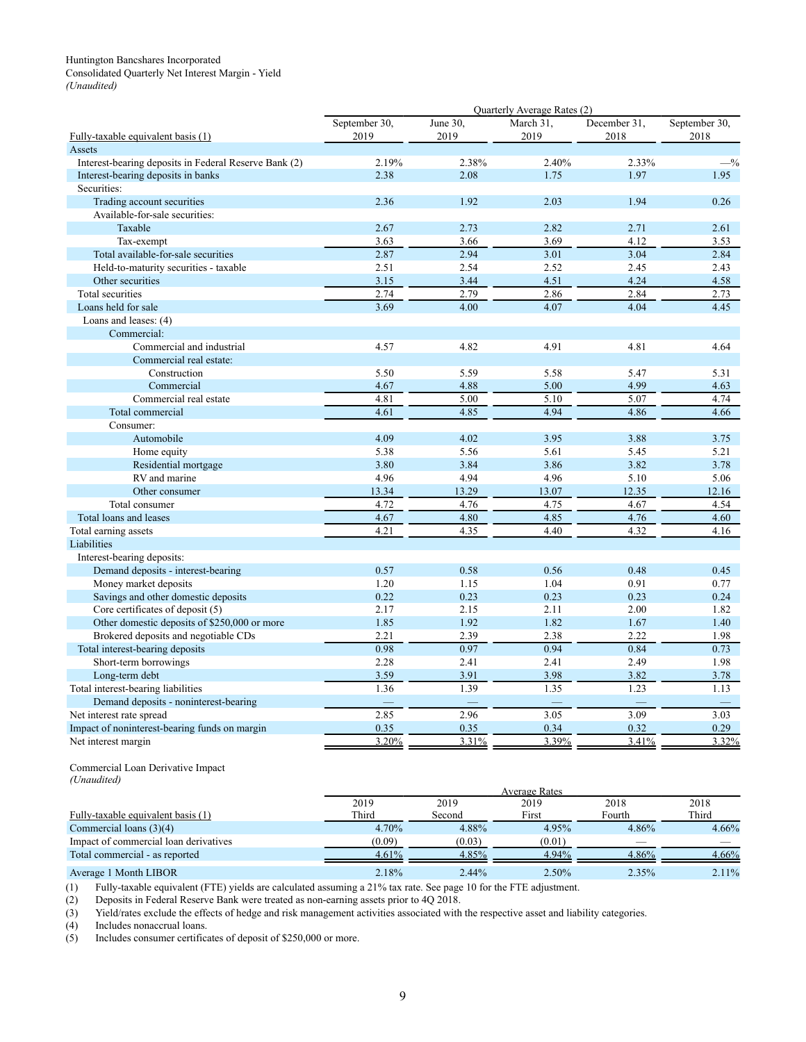Huntington Bancshares Incorporated
Consolidated Quarterly Net Interest Margin - Yield
*(Unaudited)*

| | Quarterly Average Rates (2) | | | | |
|---|---|---|---|---|---|
| Fully-taxable equivalent basis (1) | September 30, 2019 | June 30, 2019 | March 31, 2019 | December 31, 2018 | September 30, 2018 |
| **Assets** | | | | | |
| Interest-bearing deposits in Federal Reserve Bank (2) | 2.19% | 2.38% | 2.40% | 2.33% | —% |
| Interest-bearing deposits in banks | 2.38 | 2.08 | 1.75 | 1.97 | 1.95 |
| Securities: | | | | | |
| Trading account securities | 2.36 | 1.92 | 2.03 | 1.94 | 0.26 |
| Available-for-sale securities: | | | | | |
| Taxable | 2.67 | 2.73 | 2.82 | 2.71 | 2.61 |
| Tax-exempt | 3.63 | 3.66 | 3.69 | 4.12 | 3.53 |
| Total available-for-sale securities | 2.87 | 2.94 | 3.01 | 3.04 | 2.84 |
| Held-to-maturity securities - taxable | 2.51 | 2.54 | 2.52 | 2.45 | 2.43 |
| Other securities | 3.15 | 3.44 | 4.51 | 4.24 | 4.58 |
| Total securities | 2.74 | 2.79 | 2.86 | 2.84 | 2.73 |
| Loans held for sale | 3.69 | 4.00 | 4.07 | 4.04 | 4.45 |
| Loans and leases: (4) | | | | | |
| Commercial: | | | | | |
| Commercial and industrial | 4.57 | 4.82 | 4.91 | 4.81 | 4.64 |
| Commercial real estate: | | | | | |
| Construction | 5.50 | 5.59 | 5.58 | 5.47 | 5.31 |
| Commercial | 4.67 | 4.88 | 5.00 | 4.99 | 4.63 |
| Commercial real estate | 4.81 | 5.00 | 5.10 | 5.07 | 4.74 |
| Total commercial | 4.61 | 4.85 | 4.94 | 4.86 | 4.66 |
| Consumer: | | | | | |
| Automobile | 4.09 | 4.02 | 3.95 | 3.88 | 3.75 |
| Home equity | 5.38 | 5.56 | 5.61 | 5.45 | 5.21 |
| Residential mortgage | 3.80 | 3.84 | 3.86 | 3.82 | 3.78 |
| RV and marine | 4.96 | 4.94 | 4.96 | 5.10 | 5.06 |
| Other consumer | 13.34 | 13.29 | 13.07 | 12.35 | 12.16 |
| Total consumer | 4.72 | 4.76 | 4.75 | 4.67 | 4.54 |
| Total loans and leases | 4.67 | 4.80 | 4.85 | 4.76 | 4.60 |
| Total earning assets | 4.21 | 4.35 | 4.40 | 4.32 | 4.16 |
| **Liabilities** | | | | | |
| Interest-bearing deposits: | | | | | |
| Demand deposits - interest-bearing | 0.57 | 0.58 | 0.56 | 0.48 | 0.45 |
| Money market deposits | 1.20 | 1.15 | 1.04 | 0.91 | 0.77 |
| Savings and other domestic deposits | 0.22 | 0.23 | 0.23 | 0.23 | 0.24 |
| Core certificates of deposit (5) | 2.17 | 2.15 | 2.11 | 2.00 | 1.82 |
| Other domestic deposits of $250,000 or more | 1.85 | 1.92 | 1.82 | 1.67 | 1.40 |
| Brokered deposits and negotiable CDs | 2.21 | 2.39 | 2.38 | 2.22 | 1.98 |
| Total interest-bearing deposits | 0.98 | 0.97 | 0.94 | 0.84 | 0.73 |
| Short-term borrowings | 2.28 | 2.41 | 2.41 | 2.49 | 1.98 |
| Long-term debt | 3.59 | 3.91 | 3.98 | 3.82 | 3.78 |
| Total interest-bearing liabilities | 1.36 | 1.39 | 1.35 | 1.23 | 1.13 |
| Demand deposits - noninterest-bearing | — | — | — | — | — |
| Net interest rate spread | 2.85 | 2.96 | 3.05 | 3.09 | 3.03 |
| Impact of noninterest-bearing funds on margin | 0.35 | 0.35 | 0.34 | 0.32 | 0.29 |
| Net interest margin | 3.20% | 3.31% | 3.39% | 3.41% | 3.32% |

Commercial Loan Derivative Impact
*(Unaudited)*

| | Average Rates | | | | |
|---|---|---|---|---|---|
| Fully-taxable equivalent basis (1) | 2019 Third | 2019 Second | 2019 First | 2018 Fourth | 2018 Third |
| Commercial loans (3)(4) | 4.70% | 4.88% | 4.95% | 4.86% | 4.66% |
| Impact of commercial loan derivatives | (0.09) | (0.03) | (0.01) | — | — |
| Total commercial - as reported | 4.61% | 4.85% | 4.94% | 4.86% | 4.66% |
| Average 1 Month LIBOR | 2.18% | 2.44% | 2.50% | 2.35% | 2.11% |

(1) Fully-taxable equivalent (FTE) yields are calculated assuming a 21% tax rate. See page 10 for the FTE adjustment.
(2) Deposits in Federal Reserve Bank were treated as non-earning assets prior to 4Q 2018.
(3) Yield/rates exclude the effects of hedge and risk management activities associated with the respective asset and liability categories.
(4) Includes nonaccrual loans.
(5) Includes consumer certificates of deposit of $250,000 or more.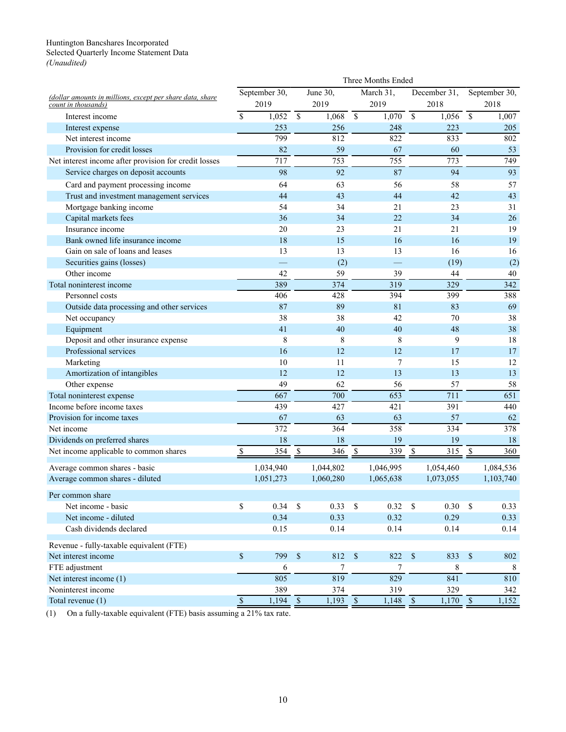Huntington Bancshares Incorporated
Selected Quarterly Income Statement Data
*(Unaudited)*

| *(dollar amounts in millions, except per share data, share count in thousands)* | Three Months Ended | | | | |
|---|---|---|---|---|---|
| | September 30, 2019 | June 30, 2019 | March 31, 2019 | December 31, 2018 | September 30, 2018 |
| Interest income | $ 1,052 | $ 1,068 | $ 1,070 | $ 1,056 | $ 1,007 |
| Interest expense | 253 | 256 | 248 | 223 | 205 |
| Net interest income | 799 | 812 | 822 | 833 | 802 |
| Provision for credit losses | 82 | 59 | 67 | 60 | 53 |
| Net interest income after provision for credit losses | 717 | 753 | 755 | 773 | 749 |
| Service charges on deposit accounts | 98 | 92 | 87 | 94 | 93 |
| Card and payment processing income | 64 | 63 | 56 | 58 | 57 |
| Trust and investment management services | 44 | 43 | 44 | 42 | 43 |
| Mortgage banking income | 54 | 34 | 21 | 23 | 31 |
| Capital markets fees | 36 | 34 | 22 | 34 | 26 |
| Insurance income | 20 | 23 | 21 | 21 | 19 |
| Bank owned life insurance income | 18 | 15 | 16 | 16 | 19 |
| Gain on sale of loans and leases | 13 | 13 | 13 | 16 | 16 |
| Securities gains (losses) | — | (2) | — | (19) | (2) |
| Other income | 42 | 59 | 39 | 44 | 40 |
| Total noninterest income | 389 | 374 | 319 | 329 | 342 |
| Personnel costs | 406 | 428 | 394 | 399 | 388 |
| Outside data processing and other services | 87 | 89 | 81 | 83 | 69 |
| Net occupancy | 38 | 38 | 42 | 70 | 38 |
| Equipment | 41 | 40 | 40 | 48 | 38 |
| Deposit and other insurance expense | 8 | 8 | 8 | 9 | 18 |
| Professional services | 16 | 12 | 12 | 17 | 17 |
| Marketing | 10 | 11 | 7 | 15 | 12 |
| Amortization of intangibles | 12 | 12 | 13 | 13 | 13 |
| Other expense | 49 | 62 | 56 | 57 | 58 |
| Total noninterest expense | 667 | 700 | 653 | 711 | 651 |
| Income before income taxes | 439 | 427 | 421 | 391 | 440 |
| Provision for income taxes | 67 | 63 | 63 | 57 | 62 |
| Net income | 372 | 364 | 358 | 334 | 378 |
| Dividends on preferred shares | 18 | 18 | 19 | 19 | 18 |
| Net income applicable to common shares | $ 354 | $ 346 | $ 339 | $ 315 | $ 360 |
| Average common shares - basic | 1,034,940 | 1,044,802 | 1,046,995 | 1,054,460 | 1,084,536 |
| Average common shares - diluted | 1,051,273 | 1,060,280 | 1,065,638 | 1,073,055 | 1,103,740 |
| Per common share | | | | | |
| Net income - basic | $ 0.34 | $ 0.33 | $ 0.32 | $ 0.30 | $ 0.33 |
| Net income - diluted | 0.34 | 0.33 | 0.32 | 0.29 | 0.33 |
| Cash dividends declared | 0.15 | 0.14 | 0.14 | 0.14 | 0.14 |
| Revenue - fully-taxable equivalent (FTE) | | | | | |
| Net interest income | $ 799 | $ 812 | $ 822 | $ 833 | $ 802 |
| FTE adjustment | 6 | 7 | 7 | 8 | 8 |
| Net interest income (1) | 805 | 819 | 829 | 841 | 810 |
| Noninterest income | 389 | 374 | 319 | 329 | 342 |
| Total revenue (1) | $ 1,194 | $ 1,193 | $ 1,148 | $ 1,170 | $ 1,152 |

(1) On a fully-taxable equivalent (FTE) basis assuming a 21% tax rate.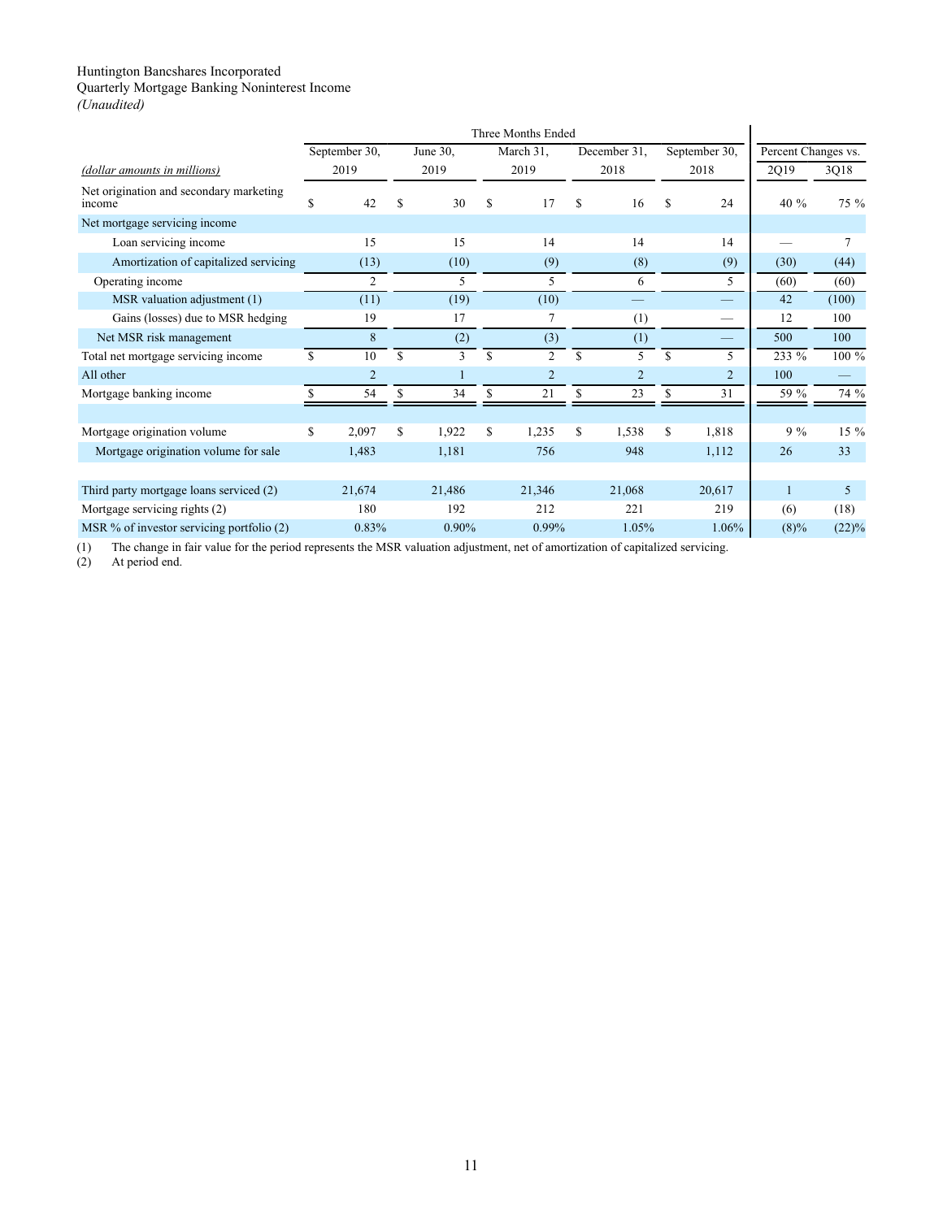Huntington Bancshares Incorporated
Quarterly Mortgage Banking Noninterest Income
*(Unaudited)*

| | Three Months Ended | | | | | Percent Changes vs. | |
|---|---|---|---|---|---|---|---|
| *(dollar amounts in millions)* | September 30, 2019 | June 30, 2019 | March 31, 2019 | December 31, 2018 | September 30, 2018 | 2Q19 | 3Q18 |
| Net origination and secondary marketing income | $ 42 | $ 30 | $ 17 | $ 16 | $ 24 | 40 % | 75 % |
| Net mortgage servicing income | | | | | | | |
| Loan servicing income | 15 | 15 | 14 | 14 | 14 | — | 7 |
| Amortization of capitalized servicing | (13) | (10) | (9) | (8) | (9) | (30) | (44) |
| Operating income | 2 | 5 | 5 | 6 | 5 | (60) | (60) |
| MSR valuation adjustment (1) | (11) | (19) | (10) | — | — | 42 | (100) |
| Gains (losses) due to MSR hedging | 19 | 17 | 7 | (1) | — | 12 | 100 |
| Net MSR risk management | 8 | (2) | (3) | (1) | — | 500 | 100 |
| Total net mortgage servicing income | $ 10 | $ 3 | $ 2 | $ 5 | $ 5 | 233 % | 100 % |
| All other | 2 | 1 | 2 | 2 | 2 | 100 | — |
| Mortgage banking income | $ 54 | $ 34 | $ 21 | $ 23 | $ 31 | 59 % | 74 % |
| | | | | | | | |
| Mortgage origination volume | $ 2,097 | $ 1,922 | $ 1,235 | $ 1,538 | $ 1,818 | 9 % | 15 % |
| Mortgage origination volume for sale | 1,483 | 1,181 | 756 | 948 | 1,112 | 26 | 33 |
| | | | | | | | |
| Third party mortgage loans serviced (2) | 21,674 | 21,486 | 21,346 | 21,068 | 20,617 | 1 | 5 |
| Mortgage servicing rights (2) | 180 | 192 | 212 | 221 | 219 | (6) | (18) |
| MSR % of investor servicing portfolio (2) | 0.83% | 0.90% | 0.99% | 1.05% | 1.06% | (8)% | (22)% |

(1) The change in fair value for the period represents the MSR valuation adjustment, net of amortization of capitalized servicing.
(2) At period end.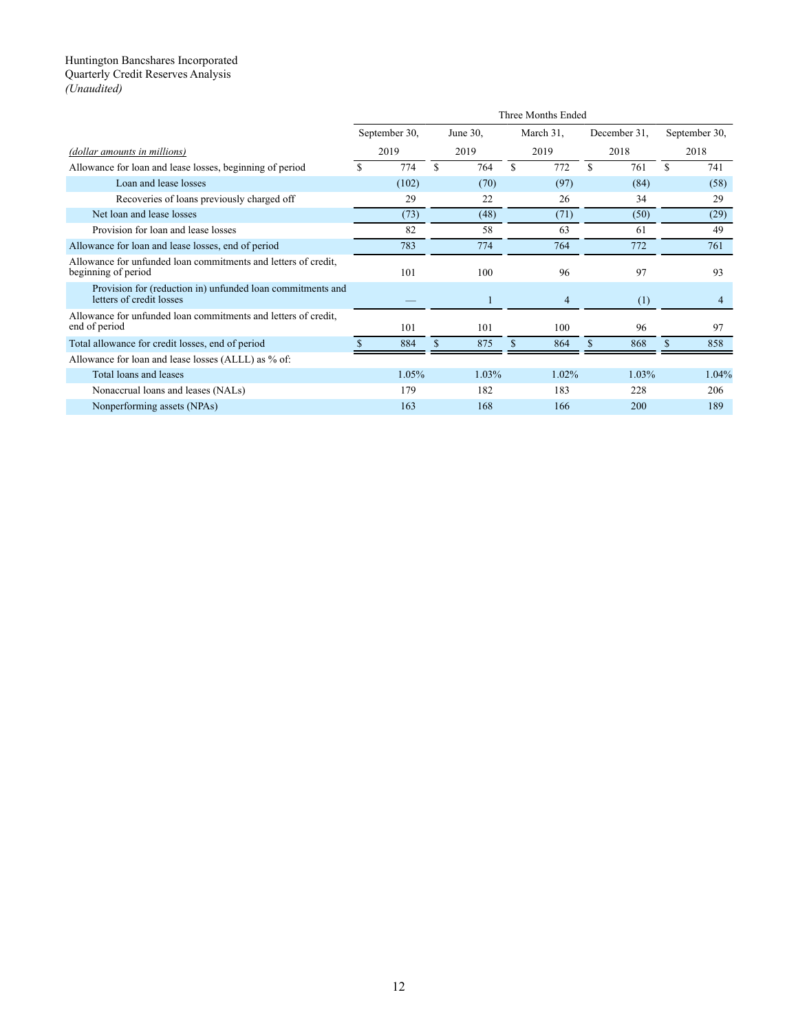Huntington Bancshares Incorporated
Quarterly Credit Reserves Analysis
*(Unaudited)*

| | Three Months Ended | | | | |
|---|---|---|---|---|---|
| *(dollar amounts in millions)* | September 30, 2019 | June 30, 2019 | March 31, 2019 | December 31, 2018 | September 30, 2018 |
| Allowance for loan and lease losses, beginning of period | $ 774 | $ 764 | $ 772 | $ 761 | $ 741 |
| Loan and lease losses | (102) | (70) | (97) | (84) | (58) |
| Recoveries of loans previously charged off | 29 | 22 | 26 | 34 | 29 |
| Net loan and lease losses | (73) | (48) | (71) | (50) | (29) |
| Provision for loan and lease losses | 82 | 58 | 63 | 61 | 49 |
| Allowance for loan and lease losses, end of period | 783 | 774 | 764 | 772 | 761 |
| Allowance for unfunded loan commitments and letters of credit, beginning of period | 101 | 100 | 96 | 97 | 93 |
| Provision for (reduction in) unfunded loan commitments and letters of credit losses | — | 1 | 4 | (1) | 4 |
| Allowance for unfunded loan commitments and letters of credit, end of period | 101 | 101 | 100 | 96 | 97 |
| Total allowance for credit losses, end of period | $ 884 | $ 875 | $ 864 | $ 868 | $ 858 |
| Allowance for loan and lease losses (ALLL) as % of: | | | | | |
| Total loans and leases | 1.05% | 1.03% | 1.02% | 1.03% | 1.04% |
| Nonaccrual loans and leases (NALs) | 179 | 182 | 183 | 228 | 206 |
| Nonperforming assets (NPAs) | 163 | 168 | 166 | 200 | 189 |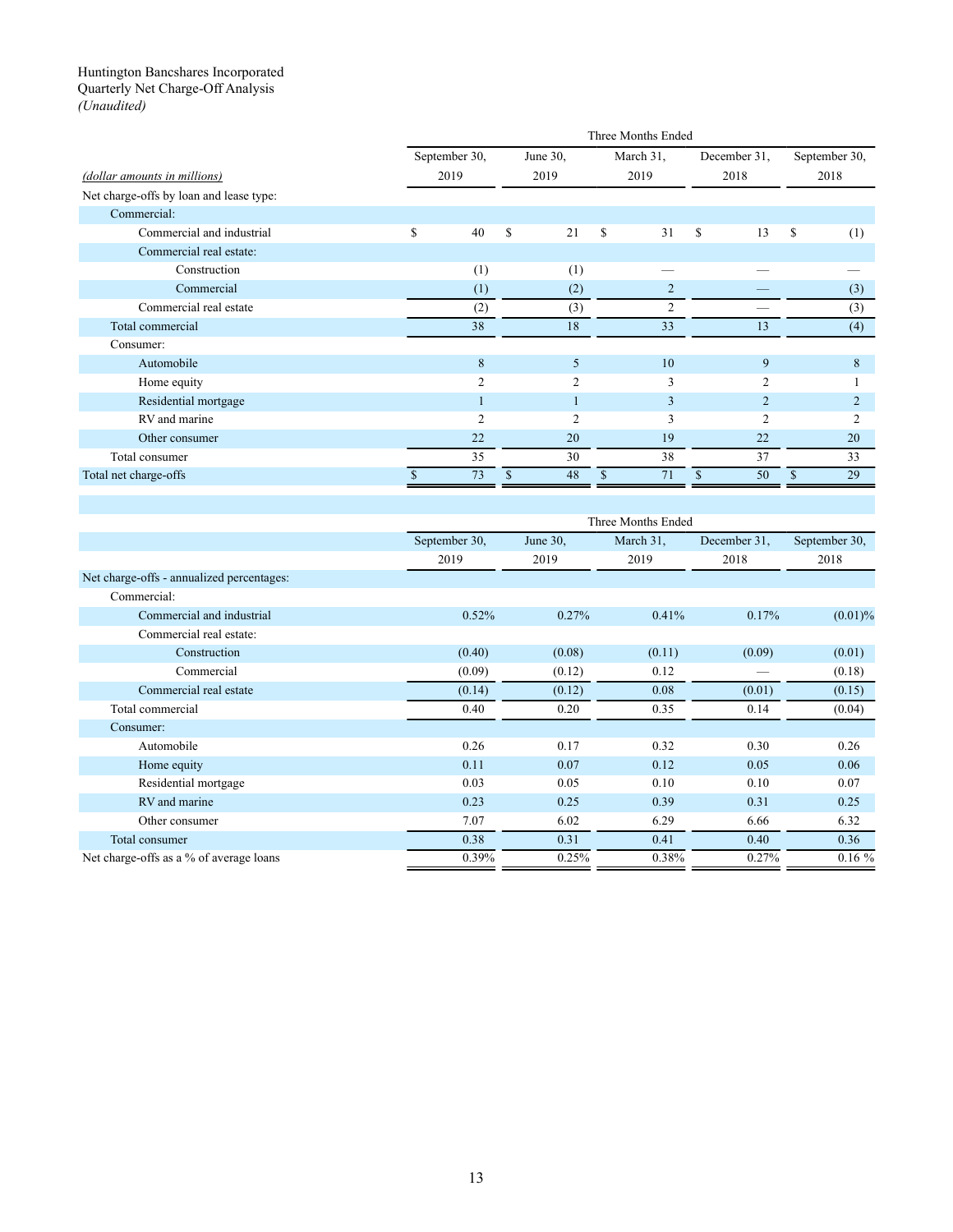Huntington Bancshares Incorporated
Quarterly Net Charge-Off Analysis
*(Unaudited)*

| *(dollar amounts in millions)* | Three Months Ended | | | | |
|---|---|---|---|---|---|
| | September 30, 2019 | June 30, 2019 | March 31, 2019 | December 31, 2018 | September 30, 2018 |
| Net charge-offs by loan and lease type: | | | | | |
| Commercial: | | | | | |
| Commercial and industrial | $ 40 | $ 21 | $ 31 | $ 13 | $ (1) |
| Commercial real estate: | | | | | |
| Construction | (1) | (1) | — | — | — |
| Commercial | (1) | (2) | 2 | — | (3) |
| Commercial real estate | (2) | (3) | 2 | — | (3) |
| Total commercial | 38 | 18 | 33 | 13 | (4) |
| Consumer: | | | | | |
| Automobile | 8 | 5 | 10 | 9 | 8 |
| Home equity | 2 | 2 | 3 | 2 | 1 |
| Residential mortgage | 1 | 1 | 3 | 2 | 2 |
| RV and marine | 2 | 2 | 3 | 2 | 2 |
| Other consumer | 22 | 20 | 19 | 22 | 20 |
| Total consumer | 35 | 30 | 38 | 37 | 33 |
| Total net charge-offs | $ 73 | $ 48 | $ 71 | $ 50 | $ 29 |

| | Three Months Ended | | | | |
|---|---|---|---|---|---|
| | September 30, 2019 | June 30, 2019 | March 31, 2019 | December 31, 2018 | September 30, 2018 |
| Net charge-offs - annualized percentages: | | | | | |
| Commercial: | | | | | |
| Commercial and industrial | 0.52% | 0.27% | 0.41% | 0.17% | (0.01)% |
| Commercial real estate: | | | | | |
| Construction | (0.40) | (0.08) | (0.11) | (0.09) | (0.01) |
| Commercial | (0.09) | (0.12) | 0.12 | — | (0.18) |
| Commercial real estate | (0.14) | (0.12) | 0.08 | (0.01) | (0.15) |
| Total commercial | 0.40 | 0.20 | 0.35 | 0.14 | (0.04) |
| Consumer: | | | | | |
| Automobile | 0.26 | 0.17 | 0.32 | 0.30 | 0.26 |
| Home equity | 0.11 | 0.07 | 0.12 | 0.05 | 0.06 |
| Residential mortgage | 0.03 | 0.05 | 0.10 | 0.10 | 0.07 |
| RV and marine | 0.23 | 0.25 | 0.39 | 0.31 | 0.25 |
| Other consumer | 7.07 | 6.02 | 6.29 | 6.66 | 6.32 |
| Total consumer | 0.38 | 0.31 | 0.41 | 0.40 | 0.36 |
| Net charge-offs as a % of average loans | 0.39% | 0.25% | 0.38% | 0.27% | 0.16 % |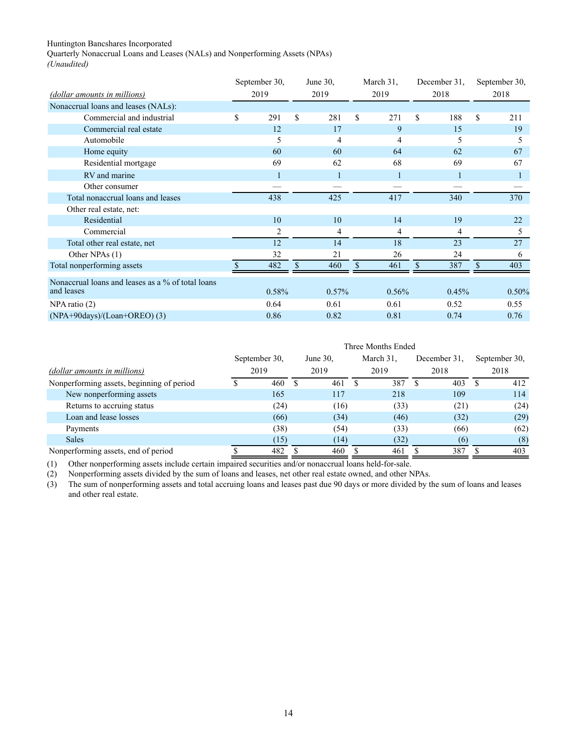Huntington Bancshares Incorporated

Quarterly Nonaccrual Loans and Leases (NALs) and Nonperforming Assets (NPAs)

*(Unaudited)*

| *(dollar amounts in millions)* | September 30, 2019 | June 30, 2019 | March 31, 2019 | December 31, 2018 | September 30, 2018 |
|---|---|---|---|---|---|
| Nonaccrual loans and leases (NALs): | | | | | |
| Commercial and industrial | $ 291 | $ 281 | $ 271 | $ 188 | $ 211 |
| Commercial real estate | 12 | 17 | 9 | 15 | 19 |
| Automobile | 5 | 4 | 4 | 5 | 5 |
| Home equity | 60 | 60 | 64 | 62 | 67 |
| Residential mortgage | 69 | 62 | 68 | 69 | 67 |
| RV and marine | 1 | 1 | 1 | 1 | 1 |
| Other consumer | — | — | — | — | — |
| Total nonaccrual loans and leases | 438 | 425 | 417 | 340 | 370 |
| Other real estate, net: | | | | | |
| Residential | 10 | 10 | 14 | 19 | 22 |
| Commercial | 2 | 4 | 4 | 4 | 5 |
| Total other real estate, net | 12 | 14 | 18 | 23 | 27 |
| Other NPAs (1) | 32 | 21 | 26 | 24 | 6 |
| Total nonperforming assets | $ 482 | $ 460 | $ 461 | $ 387 | $ 403 |
| Nonaccrual loans and leases as a % of total loans and leases | 0.58% | 0.57% | 0.56% | 0.45% | 0.50% |
| NPA ratio (2) | 0.64 | 0.61 | 0.61 | 0.52 | 0.55 |
| (NPA+90days)/(Loan+OREO) (3) | 0.86 | 0.82 | 0.81 | 0.74 | 0.76 |

| | Three Months Ended | | | | |
|---|---|---|---|---|---|
| *(dollar amounts in millions)* | September 30, 2019 | June 30, 2019 | March 31, 2019 | December 31, 2018 | September 30, 2018 |
| Nonperforming assets, beginning of period | $ 460 | $ 461 | $ 387 | $ 403 | $ 412 |
| New nonperforming assets | 165 | 117 | 218 | 109 | 114 |
| Returns to accruing status | (24) | (16) | (33) | (21) | (24) |
| Loan and lease losses | (66) | (34) | (46) | (32) | (29) |
| Payments | (38) | (54) | (33) | (66) | (62) |
| Sales | (15) | (14) | (32) | (6) | (8) |
| Nonperforming assets, end of period | $ 482 | $ 460 | $ 461 | $ 387 | $ 403 |

(1) Other nonperforming assets include certain impaired securities and/or nonaccrual loans held-for-sale.

(2) Nonperforming assets divided by the sum of loans and leases, net other real estate owned, and other NPAs.

(3) The sum of nonperforming assets and total accruing loans and leases past due 90 days or more divided by the sum of loans and leases and other real estate.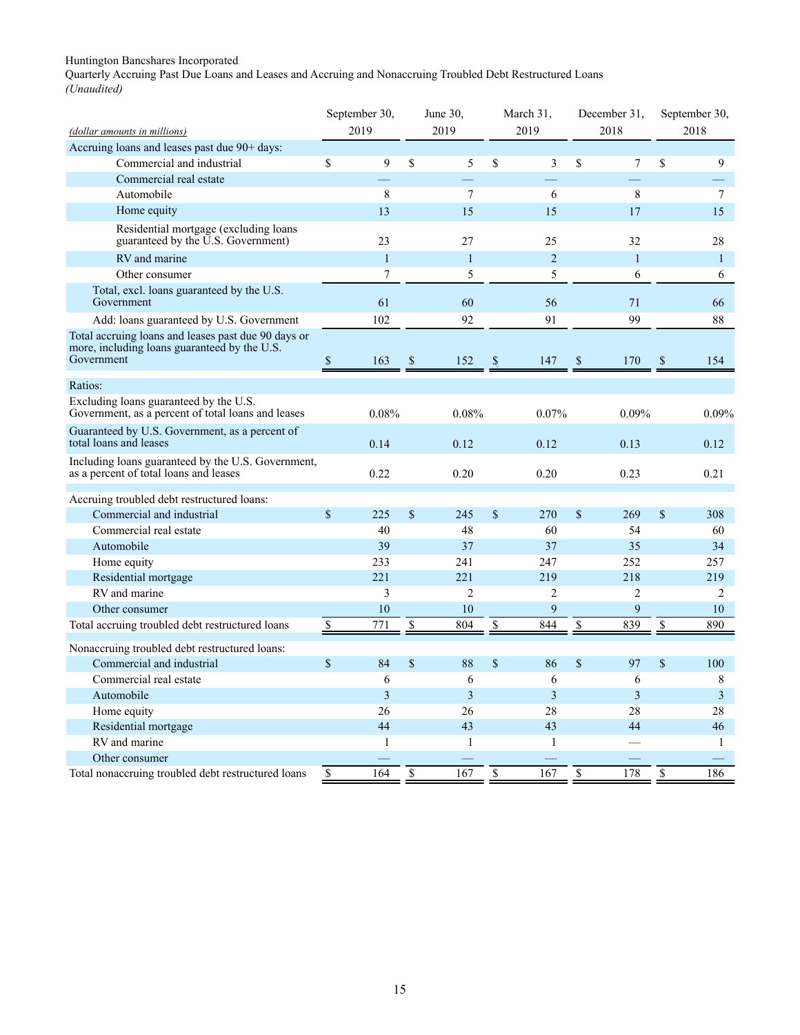Huntington Bancshares Incorporated

Quarterly Accruing Past Due Loans and Leases and Accruing and Nonaccruing Troubled Debt Restructured Loans

*(Unaudited)*

| *(dollar amounts in millions)* | September 30, 2019 | June 30, 2019 | March 31, 2019 | December 31, 2018 | September 30, 2018 |
|---|---|---|---|---|---|
| Accruing loans and leases past due 90+ days: | | | | | |
| Commercial and industrial | $ 9 | $ 5 | $ 3 | $ 7 | $ 9 |
| Commercial real estate | — | — | — | — | — |
| Automobile | 8 | 7 | 6 | 8 | 7 |
| Home equity | 13 | 15 | 15 | 17 | 15 |
| Residential mortgage (excluding loans guaranteed by the U.S. Government) | 23 | 27 | 25 | 32 | 28 |
| RV and marine | 1 | 1 | 2 | 1 | 1 |
| Other consumer | 7 | 5 | 5 | 6 | 6 |
| Total, excl. loans guaranteed by the U.S. Government | 61 | 60 | 56 | 71 | 66 |
| Add: loans guaranteed by U.S. Government | 102 | 92 | 91 | 99 | 88 |
| Total accruing loans and leases past due 90 days or more, including loans guaranteed by the U.S. Government | $ 163 | $ 152 | $ 147 | $ 170 | $ 154 |
| Ratios: | | | | | |
| Excluding loans guaranteed by the U.S. Government, as a percent of total loans and leases | 0.08% | 0.08% | 0.07% | 0.09% | 0.09% |
| Guaranteed by U.S. Government, as a percent of total loans and leases | 0.14 | 0.12 | 0.12 | 0.13 | 0.12 |
| Including loans guaranteed by the U.S. Government, as a percent of total loans and leases | 0.22 | 0.20 | 0.20 | 0.23 | 0.21 |
| Accruing troubled debt restructured loans: | | | | | |
| Commercial and industrial | $ 225 | $ 245 | $ 270 | $ 269 | $ 308 |
| Commercial real estate | 40 | 48 | 60 | 54 | 60 |
| Automobile | 39 | 37 | 37 | 35 | 34 |
| Home equity | 233 | 241 | 247 | 252 | 257 |
| Residential mortgage | 221 | 221 | 219 | 218 | 219 |
| RV and marine | 3 | 2 | 2 | 2 | 2 |
| Other consumer | 10 | 10 | 9 | 9 | 10 |
| Total accruing troubled debt restructured loans | $ 771 | $ 804 | $ 844 | $ 839 | $ 890 |
| Nonaccruing troubled debt restructured loans: | | | | | |
| Commercial and industrial | $ 84 | $ 88 | $ 86 | $ 97 | $ 100 |
| Commercial real estate | 6 | 6 | 6 | 6 | 8 |
| Automobile | 3 | 3 | 3 | 3 | 3 |
| Home equity | 26 | 26 | 28 | 28 | 28 |
| Residential mortgage | 44 | 43 | 43 | 44 | 46 |
| RV and marine | 1 | 1 | 1 | — | 1 |
| Other consumer | — | — | — | — | — |
| Total nonaccruing troubled debt restructured loans | $ 164 | $ 167 | $ 167 | $ 178 | $ 186 |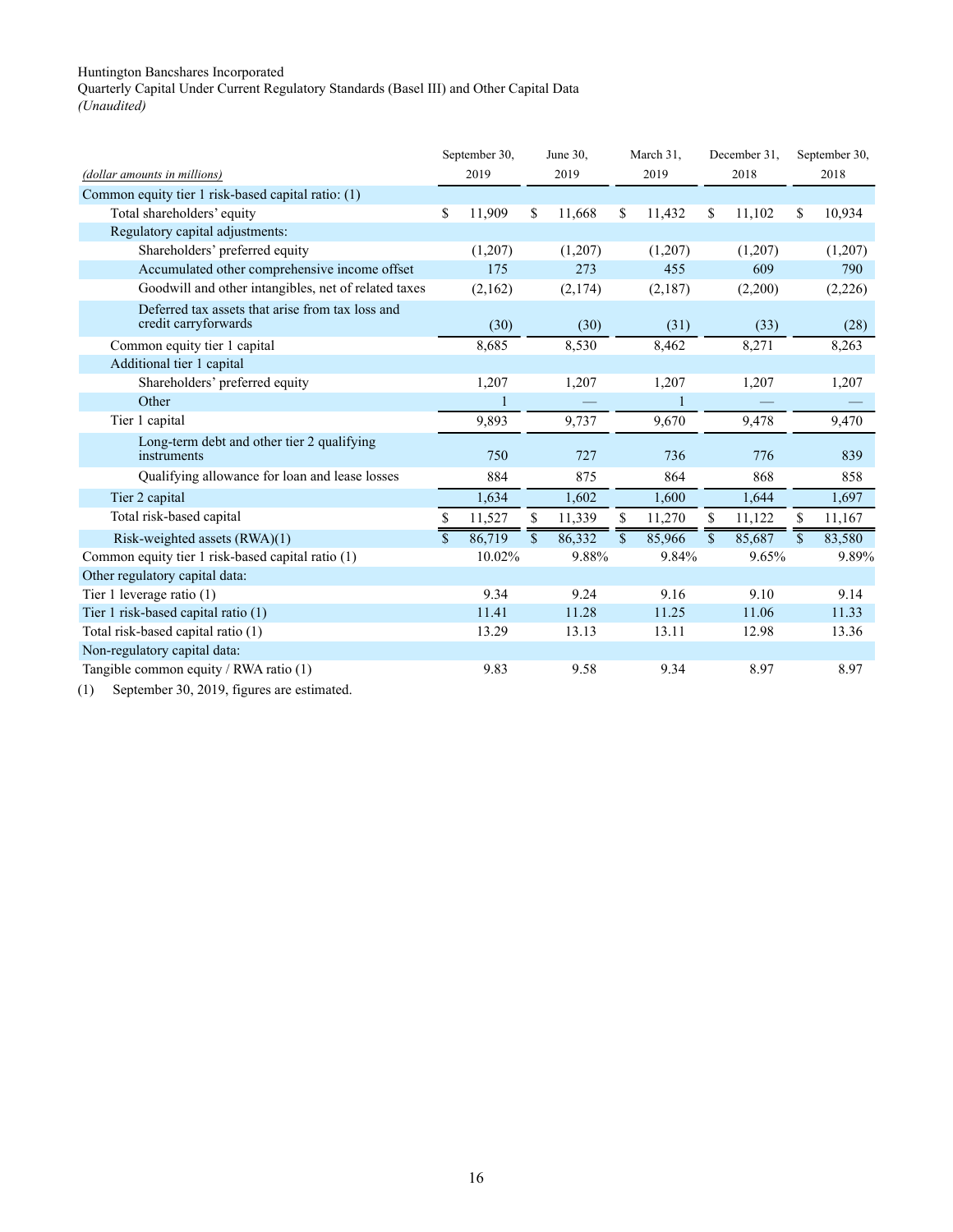Huntington Bancshares Incorporated

Quarterly Capital Under Current Regulatory Standards (Basel III) and Other Capital Data

*(Unaudited)*

| *(dollar amounts in millions)* | September 30, 2019 | June 30, 2019 | March 31, 2019 | December 31, 2018 | September 30, 2018 |
|---|---|---|---|---|---|
| Common equity tier 1 risk-based capital ratio: (1) | | | | | |
| Total shareholders' equity | $ 11,909 | $ 11,668 | $ 11,432 | $ 11,102 | $ 10,934 |
| Regulatory capital adjustments: | | | | | |
| Shareholders' preferred equity | (1,207) | (1,207) | (1,207) | (1,207) | (1,207) |
| Accumulated other comprehensive income offset | 175 | 273 | 455 | 609 | 790 |
| Goodwill and other intangibles, net of related taxes | (2,162) | (2,174) | (2,187) | (2,200) | (2,226) |
| Deferred tax assets that arise from tax loss and credit carryforwards | (30) | (30) | (31) | (33) | (28) |
| Common equity tier 1 capital | 8,685 | 8,530 | 8,462 | 8,271 | 8,263 |
| Additional tier 1 capital | | | | | |
| Shareholders' preferred equity | 1,207 | 1,207 | 1,207 | 1,207 | 1,207 |
| Other | 1 | — | 1 | — | — |
| Tier 1 capital | 9,893 | 9,737 | 9,670 | 9,478 | 9,470 |
| Long-term debt and other tier 2 qualifying instruments | 750 | 727 | 736 | 776 | 839 |
| Qualifying allowance for loan and lease losses | 884 | 875 | 864 | 868 | 858 |
| Tier 2 capital | 1,634 | 1,602 | 1,600 | 1,644 | 1,697 |
| Total risk-based capital | $ 11,527 | $ 11,339 | $ 11,270 | $ 11,122 | $ 11,167 |
| Risk-weighted assets (RWA)(1) | $ 86,719 | $ 86,332 | $ 85,966 | $ 85,687 | $ 83,580 |
| Common equity tier 1 risk-based capital ratio (1) | 10.02% | 9.88% | 9.84% | 9.65% | 9.89% |
| Other regulatory capital data: | | | | | |
| Tier 1 leverage ratio (1) | 9.34 | 9.24 | 9.16 | 9.10 | 9.14 |
| Tier 1 risk-based capital ratio (1) | 11.41 | 11.28 | 11.25 | 11.06 | 11.33 |
| Total risk-based capital ratio (1) | 13.29 | 13.13 | 13.11 | 12.98 | 13.36 |
| Non-regulatory capital data: | | | | | |
| Tangible common equity / RWA ratio (1) | 9.83 | 9.58 | 9.34 | 8.97 | 8.97 |

(1) September 30, 2019, figures are estimated.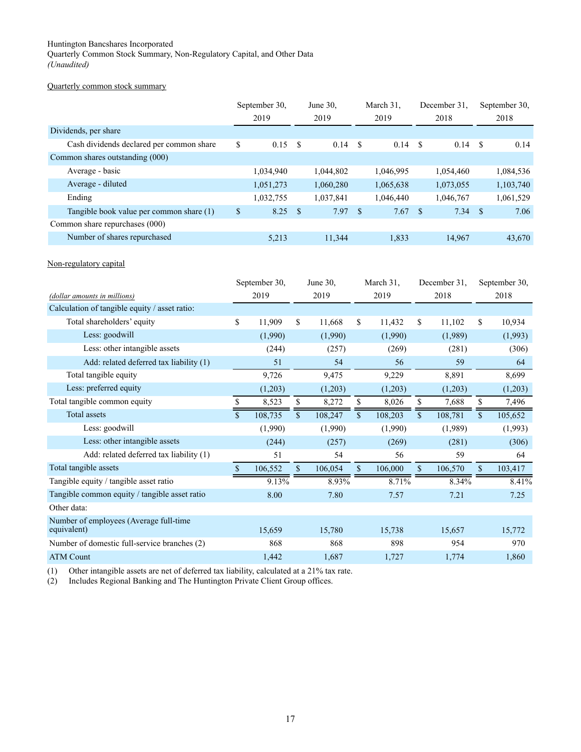Huntington Bancshares Incorporated
Quarterly Common Stock Summary, Non-Regulatory Capital, and Other Data
*(Unaudited)*

Quarterly common stock summary

| | September 30, 2019 | June 30, 2019 | March 31, 2019 | December 31, 2018 | September 30, 2018 |
|---|---|---|---|---|---|
| Dividends, per share | | | | | |
| Cash dividends declared per common share | $ 0.15 | $ 0.14 | $ 0.14 | $ 0.14 | $ 0.14 |
| Common shares outstanding (000) | | | | | |
| Average - basic | 1,034,940 | 1,044,802 | 1,046,995 | 1,054,460 | 1,084,536 |
| Average - diluted | 1,051,273 | 1,060,280 | 1,065,638 | 1,073,055 | 1,103,740 |
| Ending | 1,032,755 | 1,037,841 | 1,046,440 | 1,046,767 | 1,061,529 |
| Tangible book value per common share (1) | $ 8.25 | $ 7.97 | $ 7.67 | $ 7.34 | $ 7.06 |
| Common share repurchases (000) | | | | | |
| Number of shares repurchased | 5,213 | 11,344 | 1,833 | 14,967 | 43,670 |

Non-regulatory capital

| *(dollar amounts in millions)* | September 30, 2019 | June 30, 2019 | March 31, 2019 | December 31, 2018 | September 30, 2018 |
|---|---|---|---|---|---|
| Calculation of tangible equity / asset ratio: | | | | | |
| Total shareholders' equity | $ 11,909 | $ 11,668 | $ 11,432 | $ 11,102 | $ 10,934 |
| Less: goodwill | (1,990) | (1,990) | (1,990) | (1,989) | (1,993) |
| Less: other intangible assets | (244) | (257) | (269) | (281) | (306) |
| Add: related deferred tax liability (1) | 51 | 54 | 56 | 59 | 64 |
| Total tangible equity | 9,726 | 9,475 | 9,229 | 8,891 | 8,699 |
| Less: preferred equity | (1,203) | (1,203) | (1,203) | (1,203) | (1,203) |
| Total tangible common equity | $ 8,523 | $ 8,272 | $ 8,026 | $ 7,688 | $ 7,496 |
| Total assets | $ 108,735 | $ 108,247 | $ 108,203 | $ 108,781 | $ 105,652 |
| Less: goodwill | (1,990) | (1,990) | (1,990) | (1,989) | (1,993) |
| Less: other intangible assets | (244) | (257) | (269) | (281) | (306) |
| Add: related deferred tax liability (1) | 51 | 54 | 56 | 59 | 64 |
| Total tangible assets | $ 106,552 | $ 106,054 | $ 106,000 | $ 106,570 | $ 103,417 |
| Tangible equity / tangible asset ratio | 9.13% | 8.93% | 8.71% | 8.34% | 8.41% |
| Tangible common equity / tangible asset ratio | 8.00 | 7.80 | 7.57 | 7.21 | 7.25 |
| Other data: | | | | | |
| Number of employees (Average full-time equivalent) | 15,659 | 15,780 | 15,738 | 15,657 | 15,772 |
| Number of domestic full-service branches (2) | 868 | 868 | 898 | 954 | 970 |
| ATM Count | 1,442 | 1,687 | 1,727 | 1,774 | 1,860 |

(1) Other intangible assets are net of deferred tax liability, calculated at a 21% tax rate.
(2) Includes Regional Banking and The Huntington Private Client Group offices.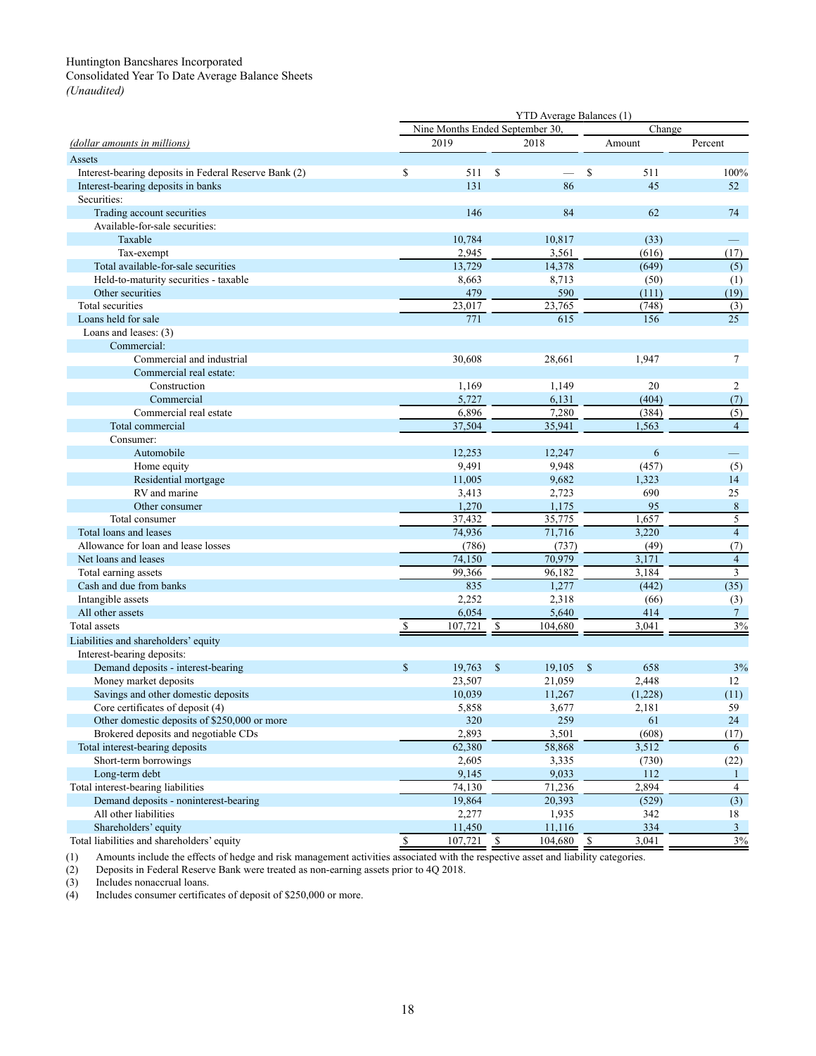Huntington Bancshares Incorporated
Consolidated Year To Date Average Balance Sheets
*(Unaudited)*

| *(dollar amounts in millions)* | YTD Average Balances (1) | | | |
|---|---|---|---|---|
| | Nine Months Ended September 30, | | Change | |
| | 2019 | 2018 | Amount | Percent |
| **Assets** | | | | |
| Interest-bearing deposits in Federal Reserve Bank (2) | $ 511 | $ — | $ 511 | 100% |
| Interest-bearing deposits in banks | 131 | 86 | 45 | 52 |
| Securities: | | | | |
| Trading account securities | 146 | 84 | 62 | 74 |
| Available-for-sale securities: | | | | |
| Taxable | 10,784 | 10,817 | (33) | — |
| Tax-exempt | 2,945 | 3,561 | (616) | (17) |
| Total available-for-sale securities | 13,729 | 14,378 | (649) | (5) |
| Held-to-maturity securities - taxable | 8,663 | 8,713 | (50) | (1) |
| Other securities | 479 | 590 | (111) | (19) |
| Total securities | 23,017 | 23,765 | (748) | (3) |
| Loans held for sale | 771 | 615 | 156 | 25 |
| Loans and leases: (3) | | | | |
| Commercial: | | | | |
| Commercial and industrial | 30,608 | 28,661 | 1,947 | 7 |
| Commercial real estate: | | | | |
| Construction | 1,169 | 1,149 | 20 | 2 |
| Commercial | 5,727 | 6,131 | (404) | (7) |
| Commercial real estate | 6,896 | 7,280 | (384) | (5) |
| Total commercial | 37,504 | 35,941 | 1,563 | 4 |
| Consumer: | | | | |
| Automobile | 12,253 | 12,247 | 6 | — |
| Home equity | 9,491 | 9,948 | (457) | (5) |
| Residential mortgage | 11,005 | 9,682 | 1,323 | 14 |
| RV and marine | 3,413 | 2,723 | 690 | 25 |
| Other consumer | 1,270 | 1,175 | 95 | 8 |
| Total consumer | 37,432 | 35,775 | 1,657 | 5 |
| Total loans and leases | 74,936 | 71,716 | 3,220 | 4 |
| Allowance for loan and lease losses | (786) | (737) | (49) | (7) |
| Net loans and leases | 74,150 | 70,979 | 3,171 | 4 |
| Total earning assets | 99,366 | 96,182 | 3,184 | 3 |
| Cash and due from banks | 835 | 1,277 | (442) | (35) |
| Intangible assets | 2,252 | 2,318 | (66) | (3) |
| All other assets | 6,054 | 5,640 | 414 | 7 |
| Total assets | $ 107,721 | $ 104,680 | 3,041 | 3% |
| **Liabilities and shareholders' equity** | | | | |
| Interest-bearing deposits: | | | | |
| Demand deposits - interest-bearing | $ 19,763 | $ 19,105 | $ 658 | 3% |
| Money market deposits | 23,507 | 21,059 | 2,448 | 12 |
| Savings and other domestic deposits | 10,039 | 11,267 | (1,228) | (11) |
| Core certificates of deposit (4) | 5,858 | 3,677 | 2,181 | 59 |
| Other domestic deposits of $250,000 or more | 320 | 259 | 61 | 24 |
| Brokered deposits and negotiable CDs | 2,893 | 3,501 | (608) | (17) |
| Total interest-bearing deposits | 62,380 | 58,868 | 3,512 | 6 |
| Short-term borrowings | 2,605 | 3,335 | (730) | (22) |
| Long-term debt | 9,145 | 9,033 | 112 | 1 |
| Total interest-bearing liabilities | 74,130 | 71,236 | 2,894 | 4 |
| Demand deposits - noninterest-bearing | 19,864 | 20,393 | (529) | (3) |
| All other liabilities | 2,277 | 1,935 | 342 | 18 |
| Shareholders' equity | 11,450 | 11,116 | 334 | 3 |
| Total liabilities and shareholders' equity | $ 107,721 | $ 104,680 | $ 3,041 | 3% |

(1) Amounts include the effects of hedge and risk management activities associated with the respective asset and liability categories.
(2) Deposits in Federal Reserve Bank were treated as non-earning assets prior to 4Q 2018.
(3) Includes nonaccrual loans.
(4) Includes consumer certificates of deposit of $250,000 or more.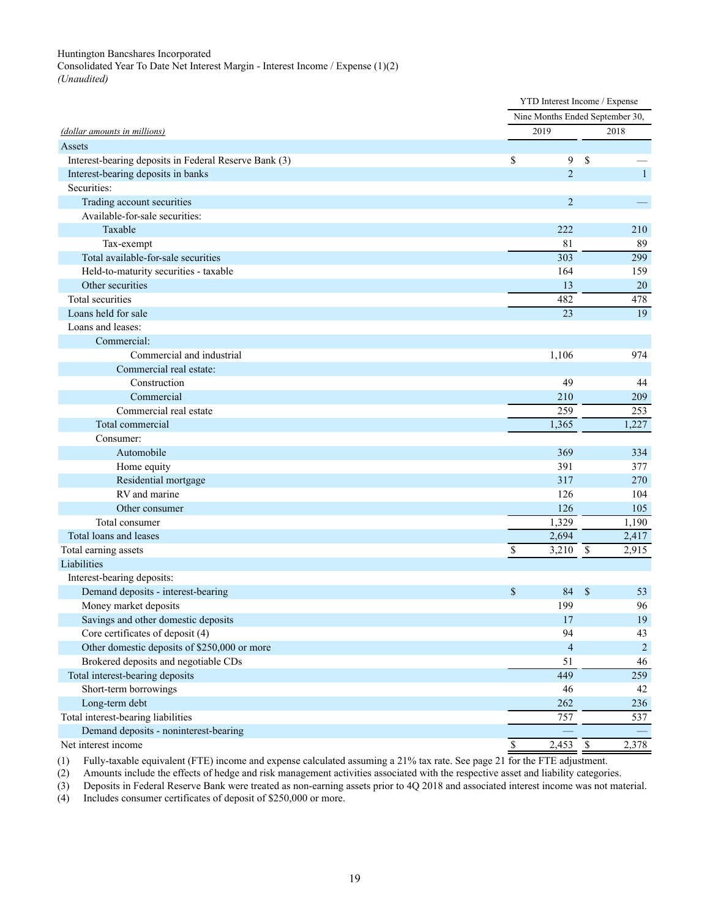Huntington Bancshares Incorporated
Consolidated Year To Date Net Interest Margin - Interest Income / Expense (1)(2)
*(Unaudited)*

| *(dollar amounts in millions)* | YTD Interest Income / Expense | |
|---|---|---|
| | Nine Months Ended September 30, | |
| | 2019 | 2018 |
| **Assets** | | |
| Interest-bearing deposits in Federal Reserve Bank (3) | $ 9 | $ — |
| Interest-bearing deposits in banks | 2 | 1 |
| Securities: | | |
| Trading account securities | 2 | — |
| Available-for-sale securities: | | |
| Taxable | 222 | 210 |
| Tax-exempt | 81 | 89 |
| Total available-for-sale securities | 303 | 299 |
| Held-to-maturity securities - taxable | 164 | 159 |
| Other securities | 13 | 20 |
| Total securities | 482 | 478 |
| Loans held for sale | 23 | 19 |
| Loans and leases: | | |
| Commercial: | | |
| Commercial and industrial | 1,106 | 974 |
| Commercial real estate: | | |
| Construction | 49 | 44 |
| Commercial | 210 | 209 |
| Commercial real estate | 259 | 253 |
| Total commercial | 1,365 | 1,227 |
| Consumer: | | |
| Automobile | 369 | 334 |
| Home equity | 391 | 377 |
| Residential mortgage | 317 | 270 |
| RV and marine | 126 | 104 |
| Other consumer | 126 | 105 |
| Total consumer | 1,329 | 1,190 |
| Total loans and leases | 2,694 | 2,417 |
| Total earning assets | $ 3,210 | $ 2,915 |
| **Liabilities** | | |
| Interest-bearing deposits: | | |
| Demand deposits - interest-bearing | $ 84 | $ 53 |
| Money market deposits | 199 | 96 |
| Savings and other domestic deposits | 17 | 19 |
| Core certificates of deposit (4) | 94 | 43 |
| Other domestic deposits of $250,000 or more | 4 | 2 |
| Brokered deposits and negotiable CDs | 51 | 46 |
| Total interest-bearing deposits | 449 | 259 |
| Short-term borrowings | 46 | 42 |
| Long-term debt | 262 | 236 |
| Total interest-bearing liabilities | 757 | 537 |
| Demand deposits - noninterest-bearing | — | — |
| Net interest income | $ 2,453 | $ 2,378 |

(1) Fully-taxable equivalent (FTE) income and expense calculated assuming a 21% tax rate. See page 21 for the FTE adjustment.
(2) Amounts include the effects of hedge and risk management activities associated with the respective asset and liability categories.
(3) Deposits in Federal Reserve Bank were treated as non-earning assets prior to 4Q 2018 and associated interest income was not material.
(4) Includes consumer certificates of deposit of $250,000 or more.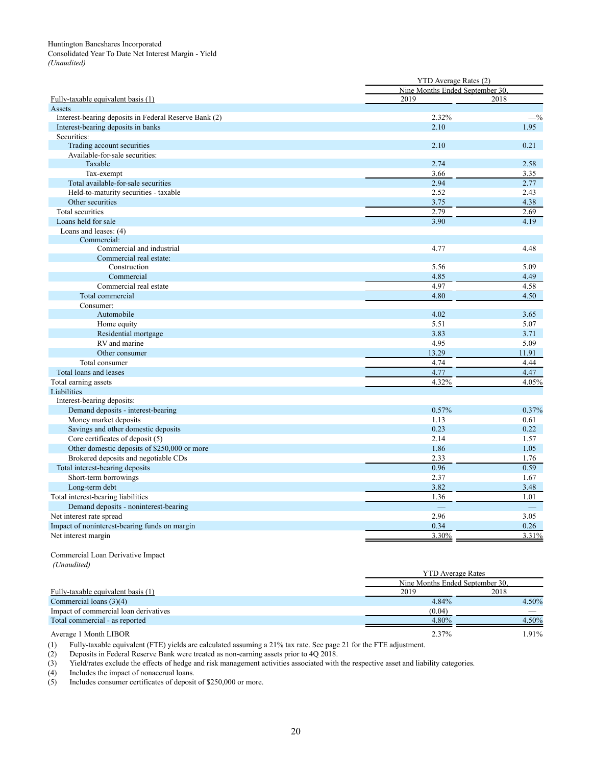Huntington Bancshares Incorporated
Consolidated Year To Date Net Interest Margin - Yield
*(Unaudited)*

| | YTD Average Rates (2) | |
|---|---|---|
| | Nine Months Ended September 30, | |
| Fully-taxable equivalent basis (1) | 2019 | 2018 |
| **Assets** | | |
| Interest-bearing deposits in Federal Reserve Bank (2) | 2.32% | —% |
| Interest-bearing deposits in banks | 2.10 | 1.95 |
| Securities: | | |
| Trading account securities | 2.10 | 0.21 |
| Available-for-sale securities: | | |
| Taxable | 2.74 | 2.58 |
| Tax-exempt | 3.66 | 3.35 |
| Total available-for-sale securities | 2.94 | 2.77 |
| Held-to-maturity securities - taxable | 2.52 | 2.43 |
| Other securities | 3.75 | 4.38 |
| Total securities | 2.79 | 2.69 |
| Loans held for sale | 3.90 | 4.19 |
| Loans and leases: (4) | | |
| Commercial: | | |
| Commercial and industrial | 4.77 | 4.48 |
| Commercial real estate: | | |
| Construction | 5.56 | 5.09 |
| Commercial | 4.85 | 4.49 |
| Commercial real estate | 4.97 | 4.58 |
| Total commercial | 4.80 | 4.50 |
| Consumer: | | |
| Automobile | 4.02 | 3.65 |
| Home equity | 5.51 | 5.07 |
| Residential mortgage | 3.83 | 3.71 |
| RV and marine | 4.95 | 5.09 |
| Other consumer | 13.29 | 11.91 |
| Total consumer | 4.74 | 4.44 |
| Total loans and leases | 4.77 | 4.47 |
| Total earning assets | 4.32% | 4.05% |
| **Liabilities** | | |
| Interest-bearing deposits: | | |
| Demand deposits - interest-bearing | 0.57% | 0.37% |
| Money market deposits | 1.13 | 0.61 |
| Savings and other domestic deposits | 0.23 | 0.22 |
| Core certificates of deposit (5) | 2.14 | 1.57 |
| Other domestic deposits of $250,000 or more | 1.86 | 1.05 |
| Brokered deposits and negotiable CDs | 2.33 | 1.76 |
| Total interest-bearing deposits | 0.96 | 0.59 |
| Short-term borrowings | 2.37 | 1.67 |
| Long-term debt | 3.82 | 3.48 |
| Total interest-bearing liabilities | 1.36 | 1.01 |
| Demand deposits - noninterest-bearing | — | — |
| Net interest rate spread | 2.96 | 3.05 |
| Impact of noninterest-bearing funds on margin | 0.34 | 0.26 |
| Net interest margin | 3.30% | 3.31% |

Commercial Loan Derivative Impact
*(Unaudited)*

| | YTD Average Rates | |
|---|---|---|
| | Nine Months Ended September 30, | |
| Fully-taxable equivalent basis (1) | 2019 | 2018 |
| Commercial loans (3)(4) | 4.84% | 4.50% |
| Impact of commercial loan derivatives | (0.04) | — |
| Total commercial - as reported | 4.80% | 4.50% |
| Average 1 Month LIBOR | 2.37% | 1.91% |

(1) Fully-taxable equivalent (FTE) yields are calculated assuming a 21% tax rate. See page 21 for the FTE adjustment.
(2) Deposits in Federal Reserve Bank were treated as non-earning assets prior to 4Q 2018.
(3) Yield/rates exclude the effects of hedge and risk management activities associated with the respective asset and liability categories.
(4) Includes the impact of nonaccrual loans.
(5) Includes consumer certificates of deposit of $250,000 or more.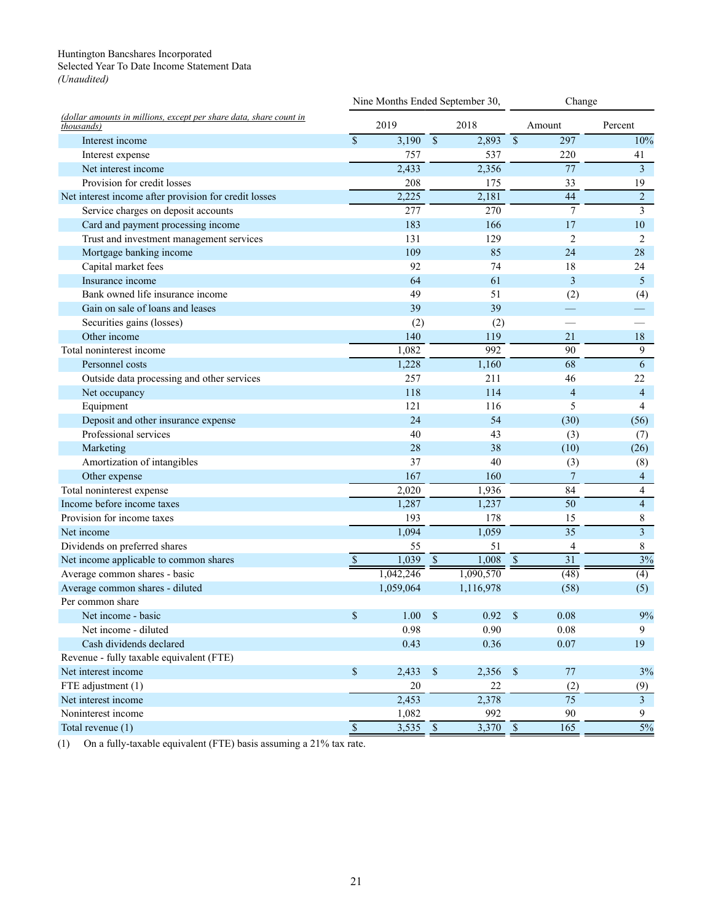Huntington Bancshares Incorporated
Selected Year To Date Income Statement Data
*(Unaudited)*

| *(dollar amounts in millions, except per share data, share count in thousands)* | Nine Months Ended September 30, | | Change | |
|---|---|---|---|---|
| | 2019 | 2018 | Amount | Percent |
| Interest income | $ 3,190 | $ 2,893 | $ 297 | 10% |
| Interest expense | 757 | 537 | 220 | 41 |
| Net interest income | 2,433 | 2,356 | 77 | 3 |
| Provision for credit losses | 208 | 175 | 33 | 19 |
| Net interest income after provision for credit losses | 2,225 | 2,181 | 44 | 2 |
| Service charges on deposit accounts | 277 | 270 | 7 | 3 |
| Card and payment processing income | 183 | 166 | 17 | 10 |
| Trust and investment management services | 131 | 129 | 2 | 2 |
| Mortgage banking income | 109 | 85 | 24 | 28 |
| Capital market fees | 92 | 74 | 18 | 24 |
| Insurance income | 64 | 61 | 3 | 5 |
| Bank owned life insurance income | 49 | 51 | (2) | (4) |
| Gain on sale of loans and leases | 39 | 39 | — | — |
| Securities gains (losses) | (2) | (2) | — | — |
| Other income | 140 | 119 | 21 | 18 |
| Total noninterest income | 1,082 | 992 | 90 | 9 |
| Personnel costs | 1,228 | 1,160 | 68 | 6 |
| Outside data processing and other services | 257 | 211 | 46 | 22 |
| Net occupancy | 118 | 114 | 4 | 4 |
| Equipment | 121 | 116 | 5 | 4 |
| Deposit and other insurance expense | 24 | 54 | (30) | (56) |
| Professional services | 40 | 43 | (3) | (7) |
| Marketing | 28 | 38 | (10) | (26) |
| Amortization of intangibles | 37 | 40 | (3) | (8) |
| Other expense | 167 | 160 | 7 | 4 |
| Total noninterest expense | 2,020 | 1,936 | 84 | 4 |
| Income before income taxes | 1,287 | 1,237 | 50 | 4 |
| Provision for income taxes | 193 | 178 | 15 | 8 |
| Net income | 1,094 | 1,059 | 35 | 3 |
| Dividends on preferred shares | 55 | 51 | 4 | 8 |
| Net income applicable to common shares | $ 1,039 | $ 1,008 | $ 31 | 3% |
| Average common shares - basic | 1,042,246 | 1,090,570 | (48) | (4) |
| Average common shares - diluted | 1,059,064 | 1,116,978 | (58) | (5) |
| Per common share | | | | |
| Net income - basic | $ 1.00 | $ 0.92 | $ 0.08 | 9% |
| Net income - diluted | 0.98 | 0.90 | 0.08 | 9 |
| Cash dividends declared | 0.43 | 0.36 | 0.07 | 19 |
| Revenue - fully taxable equivalent (FTE) | | | | |
| Net interest income | $ 2,433 | $ 2,356 | $ 77 | 3% |
| FTE adjustment (1) | 20 | 22 | (2) | (9) |
| Net interest income | 2,453 | 2,378 | 75 | 3 |
| Noninterest income | 1,082 | 992 | 90 | 9 |
| Total revenue (1) | $ 3,535 | $ 3,370 | $ 165 | 5% |

(1) On a fully-taxable equivalent (FTE) basis assuming a 21% tax rate.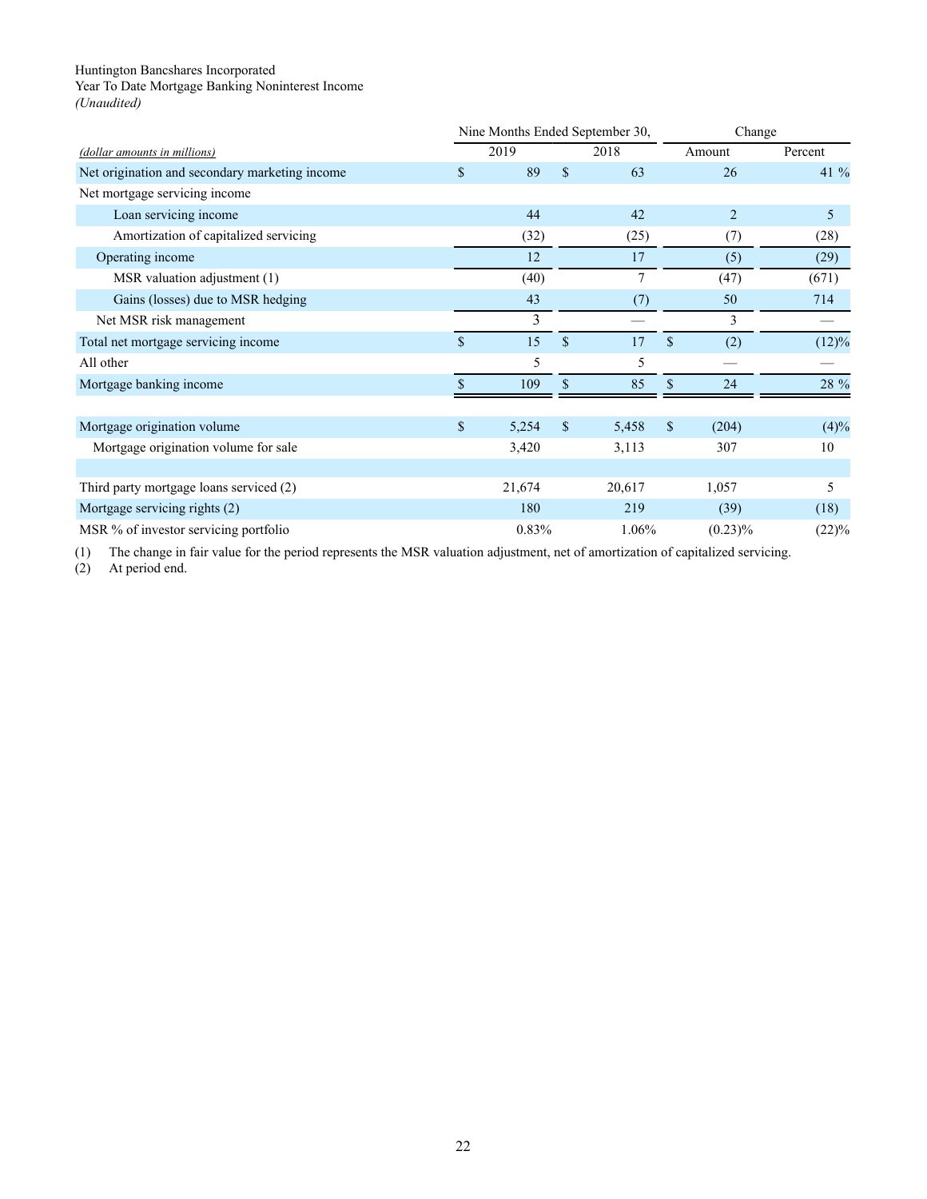Huntington Bancshares Incorporated
Year To Date Mortgage Banking Noninterest Income
*(Unaudited)*

| | Nine Months Ended September 30, | | Change | |
|---|---|---|---|---|
| *(dollar amounts in millions)* | 2019 | 2018 | Amount | Percent |
| Net origination and secondary marketing income | $ 89 | $ 63 | 26 | 41 % |
| Net mortgage servicing income | | | | |
| Loan servicing income | 44 | 42 | 2 | 5 |
| Amortization of capitalized servicing | (32) | (25) | (7) | (28) |
| Operating income | 12 | 17 | (5) | (29) |
| MSR valuation adjustment (1) | (40) | 7 | (47) | (671) |
| Gains (losses) due to MSR hedging | 43 | (7) | 50 | 714 |
| Net MSR risk management | 3 | — | 3 | — |
| Total net mortgage servicing income | $ 15 | $ 17 | $ (2) | (12)% |
| All other | 5 | 5 | — | — |
| Mortgage banking income | $ 109 | $ 85 | $ 24 | 28 % |
| | | | | |
| Mortgage origination volume | $ 5,254 | $ 5,458 | $ (204) | (4)% |
| Mortgage origination volume for sale | 3,420 | 3,113 | 307 | 10 |
| | | | | |
| Third party mortgage loans serviced (2) | 21,674 | 20,617 | 1,057 | 5 |
| Mortgage servicing rights (2) | 180 | 219 | (39) | (18) |
| MSR % of investor servicing portfolio | 0.83% | 1.06% | (0.23)% | (22)% |

(1) The change in fair value for the period represents the MSR valuation adjustment, net of amortization of capitalized servicing.
(2) At period end.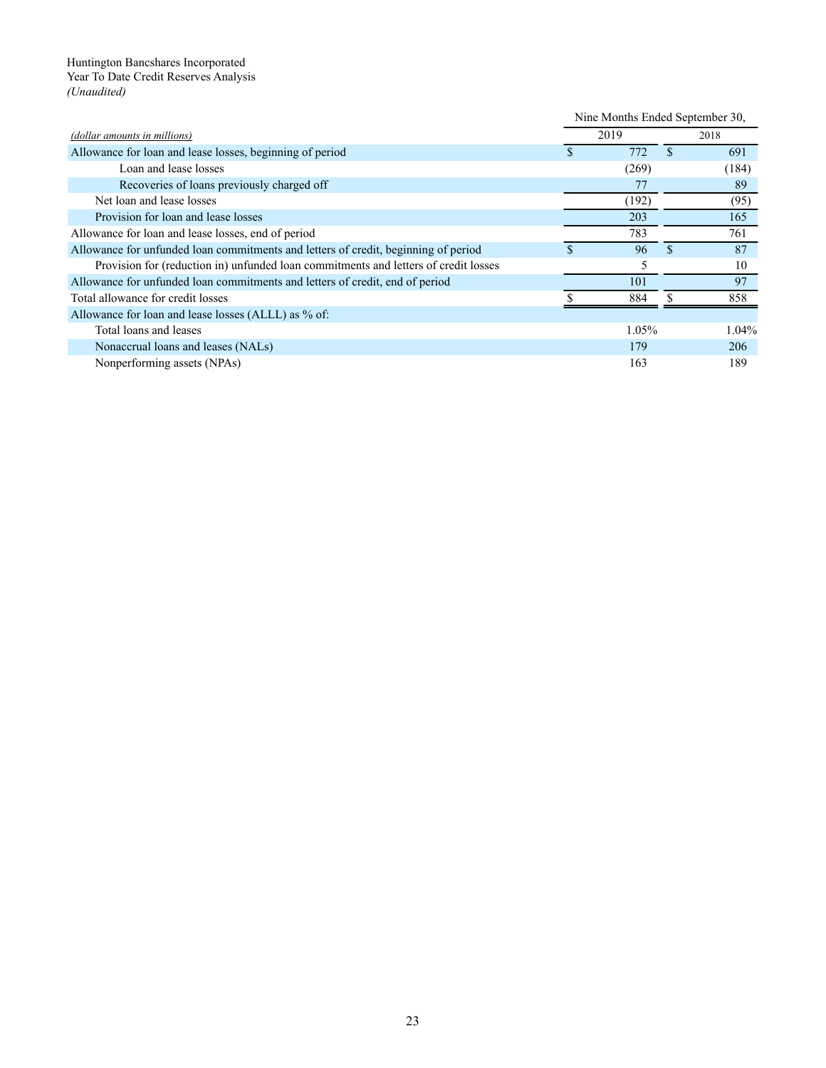Huntington Bancshares Incorporated
Year To Date Credit Reserves Analysis
*(Unaudited)*

| *(dollar amounts in millions)* | Nine Months Ended September 30, | |
|---|---|---|
| | 2019 | 2018 |
| Allowance for loan and lease losses, beginning of period | $ 772 | $ 691 |
| Loan and lease losses | (269) | (184) |
| Recoveries of loans previously charged off | 77 | 89 |
| Net loan and lease losses | (192) | (95) |
| Provision for loan and lease losses | 203 | 165 |
| Allowance for loan and lease losses, end of period | 783 | 761 |
| Allowance for unfunded loan commitments and letters of credit, beginning of period | $ 96 | $ 87 |
| Provision for (reduction in) unfunded loan commitments and letters of credit losses | 5 | 10 |
| Allowance for unfunded loan commitments and letters of credit, end of period | 101 | 97 |
| Total allowance for credit losses | $ 884 | $ 858 |
| Allowance for loan and lease losses (ALLL) as % of: | | |
| Total loans and leases | 1.05% | 1.04% |
| Nonaccrual loans and leases (NALs) | 179 | 206 |
| Nonperforming assets (NPAs) | 163 | 189 |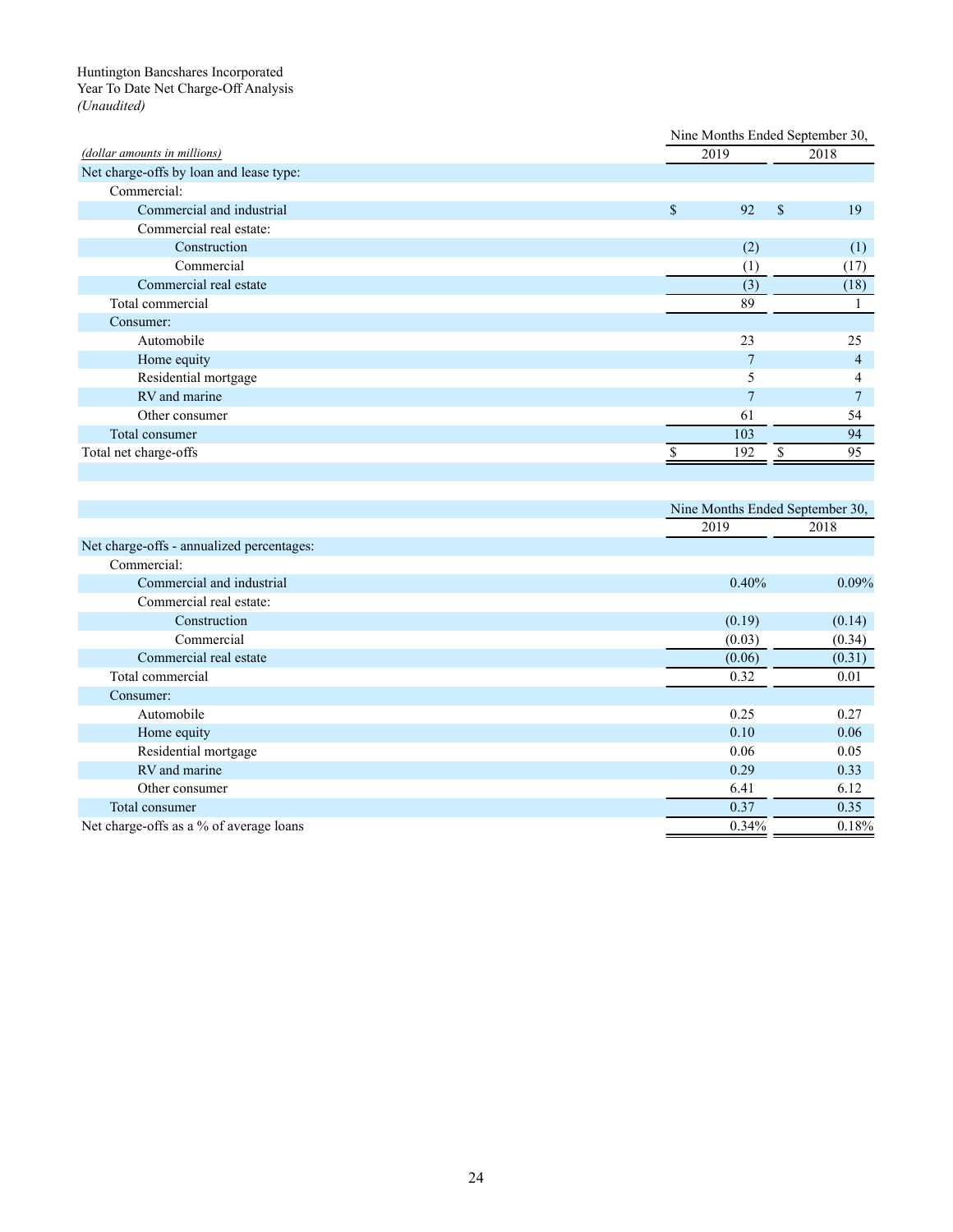Huntington Bancshares Incorporated
Year To Date Net Charge-Off Analysis
*(Unaudited)*

| *(dollar amounts in millions)* | Nine Months Ended September 30, 2019 | 2018 |
|---|---|---|
| Net charge-offs by loan and lease type: | | |
| Commercial: | | |
| Commercial and industrial | $ 92 | $ 19 |
| Commercial real estate: | | |
| Construction | (2) | (1) |
| Commercial | (1) | (17) |
| Commercial real estate | (3) | (18) |
| Total commercial | 89 | 1 |
| Consumer: | | |
| Automobile | 23 | 25 |
| Home equity | 7 | 4 |
| Residential mortgage | 5 | 4 |
| RV and marine | 7 | 7 |
| Other consumer | 61 | 54 |
| Total consumer | 103 | 94 |
| Total net charge-offs | $ 192 | $ 95 |

| | Nine Months Ended September 30, 2019 | 2018 |
|---|---|---|
| Net charge-offs - annualized percentages: | | |
| Commercial: | | |
| Commercial and industrial | 0.40% | 0.09% |
| Commercial real estate: | | |
| Construction | (0.19) | (0.14) |
| Commercial | (0.03) | (0.34) |
| Commercial real estate | (0.06) | (0.31) |
| Total commercial | 0.32 | 0.01 |
| Consumer: | | |
| Automobile | 0.25 | 0.27 |
| Home equity | 0.10 | 0.06 |
| Residential mortgage | 0.06 | 0.05 |
| RV and marine | 0.29 | 0.33 |
| Other consumer | 6.41 | 6.12 |
| Total consumer | 0.37 | 0.35 |
| Net charge-offs as a % of average loans | 0.34% | 0.18% |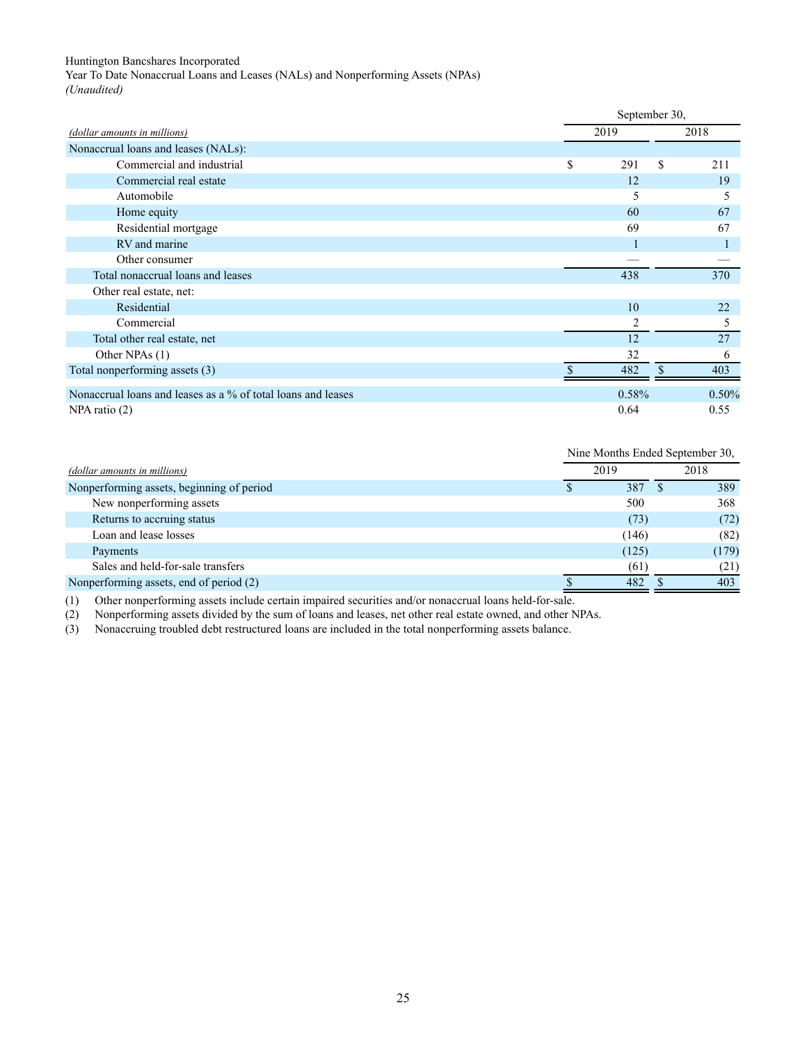Huntington Bancshares Incorporated

Year To Date Nonaccrual Loans and Leases (NALs) and Nonperforming Assets (NPAs)

*(Unaudited)*

| *(dollar amounts in millions)* | September 30, 2019 | September 30, 2018 |
|---|---|---|
| Nonaccrual loans and leases (NALs): | | |
| Commercial and industrial | $ 291 | $ 211 |
| Commercial real estate | 12 | 19 |
| Automobile | 5 | 5 |
| Home equity | 60 | 67 |
| Residential mortgage | 69 | 67 |
| RV and marine | 1 | 1 |
| Other consumer | — | — |
| Total nonaccrual loans and leases | 438 | 370 |
| Other real estate, net: | | |
| Residential | 10 | 22 |
| Commercial | 2 | 5 |
| Total other real estate, net | 12 | 27 |
| Other NPAs (1) | 32 | 6 |
| Total nonperforming assets (3) | $ 482 | $ 403 |
| Nonaccrual loans and leases as a % of total loans and leases | 0.58% | 0.50% |
| NPA ratio (2) | 0.64 | 0.55 |

| *(dollar amounts in millions)* | Nine Months Ended September 30, 2019 | Nine Months Ended September 30, 2018 |
|---|---|---|
| Nonperforming assets, beginning of period | $ 387 | $ 389 |
| New nonperforming assets | 500 | 368 |
| Returns to accruing status | (73) | (72) |
| Loan and lease losses | (146) | (82) |
| Payments | (125) | (179) |
| Sales and held-for-sale transfers | (61) | (21) |
| Nonperforming assets, end of period (2) | $ 482 | $ 403 |

(1) Other nonperforming assets include certain impaired securities and/or nonaccrual loans held-for-sale.

(2) Nonperforming assets divided by the sum of loans and leases, net other real estate owned, and other NPAs.

(3) Nonaccruing troubled debt restructured loans are included in the total nonperforming assets balance.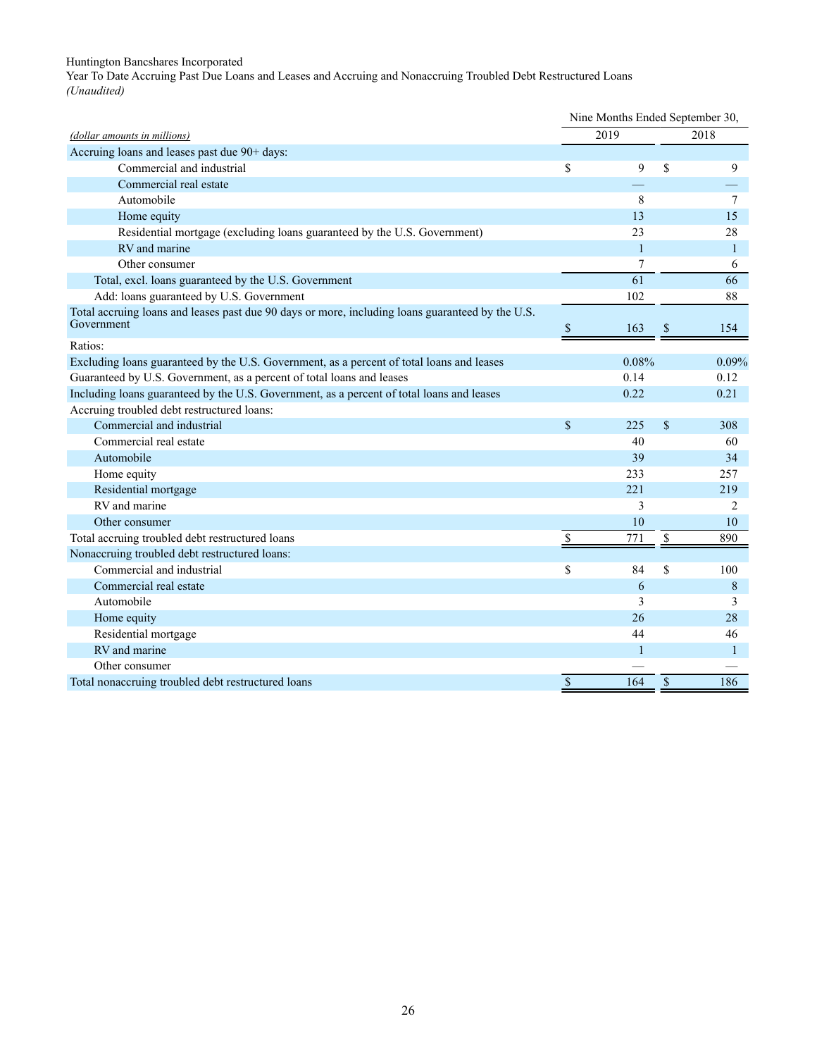Huntington Bancshares Incorporated

Year To Date Accruing Past Due Loans and Leases and Accruing and Nonaccruing Troubled Debt Restructured Loans

*(Unaudited)*

| | Nine Months Ended September 30, | |
|---|---|---|
| *(dollar amounts in millions)* | 2019 | 2018 |
| Accruing loans and leases past due 90+ days: | | |
| Commercial and industrial | $ 9 | $ 9 |
| Commercial real estate | — | — |
| Automobile | 8 | 7 |
| Home equity | 13 | 15 |
| Residential mortgage (excluding loans guaranteed by the U.S. Government) | 23 | 28 |
| RV and marine | 1 | 1 |
| Other consumer | 7 | 6 |
| Total, excl. loans guaranteed by the U.S. Government | 61 | 66 |
| Add: loans guaranteed by U.S. Government | 102 | 88 |
| Total accruing loans and leases past due 90 days or more, including loans guaranteed by the U.S. Government | $ 163 | $ 154 |
| Ratios: | | |
| Excluding loans guaranteed by the U.S. Government, as a percent of total loans and leases | 0.08% | 0.09% |
| Guaranteed by U.S. Government, as a percent of total loans and leases | 0.14 | 0.12 |
| Including loans guaranteed by the U.S. Government, as a percent of total loans and leases | 0.22 | 0.21 |
| Accruing troubled debt restructured loans: | | |
| Commercial and industrial | $ 225 | $ 308 |
| Commercial real estate | 40 | 60 |
| Automobile | 39 | 34 |
| Home equity | 233 | 257 |
| Residential mortgage | 221 | 219 |
| RV and marine | 3 | 2 |
| Other consumer | 10 | 10 |
| Total accruing troubled debt restructured loans | $ 771 | $ 890 |
| Nonaccruing troubled debt restructured loans: | | |
| Commercial and industrial | $ 84 | $ 100 |
| Commercial real estate | 6 | 8 |
| Automobile | 3 | 3 |
| Home equity | 26 | 28 |
| Residential mortgage | 44 | 46 |
| RV and marine | 1 | 1 |
| Other consumer | — | — |
| Total nonaccruing troubled debt restructured loans | $ 164 | $ 186 |